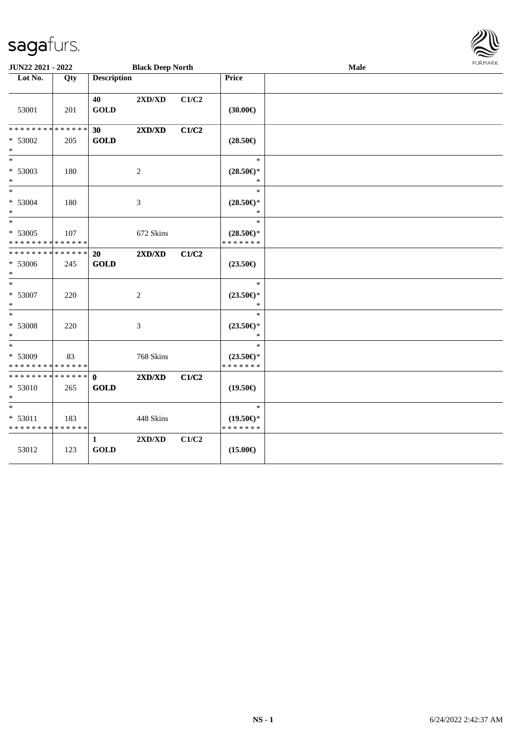sagafurs.

**JUN22 2021 - 2022** **Black Deep North** **Male**

| Lot No. | Qty | Description | | | Price | |
|---|---|---|---|---|---|---|
| 53001 | 201 | **40** **GOLD** | **2XD/XD** | **C1/C2** | **(30.00€)** | |
| * * * * * * * * * * * * * * * 53002 * | 205 | **30** **GOLD** | **2XD/XD** | **C1/C2** | **(28.50€)** | |
| * * 53003 * | 180 | | 2 | | * **(28.50€)*** * | |
| * * 53004 * | 180 | | 3 | | * **(28.50€)*** * | |
| * * 53005 * * * * * * * * * * * * * * | 107 | | 672 Skins | | * **(28.50€)*** * * * * * * * | |
| * * * * * * * * * * * * * * * 53006 * | 245 | **20** **GOLD** | **2XD/XD** | **C1/C2** | **(23.50€)** | |
| * * 53007 * | 220 | | 2 | | * **(23.50€)*** * | |
| * * 53008 * | 220 | | 3 | | * **(23.50€)*** * | |
| * * 53009 * * * * * * * * * * * * * * | 83 | | 768 Skins | | * **(23.50€)*** * * * * * * * | |
| * * * * * * * * * * * * * * * 53010 * | 265 | **0** **GOLD** | **2XD/XD** | **C1/C2** | **(19.50€)** | |
| * * 53011 * * * * * * * * * * * * * * | 183 | | 448 Skins | | * **(19.50€)*** * * * * * * * | |
| 53012 | 123 | **1** **GOLD** | **2XD/XD** | **C1/C2** | **(15.00€)** | |

NS - 1 6/24/2022 2:42:37 AM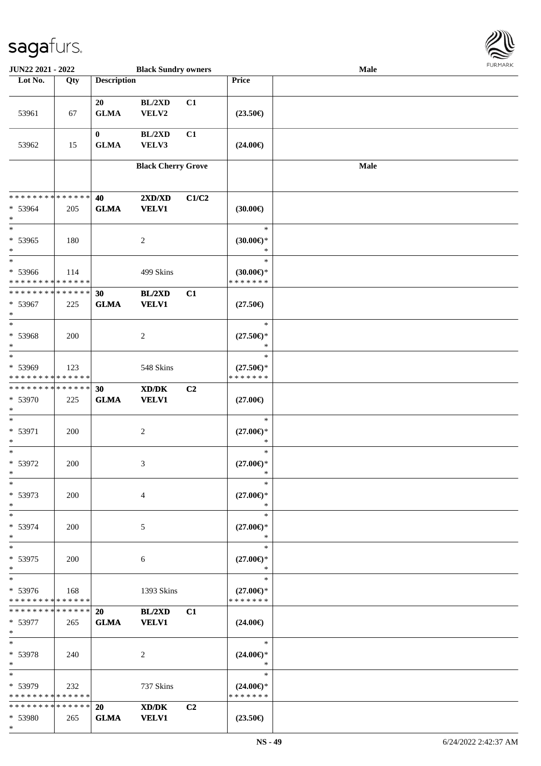| Lot No. | Qty | Description | | | Price | |
|---|---|---|---|---|---|---|
| 53961 | 67 | 20 GLMA | BL/2XD VELV2 | C1 | (23.50€) | |
| 53962 | 15 | 0 GLMA | BL/2XD VELV3 | C1 | (24.00€) | |
| | | | **Black Cherry Grove** | | | **Male** |
| * * * * * * * * * * * * * * * 53964 * | 205 | **40 GLMA** | **2XD/XD VELV1** | **C1/C2** | **(30.00€)** | |
| * * 53965 * | 180 | | 2 | | * **(30.00€)*** * | |
| * * 53966 * * * * * * * * * * * * * * | 114 | | 499 Skins | | * **(30.00€)*** * * * * * * * | |
| * * * * * * * * * * * * * * * 53967 * | 225 | **30 GLMA** | **BL/2XD VELV1** | **C1** | **(27.50€)** | |
| * * 53968 * | 200 | | 2 | | * **(27.50€)*** * | |
| * * 53969 * * * * * * * * * * * * * * | 123 | | 548 Skins | | * **(27.50€)*** * * * * * * * | |
| * * * * * * * * * * * * * * * 53970 * | 225 | **30 GLMA** | **XD/DK VELV1** | **C2** | **(27.00€)** | |
| * * 53971 * | 200 | | 2 | | * **(27.00€)*** * | |
| * * 53972 * | 200 | | 3 | | * **(27.00€)*** * | |
| * * 53973 * | 200 | | 4 | | * **(27.00€)*** * | |
| * * 53974 * | 200 | | 5 | | * **(27.00€)*** * | |
| * * 53975 * | 200 | | 6 | | * **(27.00€)*** * | |
| * * 53976 * * * * * * * * * * * * * * | 168 | | 1393 Skins | | * **(27.00€)*** * * * * * * * | |
| * * * * * * * * * * * * * * * 53977 * | 265 | **20 GLMA** | **BL/2XD VELV1** | **C1** | **(24.00€)** | |
| * * 53978 * | 240 | | 2 | | * **(24.00€)*** * | |
| * * 53979 * * * * * * * * * * * * * * | 232 | | 737 Skins | | * **(24.00€)*** * * * * * * * | |
| * * * * * * * * * * * * * * * 53980 * | 265 | **20 GLMA** | **XD/DK VELV1** | **C2** | **(23.50€)** | |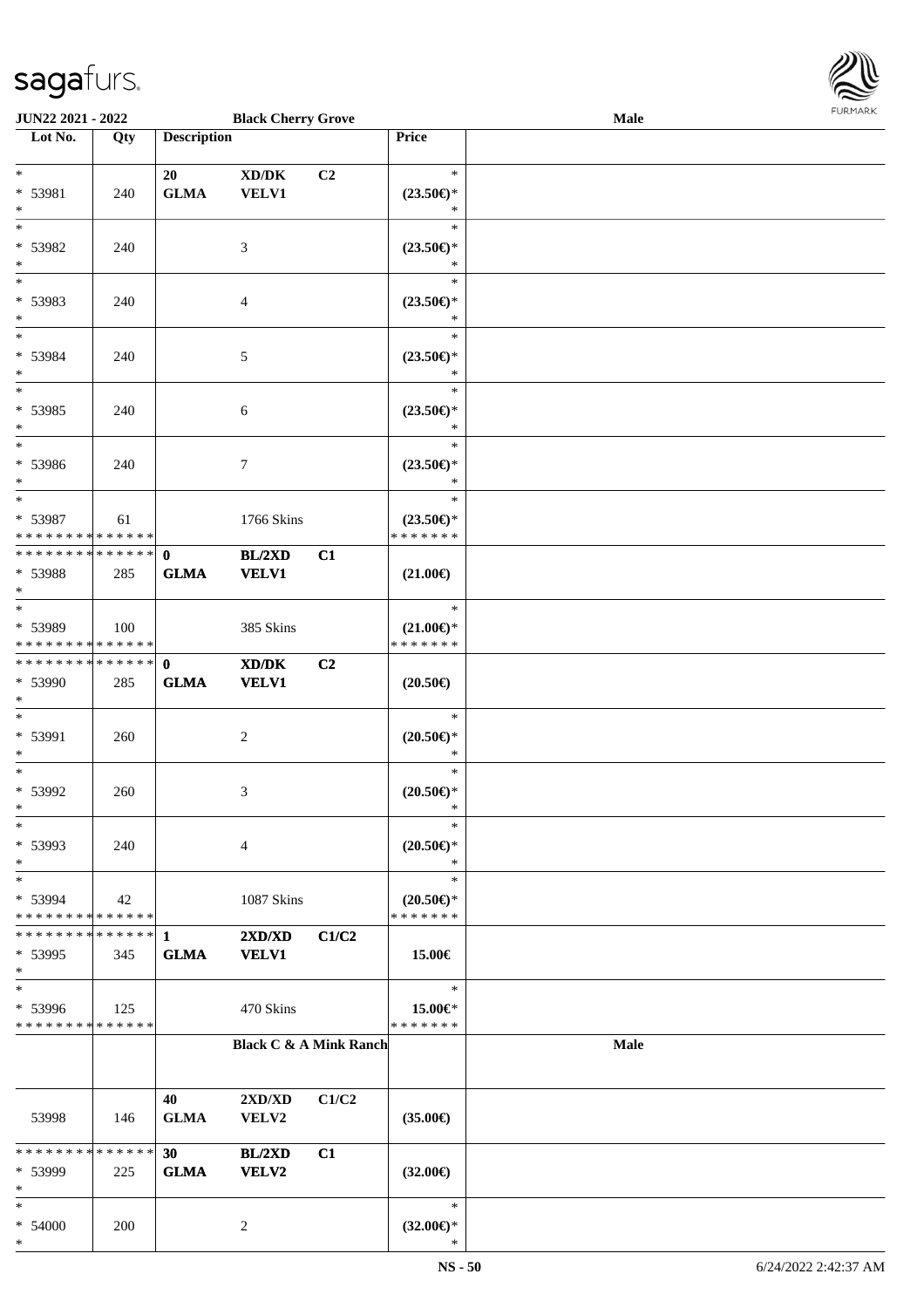| Lot No. | Qty | Description | | | Price | |
|---|---|---|---|---|---|---|
| * | | 20 | XD/DK | C2 | * | |
| * 53981 | 240 | GLMA | VELV1 | | (23.50€)* | |
| * | | | | | * | |
| * 53982 | 240 | | 3 | | (23.50€)* | |
| * | | | | | * | |
| * 53983 | 240 | | 4 | | (23.50€)* | |
| * | | | | | * | |
| * 53984 | 240 | | 5 | | (23.50€)* | |
| * | | | | | * | |
| * 53985 | 240 | | 6 | | (23.50€)* | |
| * | | | | | * | |
| * 53986 | 240 | | 7 | | (23.50€)* | |
| * | | | | | * | |
| * 53987 | 61 | | 1766 Skins | | (23.50€)* | |
| * * * * * * * * * * * * * * | | | | | * * * * * * * | |
| * * * * * * * * * * * * * * | | 0 | BL/2XD | C1 | | |
| * 53988 | 285 | GLMA | VELV1 | | (21.00€) | |
| * | | | | | * | |
| * 53989 | 100 | | 385 Skins | | (21.00€)* | |
| * * * * * * * * * * * * * * | | | | | * * * * * * * | |
| * * * * * * * * * * * * * * | | 0 | XD/DK | C2 | | |
| * 53990 | 285 | GLMA | VELV1 | | (20.50€) | |
| * | | | | | * | |
| * 53991 | 260 | | 2 | | (20.50€)* | |
| * | | | | | * | |
| * 53992 | 260 | | 3 | | (20.50€)* | |
| * | | | | | * | |
| * 53993 | 240 | | 4 | | (20.50€)* | |
| * | | | | | * | |
| * 53994 | 42 | | 1087 Skins | | (20.50€)* | |
| * * * * * * * * * * * * * * | | | | | * * * * * * * | |
| * * * * * * * * * * * * * * | | 1 | 2XD/XD | C1/C2 | | |
| * 53995 | 345 | GLMA | VELV1 | | 15.00€ | |
| * | | | | | * | |
| * 53996 | 125 | | 470 Skins | | 15.00€* | |
| * * * * * * * * * * * * * * | | | | | * * * * * * * | |
| | | | Black C & A Mink Ranch | | | Male |
| | | 40 | 2XD/XD | C1/C2 | | |
| 53998 | 146 | GLMA | VELV2 | | (35.00€) | |
| * * * * * * * * * * * * * * | | 30 | BL/2XD | C1 | | |
| * 53999 | 225 | GLMA | VELV2 | | (32.00€) | |
| * | | | | | * | |
| * 54000 | 200 | | 2 | | (32.00€)* | |
| * | | | | | * | |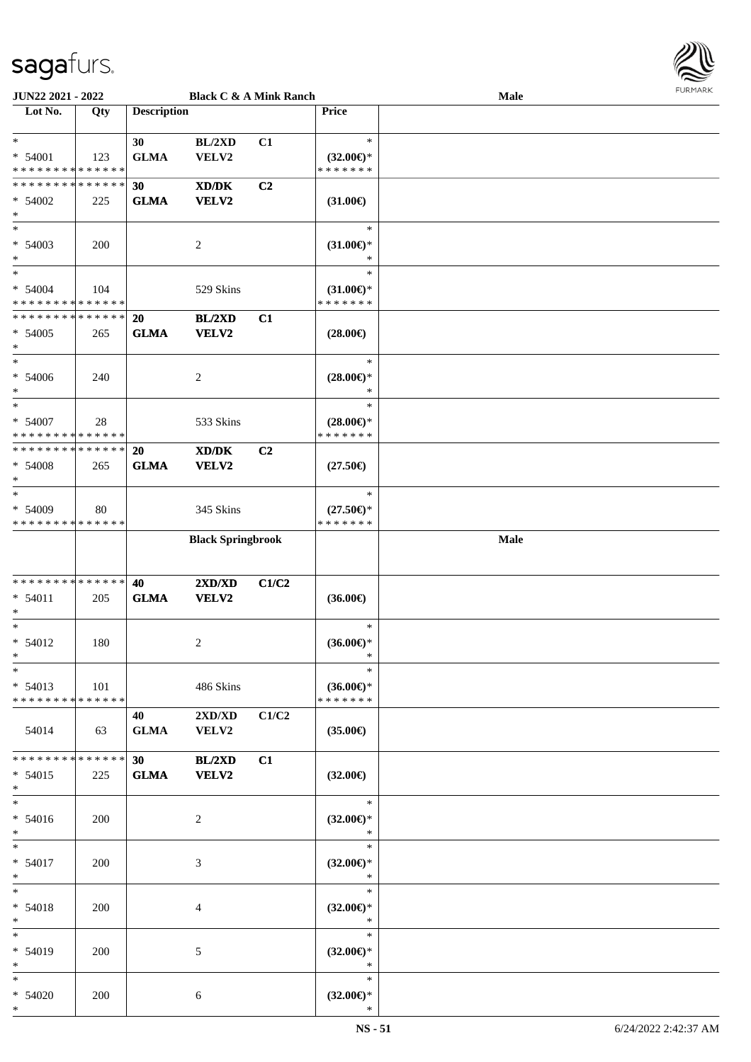JUN22 2021 - 2022 | Black C & A Mink Ranch | Male

| Lot No. | Qty | Description | | | Price | |
|---|---|---|---|---|---|---|
| * | | 30 | BL/2XD | C1 | * | |
| * 54001 | 123 | GLMA | VELV2 | | (32.00€)* | |
| * * * * * * * * * * * * * * | | | | | * * * * * * * | |
| * * * * * * * * * * * * * * | | 30 | XD/DK | C2 | | |
| * 54002 | 225 | GLMA | VELV2 | | (31.00€) | |
| * | | | | | | |
| * | | | | | * | |
| * 54003 | 200 | | 2 | | (31.00€)* | |
| * | | | | | * | |
| * | | | | | * | |
| * 54004 | 104 | | 529 Skins | | (31.00€)* | |
| * * * * * * * * * * * * * * | | | | | * * * * * * * | |
| * * * * * * * * * * * * * * | | 20 | BL/2XD | C1 | | |
| * 54005 | 265 | GLMA | VELV2 | | (28.00€) | |
| * | | | | | | |
| * | | | | | * | |
| * 54006 | 240 | | 2 | | (28.00€)* | |
| * | | | | | * | |
| * | | | | | * | |
| * 54007 | 28 | | 533 Skins | | (28.00€)* | |
| * * * * * * * * * * * * * * | | | | | * * * * * * * | |
| * * * * * * * * * * * * * * | | 20 | XD/DK | C2 | | |
| * 54008 | 265 | GLMA | VELV2 | | (27.50€) | |
| * | | | | | | |
| * | | | | | * | |
| * 54009 | 80 | | 345 Skins | | (27.50€)* | |
| * * * * * * * * * * * * * * | | | | | * * * * * * * | |
| | | | Black Springbrook | | | Male |
| * * * * * * * * * * * * * * | | 40 | 2XD/XD | C1/C2 | | |
| * 54011 | 205 | GLMA | VELV2 | | (36.00€) | |
| * | | | | | | |
| * | | | | | * | |
| * 54012 | 180 | | 2 | | (36.00€)* | |
| * | | | | | * | |
| * | | | | | * | |
| * 54013 | 101 | | 486 Skins | | (36.00€)* | |
| * * * * * * * * * * * * * * | | | | | * * * * * * * | |
| | | 40 | 2XD/XD | C1/C2 | | |
| 54014 | 63 | GLMA | VELV2 | | (35.00€) | |
| * * * * * * * * * * * * * * | | 30 | BL/2XD | C1 | | |
| * 54015 | 225 | GLMA | VELV2 | | (32.00€) | |
| * | | | | | | |
| * | | | | | * | |
| * 54016 | 200 | | 2 | | (32.00€)* | |
| * | | | | | * | |
| * | | | | | * | |
| * 54017 | 200 | | 3 | | (32.00€)* | |
| * | | | | | * | |
| * | | | | | * | |
| * 54018 | 200 | | 4 | | (32.00€)* | |
| * | | | | | * | |
| * | | | | | * | |
| * 54019 | 200 | | 5 | | (32.00€)* | |
| * | | | | | * | |
| * | | | | | * | |
| * 54020 | 200 | | 6 | | (32.00€)* | |
| * | | | | | * | |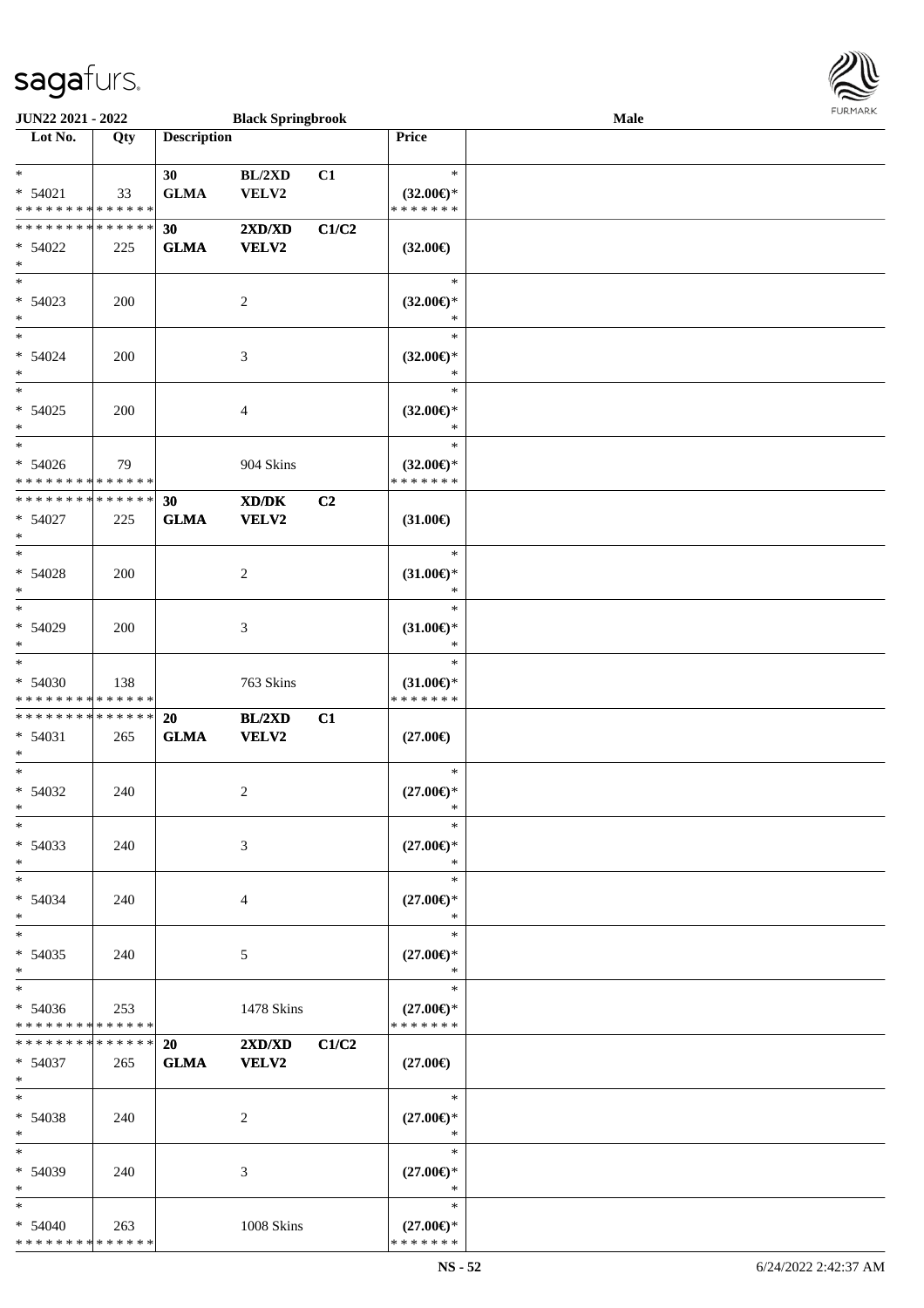| Lot No. | Qty | Description | | | Price |
|---|---|---|---|---|---|
| * | | 30 | BL/2XD | C1 | * |
| * 54021 | 33 | GLMA | VELV2 | | (32.00€)* |
| * * * * * * * * * * * * * * | | | | | * * * * * * * |
| * * * * * * * * * * * * * * | | 30 | 2XD/XD | C1/C2 | |
| * 54022 | 225 | GLMA | VELV2 | | (32.00€) |
| * | | | | | |
| * | | | | | * |
| * 54023 | 200 | | 2 | | (32.00€)* |
| * | | | | | * |
| * | | | | | * |
| * 54024 | 200 | | 3 | | (32.00€)* |
| * | | | | | * |
| * | | | | | * |
| * 54025 | 200 | | 4 | | (32.00€)* |
| * | | | | | * |
| * | | | | | * |
| * 54026 | 79 | | 904 Skins | | (32.00€)* |
| * * * * * * * * * * * * * * | | | | | * * * * * * * |
| * * * * * * * * * * * * * * | | 30 | XD/DK | C2 | |
| * 54027 | 225 | GLMA | VELV2 | | (31.00€) |
| * | | | | | |
| * | | | | | * |
| * 54028 | 200 | | 2 | | (31.00€)* |
| * | | | | | * |
| * | | | | | * |
| * 54029 | 200 | | 3 | | (31.00€)* |
| * | | | | | * |
| * | | | | | * |
| * 54030 | 138 | | 763 Skins | | (31.00€)* |
| * * * * * * * * * * * * * * | | | | | * * * * * * * |
| * * * * * * * * * * * * * * | | 20 | BL/2XD | C1 | |
| * 54031 | 265 | GLMA | VELV2 | | (27.00€) |
| * | | | | | |
| * | | | | | * |
| * 54032 | 240 | | 2 | | (27.00€)* |
| * | | | | | * |
| * | | | | | * |
| * 54033 | 240 | | 3 | | (27.00€)* |
| * | | | | | * |
| * | | | | | * |
| * 54034 | 240 | | 4 | | (27.00€)* |
| * | | | | | * |
| * | | | | | * |
| * 54035 | 240 | | 5 | | (27.00€)* |
| * | | | | | * |
| * | | | | | * |
| * 54036 | 253 | | 1478 Skins | | (27.00€)* |
| * * * * * * * * * * * * * * | | | | | * * * * * * * |
| * * * * * * * * * * * * * * | | 20 | 2XD/XD | C1/C2 | |
| * 54037 | 265 | GLMA | VELV2 | | (27.00€) |
| * | | | | | |
| * | | | | | * |
| * 54038 | 240 | | 2 | | (27.00€)* |
| * | | | | | * |
| * | | | | | * |
| * 54039 | 240 | | 3 | | (27.00€)* |
| * | | | | | * |
| * | | | | | * |
| * 54040 | 263 | | 1008 Skins | | (27.00€)* |
| * * * * * * * * * * * * * * | | | | | * * * * * * * |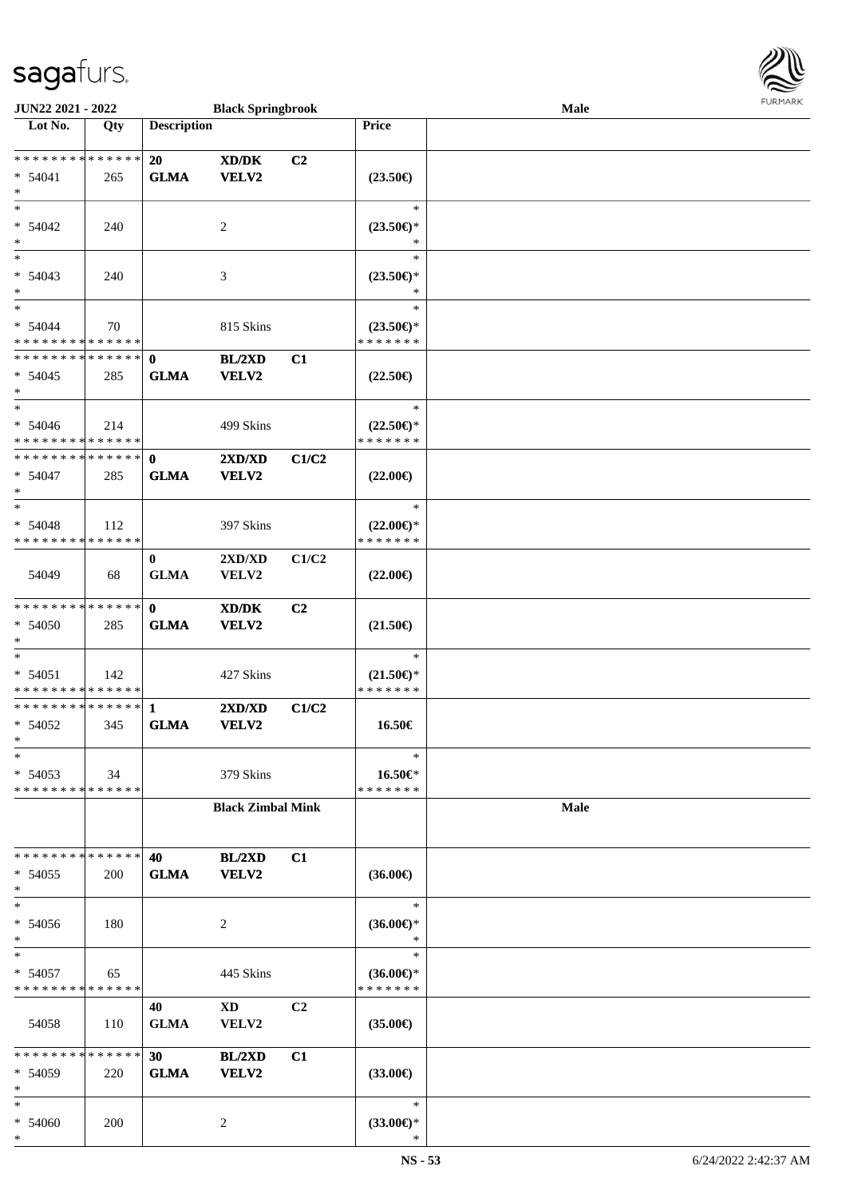| Lot No. | Qty | Description | | | Price | |
|---|---|---|---|---|---|---|
| **Black Springbrook** | | | | | | **Male** |
| * * * * * * * * * * * * * * | | 20 | XD/DK | C2 | | |
| * 54041 | 265 | GLMA | VELV2 | | (23.50€) | |
| * | | | | | | |
| * | | | | | * | |
| * 54042 | 240 | | 2 | | (23.50€)* | |
| * | | | | | * | |
| * | | | | | * | |
| * 54043 | 240 | | 3 | | (23.50€)* | |
| * | | | | | * | |
| * | | | | | * | |
| * 54044 | 70 | | 815 Skins | | (23.50€)* | |
| * * * * * * * * * * * * * * | | | | | * * * * * * * | |
| * * * * * * * * * * * * * * | | 0 | BL/2XD | C1 | | |
| * 54045 | 285 | GLMA | VELV2 | | (22.50€) | |
| * | | | | | | |
| * | | | | | * | |
| * 54046 | 214 | | 499 Skins | | (22.50€)* | |
| * * * * * * * * * * * * * * | | | | | * * * * * * * | |
| * * * * * * * * * * * * * * | | 0 | 2XD/XD | C1/C2 | | |
| * 54047 | 285 | GLMA | VELV2 | | (22.00€) | |
| * | | | | | | |
| * | | | | | * | |
| * 54048 | 112 | | 397 Skins | | (22.00€)* | |
| * * * * * * * * * * * * * * | | | | | * * * * * * * | |
| | | 0 | 2XD/XD | C1/C2 | | |
| 54049 | 68 | GLMA | VELV2 | | (22.00€) | |
| * * * * * * * * * * * * * * | | 0 | XD/DK | C2 | | |
| * 54050 | 285 | GLMA | VELV2 | | (21.50€) | |
| * | | | | | | |
| * | | | | | * | |
| * 54051 | 142 | | 427 Skins | | (21.50€)* | |
| * * * * * * * * * * * * * * | | | | | * * * * * * * | |
| * * * * * * * * * * * * * * | | 1 | 2XD/XD | C1/C2 | | |
| * 54052 | 345 | GLMA | VELV2 | | 16.50€ | |
| * | | | | | | |
| * | | | | | * | |
| * 54053 | 34 | | 379 Skins | | 16.50€* | |
| * * * * * * * * * * * * * * | | | | | * * * * * * * | |
| | | **Black Zimbal Mink** | | | | **Male** |
| * * * * * * * * * * * * * * | | 40 | BL/2XD | C1 | | |
| * 54055 | 200 | GLMA | VELV2 | | (36.00€) | |
| * | | | | | | |
| * | | | | | * | |
| * 54056 | 180 | | 2 | | (36.00€)* | |
| * | | | | | * | |
| * | | | | | * | |
| * 54057 | 65 | | 445 Skins | | (36.00€)* | |
| * * * * * * * * * * * * * * | | | | | * * * * * * * | |
| | | 40 | XD | C2 | | |
| 54058 | 110 | GLMA | VELV2 | | (35.00€) | |
| * * * * * * * * * * * * * * | | 30 | BL/2XD | C1 | | |
| * 54059 | 220 | GLMA | VELV2 | | (33.00€) | |
| * | | | | | | |
| * | | | | | * | |
| * 54060 | 200 | | 2 | | (33.00€)* | |
| * | | | | | * | |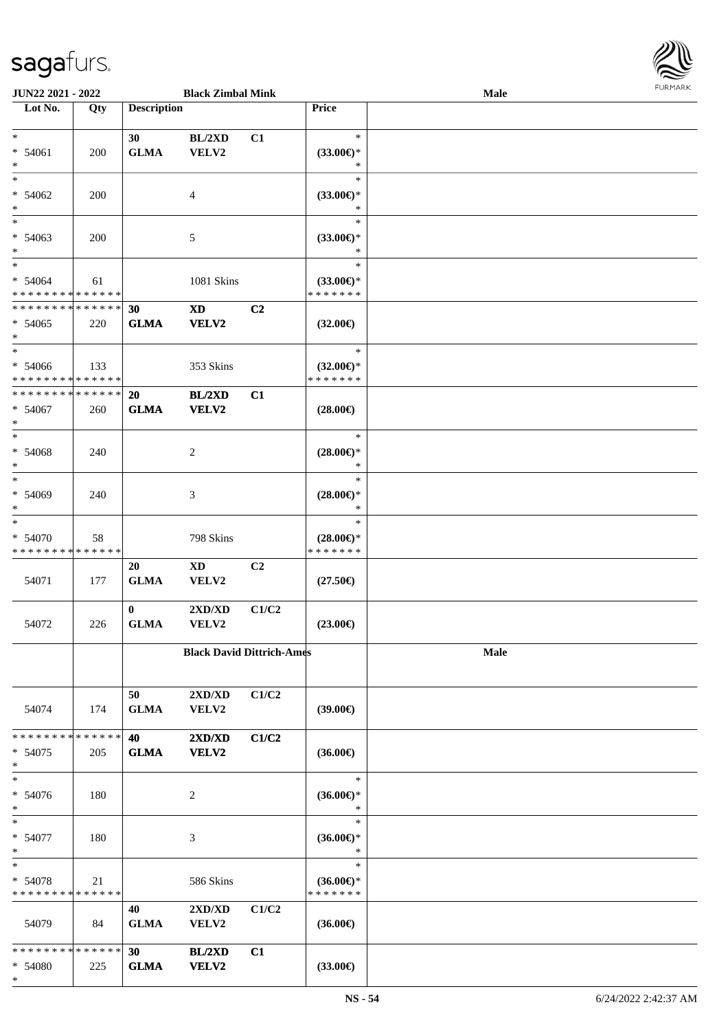| Lot No. | Qty | Description | | | Price | |
|---|---|---|---|---|---|---|
| | | | | | | **Black Zimbal Mink** — Male |
| * | | 30 | BL/2XD | C1 | * | |
| * 54061 | 200 | GLMA | VELV2 | | (33.00€)* | |
| * | | | | | * | |
| * | | | | | * | |
| * 54062 | 200 | | 4 | | (33.00€)* | |
| * | | | | | * | |
| * | | | | | * | |
| * 54063 | 200 | | 5 | | (33.00€)* | |
| * | | | | | * | |
| * | | | | | * | |
| * 54064 | 61 | | 1081 Skins | | (33.00€)* | |
| * * * * * * * * * * * * * * | | | | | * * * * * * * | |
| * * * * * * * * * * * * * * | | **30** | **XD** | **C2** | | |
| * 54065 | 220 | **GLMA** | **VELV2** | | **(32.00€)** | |
| * | | | | | | |
| * | | | | | * | |
| * 54066 | 133 | | 353 Skins | | (32.00€)* | |
| * * * * * * * * * * * * * * | | | | | * * * * * * * | |
| * * * * * * * * * * * * * * | | **20** | **BL/2XD** | **C1** | | |
| * 54067 | 260 | **GLMA** | **VELV2** | | **(28.00€)** | |
| * | | | | | | |
| * | | | | | * | |
| * 54068 | 240 | | 2 | | (28.00€)* | |
| * | | | | | * | |
| * | | | | | * | |
| * 54069 | 240 | | 3 | | (28.00€)* | |
| * | | | | | * | |
| * | | | | | * | |
| * 54070 | 58 | | 798 Skins | | (28.00€)* | |
| * * * * * * * * * * * * * * | | | | | * * * * * * * | |
| | | 20 | XD | C2 | | |
| 54071 | 177 | GLMA | VELV2 | | (27.50€) | |
| | | 0 | 2XD/XD | C1/C2 | | |
| 54072 | 226 | GLMA | VELV2 | | (23.00€) | |
| | | **Black David Dittrich-Ames** | | | | **Male** |
| | | 50 | 2XD/XD | C1/C2 | | |
| 54074 | 174 | GLMA | VELV2 | | (39.00€) | |
| * * * * * * * * * * * * * * | | **40** | **2XD/XD** | **C1/C2** | | |
| * 54075 | 205 | **GLMA** | **VELV2** | | **(36.00€)** | |
| * | | | | | | |
| * | | | | | * | |
| * 54076 | 180 | | 2 | | (36.00€)* | |
| * | | | | | * | |
| * | | | | | * | |
| * 54077 | 180 | | 3 | | (36.00€)* | |
| * | | | | | * | |
| * | | | | | * | |
| * 54078 | 21 | | 586 Skins | | (36.00€)* | |
| * * * * * * * * * * * * * * | | | | | * * * * * * * | |
| | | 40 | 2XD/XD | C1/C2 | | |
| 54079 | 84 | GLMA | VELV2 | | (36.00€) | |
| * * * * * * * * * * * * * * | | **30** | **BL/2XD** | **C1** | | |
| * 54080 | 225 | **GLMA** | **VELV2** | | **(33.00€)** | |
| * | | | | | | |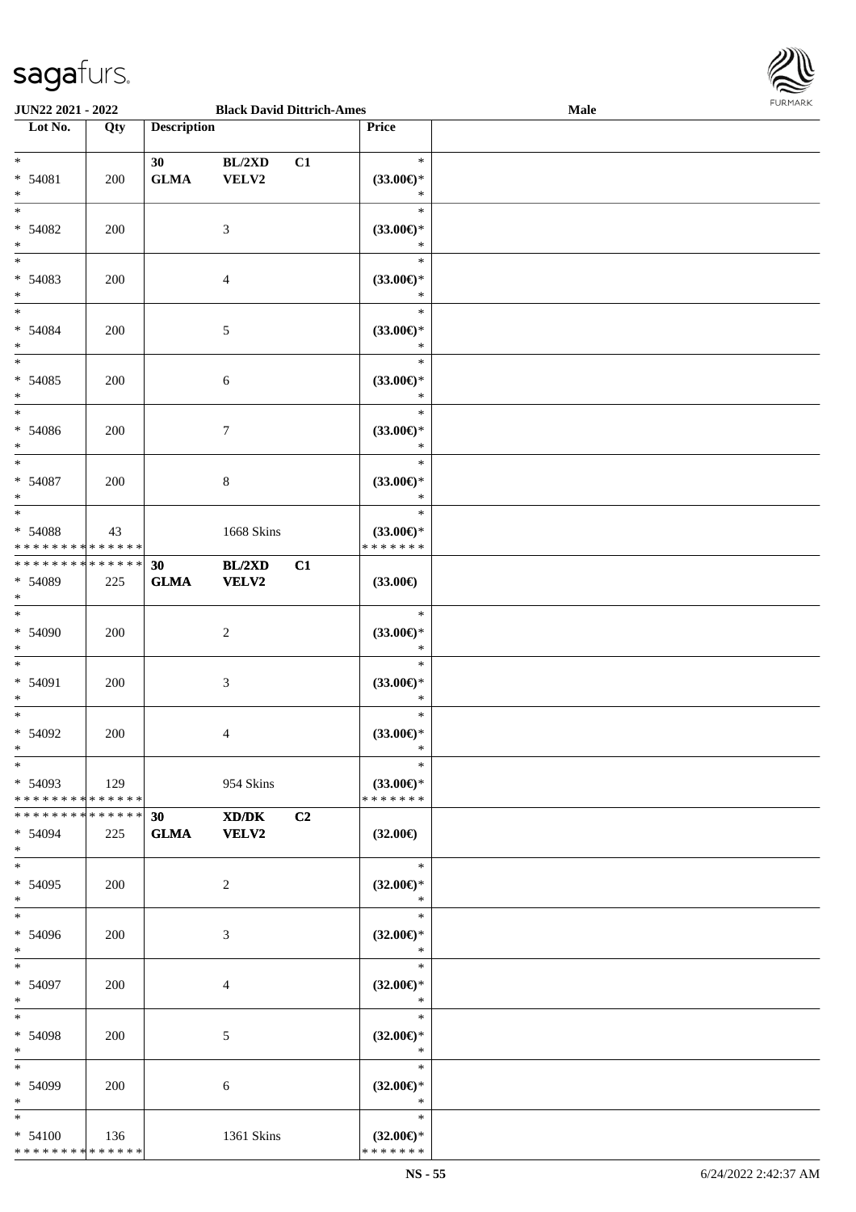| Lot No. | Qty | Description | | | Price |
|---|---|---|---|---|---|
| * <br> * 54081 <br> * | 200 | 30 <br> GLMA | BL/2XD <br> VELV2 | C1 | * <br> (33.00€)* <br> * |
| * <br> * 54082 <br> * | 200 | | 3 | | * <br> (33.00€)* <br> * |
| * <br> * 54083 <br> * | 200 | | 4 | | * <br> (33.00€)* <br> * |
| * <br> * 54084 <br> * | 200 | | 5 | | * <br> (33.00€)* <br> * |
| * <br> * 54085 <br> * | 200 | | 6 | | * <br> (33.00€)* <br> * |
| * <br> * 54086 <br> * | 200 | | 7 | | * <br> (33.00€)* <br> * |
| * <br> * 54087 <br> * | 200 | | 8 | | * <br> (33.00€)* <br> * |
| * <br> * 54088 <br> * * * * * * * * * * * * * * | 43 | | 1668 Skins | | * <br> (33.00€)* <br> * * * * * * * |
| * * * * * * * * * * * * * * <br> * 54089 <br> * | 225 | **30** <br> **GLMA** | **BL/2XD** <br> **VELV2** | **C1** | **(33.00€)** |
| * <br> * 54090 <br> * | 200 | | 2 | | * <br> (33.00€)* <br> * |
| * <br> * 54091 <br> * | 200 | | 3 | | * <br> (33.00€)* <br> * |
| * <br> * 54092 <br> * | 200 | | 4 | | * <br> (33.00€)* <br> * |
| * <br> * 54093 <br> * * * * * * * * * * * * * * | 129 | | 954 Skins | | * <br> (33.00€)* <br> * * * * * * * |
| * * * * * * * * * * * * * * <br> * 54094 <br> * | 225 | **30** <br> **GLMA** | **XD/DK** <br> **VELV2** | **C2** | **(32.00€)** |
| * <br> * 54095 <br> * | 200 | | 2 | | * <br> (32.00€)* <br> * |
| * <br> * 54096 <br> * | 200 | | 3 | | * <br> (32.00€)* <br> * |
| * <br> * 54097 <br> * | 200 | | 4 | | * <br> (32.00€)* <br> * |
| * <br> * 54098 <br> * | 200 | | 5 | | * <br> (32.00€)* <br> * |
| * <br> * 54099 <br> * | 200 | | 6 | | * <br> (32.00€)* <br> * |
| * <br> * 54100 <br> * * * * * * * * * * * * * * | 136 | | 1361 Skins | | * <br> (32.00€)* <br> * * * * * * * |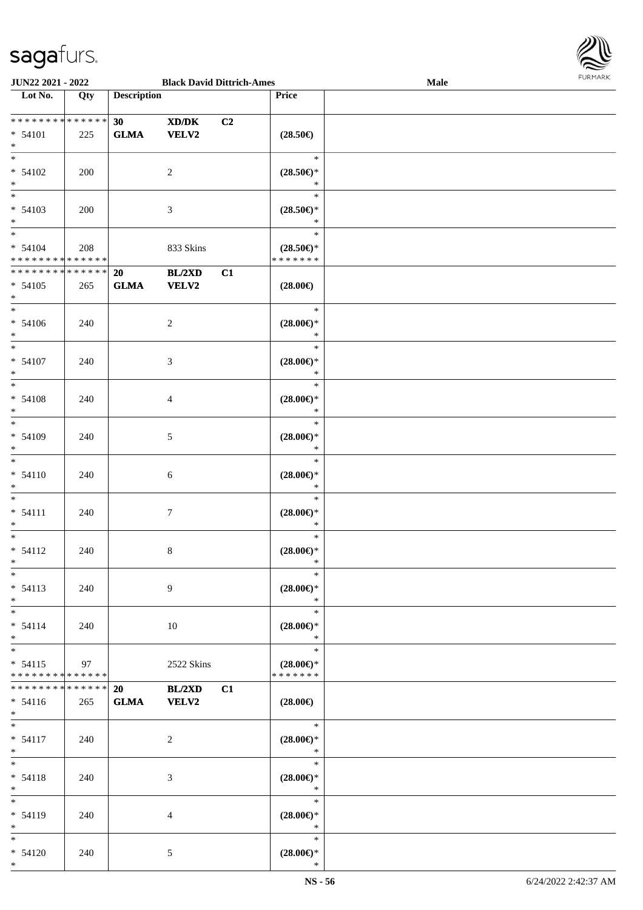| Lot No. | Qty | Description | | | Price | |
|---|---|---|---|---|---|---|
| * * * * * * * * * * * * * * | | 30 | XD/DK | C2 | | |
| * 54101 | 225 | GLMA | VELV2 | | (28.50€) | |
| * | | | | | | |
| * | | | | | * | |
| * 54102 | 200 | | 2 | | (28.50€)* | |
| * | | | | | * | |
| * | | | | | * | |
| * 54103 | 200 | | 3 | | (28.50€)* | |
| * | | | | | * | |
| * | | | | | * | |
| * 54104 | 208 | | 833 Skins | | (28.50€)* | |
| * * * * * * * * * * * * * * | | | | | * * * * * * * | |
| * * * * * * * * * * * * * * | | 20 | BL/2XD | C1 | | |
| * 54105 | 265 | GLMA | VELV2 | | (28.00€) | |
| * | | | | | | |
| * | | | | | * | |
| * 54106 | 240 | | 2 | | (28.00€)* | |
| * | | | | | * | |
| * | | | | | * | |
| * 54107 | 240 | | 3 | | (28.00€)* | |
| * | | | | | * | |
| * | | | | | * | |
| * 54108 | 240 | | 4 | | (28.00€)* | |
| * | | | | | * | |
| * | | | | | * | |
| * 54109 | 240 | | 5 | | (28.00€)* | |
| * | | | | | * | |
| * | | | | | * | |
| * 54110 | 240 | | 6 | | (28.00€)* | |
| * | | | | | * | |
| * | | | | | * | |
| * 54111 | 240 | | 7 | | (28.00€)* | |
| * | | | | | * | |
| * | | | | | * | |
| * 54112 | 240 | | 8 | | (28.00€)* | |
| * | | | | | * | |
| * | | | | | * | |
| * 54113 | 240 | | 9 | | (28.00€)* | |
| * | | | | | * | |
| * | | | | | * | |
| * 54114 | 240 | | 10 | | (28.00€)* | |
| * | | | | | * | |
| * | | | | | * | |
| * 54115 | 97 | | 2522 Skins | | (28.00€)* | |
| * * * * * * * * * * * * * * | | | | | * * * * * * * | |
| * * * * * * * * * * * * * * | | 20 | BL/2XD | C1 | | |
| * 54116 | 265 | GLMA | VELV2 | | (28.00€) | |
| * | | | | | | |
| * | | | | | * | |
| * 54117 | 240 | | 2 | | (28.00€)* | |
| * | | | | | * | |
| * | | | | | * | |
| * 54118 | 240 | | 3 | | (28.00€)* | |
| * | | | | | * | |
| * | | | | | * | |
| * 54119 | 240 | | 4 | | (28.00€)* | |
| * | | | | | * | |
| * | | | | | * | |
| * 54120 | 240 | | 5 | | (28.00€)* | |
| * | | | | | * | |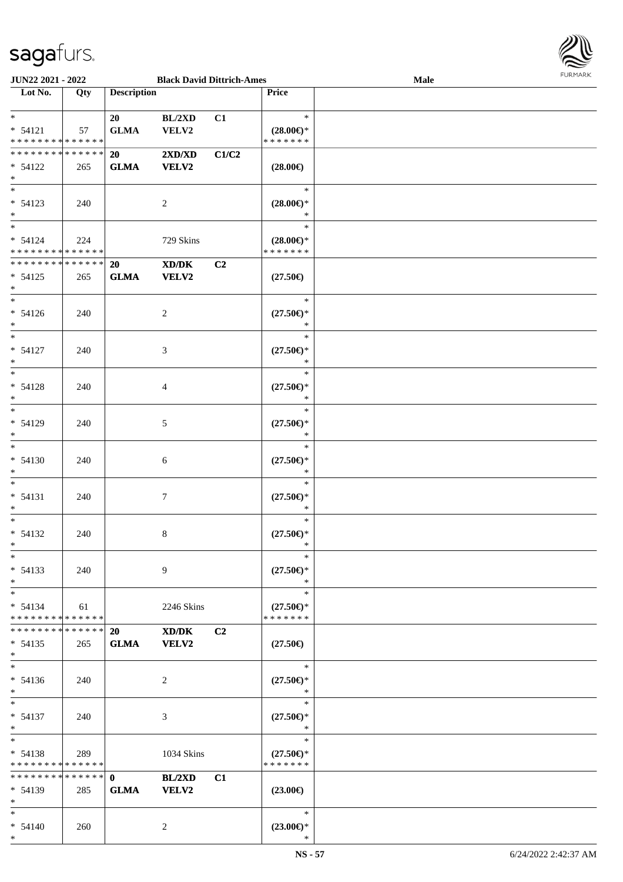JUN22 2021 - 2022 Black David Dittrich-Ames Male

| Lot No. | Qty | Description | | | Price |
|---|---|---|---|---|---|
| * | | 20 | BL/2XD | C1 | * |
| * 54121 | 57 | GLMA | VELV2 | | (28.00€)* |
| * * * * * * * * * * * * * * | | | | | * * * * * * * |
| * * * * * * * * * * * * * * | | 20 | 2XD/XD | C1/C2 | |
| * 54122 | 265 | GLMA | VELV2 | | (28.00€) |
| * | | | | | |
| * | | | | | * |
| * 54123 | 240 | | 2 | | (28.00€)* |
| * | | | | | * |
| * | | | | | * |
| * 54124 | 224 | | 729 Skins | | (28.00€)* |
| * * * * * * * * * * * * * * | | | | | * * * * * * * |
| * * * * * * * * * * * * * * | | 20 | XD/DK | C2 | |
| * 54125 | 265 | GLMA | VELV2 | | (27.50€) |
| * | | | | | |
| * | | | | | * |
| * 54126 | 240 | | 2 | | (27.50€)* |
| * | | | | | * |
| * | | | | | * |
| * 54127 | 240 | | 3 | | (27.50€)* |
| * | | | | | * |
| * | | | | | * |
| * 54128 | 240 | | 4 | | (27.50€)* |
| * | | | | | * |
| * | | | | | * |
| * 54129 | 240 | | 5 | | (27.50€)* |
| * | | | | | * |
| * | | | | | * |
| * 54130 | 240 | | 6 | | (27.50€)* |
| * | | | | | * |
| * | | | | | * |
| * 54131 | 240 | | 7 | | (27.50€)* |
| * | | | | | * |
| * | | | | | * |
| * 54132 | 240 | | 8 | | (27.50€)* |
| * | | | | | * |
| * | | | | | * |
| * 54133 | 240 | | 9 | | (27.50€)* |
| * | | | | | * |
| * | | | | | * |
| * 54134 | 61 | | 2246 Skins | | (27.50€)* |
| * * * * * * * * * * * * * * | | | | | * * * * * * * |
| * * * * * * * * * * * * * * | | 20 | XD/DK | C2 | |
| * 54135 | 265 | GLMA | VELV2 | | (27.50€) |
| * | | | | | |
| * | | | | | * |
| * 54136 | 240 | | 2 | | (27.50€)* |
| * | | | | | * |
| * | | | | | * |
| * 54137 | 240 | | 3 | | (27.50€)* |
| * | | | | | * |
| * | | | | | * |
| * 54138 | 289 | | 1034 Skins | | (27.50€)* |
| * * * * * * * * * * * * * * | | | | | * * * * * * * |
| * * * * * * * * * * * * * * | | 0 | BL/2XD | C1 | |
| * 54139 | 285 | GLMA | VELV2 | | (23.00€) |
| * | | | | | |
| * | | | | | * |
| * 54140 | 260 | | 2 | | (23.00€)* |
| * | | | | | * |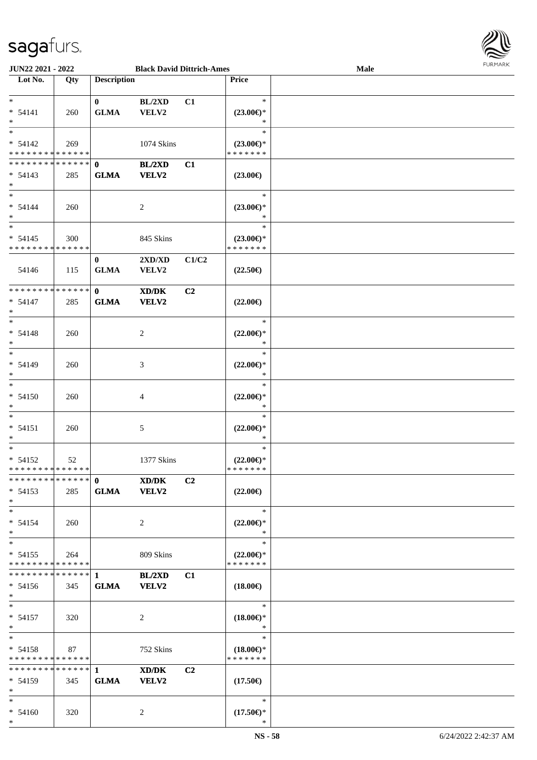**JUN22 2021 - 2022** | **Black David Dittrich-Ames** | **Male**

| Lot No. | Qty | Description | | | Price | |
|---|---|---|---|---|---|---|
| * | | 0 | BL/2XD | C1 | * | |
| * 54141 | 260 | GLMA | VELV2 | | (23.00€)* | |
| * | | | | | * | |
| * | | | | | * | |
| * 54142 | 269 | | 1074 Skins | | (23.00€)* | |
| * * * * * * * * * * * * * * | | | | | * * * * * * * | |
| * * * * * * * * * * * * * * | | 0 | BL/2XD | C1 | | |
| * 54143 | 285 | GLMA | VELV2 | | (23.00€) | |
| * | | | | | | |
| * | | | | | * | |
| * 54144 | 260 | | 2 | | (23.00€)* | |
| * | | | | | * | |
| * | | | | | * | |
| * 54145 | 300 | | 845 Skins | | (23.00€)* | |
| * * * * * * * * * * * * * * | | | | | * * * * * * * | |
| | | 0 | 2XD/XD | C1/C2 | | |
| 54146 | 115 | GLMA | VELV2 | | (22.50€) | |
| * * * * * * * * * * * * * * | | 0 | XD/DK | C2 | | |
| * 54147 | 285 | GLMA | VELV2 | | (22.00€) | |
| * | | | | | | |
| * | | | | | * | |
| * 54148 | 260 | | 2 | | (22.00€)* | |
| * | | | | | * | |
| * | | | | | * | |
| * 54149 | 260 | | 3 | | (22.00€)* | |
| * | | | | | * | |
| * | | | | | * | |
| * 54150 | 260 | | 4 | | (22.00€)* | |
| * | | | | | * | |
| * | | | | | * | |
| * 54151 | 260 | | 5 | | (22.00€)* | |
| * | | | | | * | |
| * | | | | | * | |
| * 54152 | 52 | | 1377 Skins | | (22.00€)* | |
| * * * * * * * * * * * * * * | | | | | * * * * * * * | |
| * * * * * * * * * * * * * * | | 0 | XD/DK | C2 | | |
| * 54153 | 285 | GLMA | VELV2 | | (22.00€) | |
| * | | | | | | |
| * | | | | | * | |
| * 54154 | 260 | | 2 | | (22.00€)* | |
| * | | | | | * | |
| * | | | | | * | |
| * 54155 | 264 | | 809 Skins | | (22.00€)* | |
| * * * * * * * * * * * * * * | | | | | * * * * * * * | |
| * * * * * * * * * * * * * * | | 1 | BL/2XD | C1 | | |
| * 54156 | 345 | GLMA | VELV2 | | (18.00€) | |
| * | | | | | | |
| * | | | | | * | |
| * 54157 | 320 | | 2 | | (18.00€)* | |
| * | | | | | * | |
| * | | | | | * | |
| * 54158 | 87 | | 752 Skins | | (18.00€)* | |
| * * * * * * * * * * * * * * | | | | | * * * * * * * | |
| * * * * * * * * * * * * * * | | 1 | XD/DK | C2 | | |
| * 54159 | 345 | GLMA | VELV2 | | (17.50€) | |
| * | | | | | | |
| * | | | | | * | |
| * 54160 | 320 | | 2 | | (17.50€)* | |
| * | | | | | * | |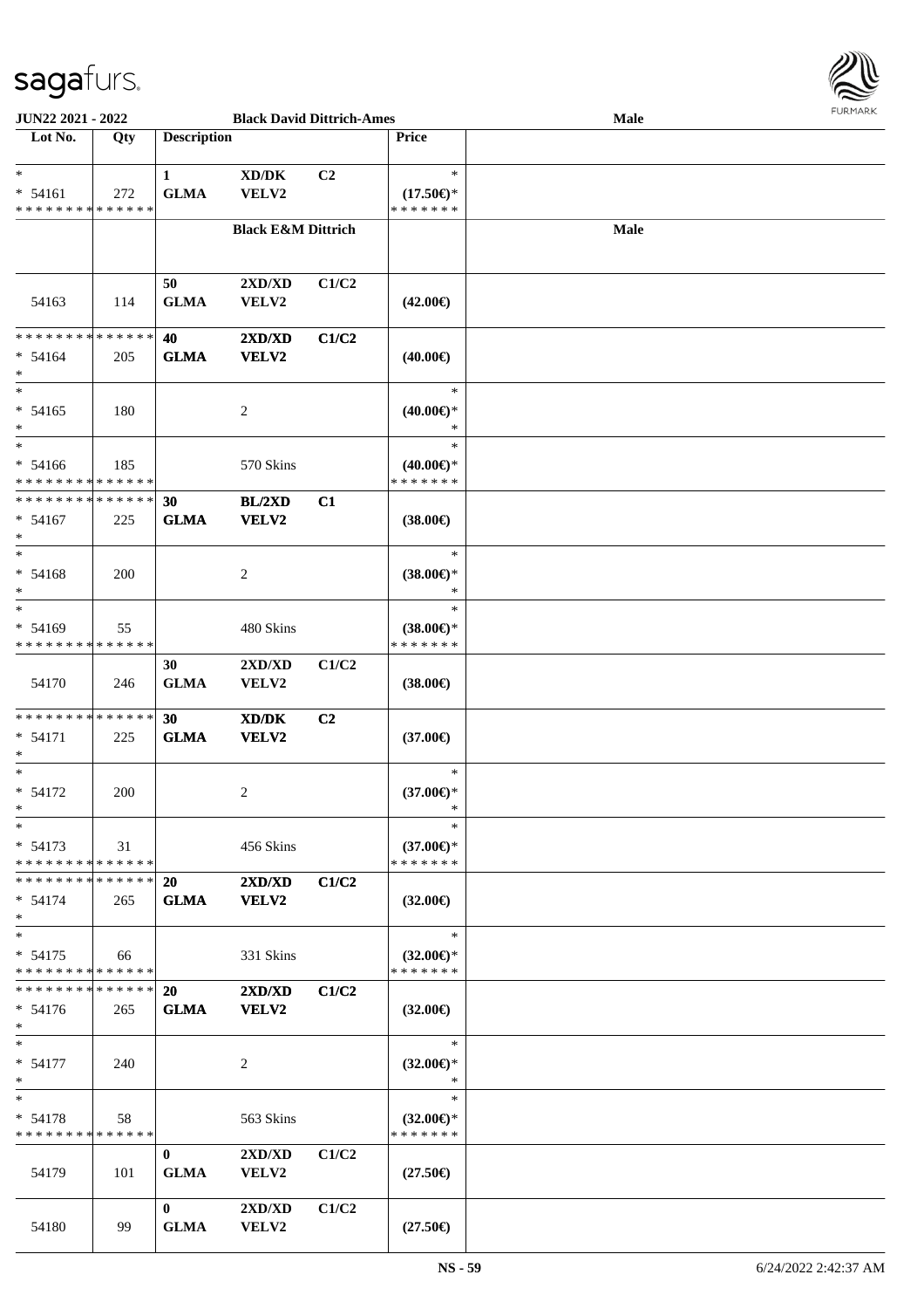**JUN22 2021 - 2022** | **Black David Dittrich-Ames** | **Male**

| Lot No. | Qty | Description | | | Price | |
|---|---|---|---|---|---|---|
| * | | 1 | XD/DK | C2 | * | |
| * 54161 | 272 | GLMA | VELV2 | | (17.50€)* | |
| * * * * * * * * * * * * * * | | | | | * * * * * * * | |
| | | | **Black E&M Dittrich** | | | **Male** |
| | | 50 | 2XD/XD | C1/C2 | | |
| 54163 | 114 | GLMA | VELV2 | | (42.00€) | |
| * * * * * * * * * * * * * * | | 40 | 2XD/XD | C1/C2 | | |
| * 54164 | 205 | GLMA | VELV2 | | (40.00€) | |
| * | | | | | | |
| * | | | | | * | |
| * 54165 | 180 | | 2 | | (40.00€)* | |
| * | | | | | * | |
| * | | | | | * | |
| * 54166 | 185 | | 570 Skins | | (40.00€)* | |
| * * * * * * * * * * * * * * | | | | | * * * * * * * | |
| * * * * * * * * * * * * * * | | 30 | BL/2XD | C1 | | |
| * 54167 | 225 | GLMA | VELV2 | | (38.00€) | |
| * | | | | | | |
| * | | | | | * | |
| * 54168 | 200 | | 2 | | (38.00€)* | |
| * | | | | | * | |
| * | | | | | * | |
| * 54169 | 55 | | 480 Skins | | (38.00€)* | |
| * * * * * * * * * * * * * * | | | | | * * * * * * * | |
| | | 30 | 2XD/XD | C1/C2 | | |
| 54170 | 246 | GLMA | VELV2 | | (38.00€) | |
| * * * * * * * * * * * * * * | | 30 | XD/DK | C2 | | |
| * 54171 | 225 | GLMA | VELV2 | | (37.00€) | |
| * | | | | | | |
| * | | | | | * | |
| * 54172 | 200 | | 2 | | (37.00€)* | |
| * | | | | | * | |
| * | | | | | * | |
| * 54173 | 31 | | 456 Skins | | (37.00€)* | |
| * * * * * * * * * * * * * * | | | | | * * * * * * * | |
| * * * * * * * * * * * * * * | | 20 | 2XD/XD | C1/C2 | | |
| * 54174 | 265 | GLMA | VELV2 | | (32.00€) | |
| * | | | | | | |
| * | | | | | * | |
| * 54175 | 66 | | 331 Skins | | (32.00€)* | |
| * * * * * * * * * * * * * * | | | | | * * * * * * * | |
| * * * * * * * * * * * * * * | | 20 | 2XD/XD | C1/C2 | | |
| * 54176 | 265 | GLMA | VELV2 | | (32.00€) | |
| * | | | | | | |
| * | | | | | * | |
| * 54177 | 240 | | 2 | | (32.00€)* | |
| * | | | | | * | |
| * | | | | | * | |
| * 54178 | 58 | | 563 Skins | | (32.00€)* | |
| * * * * * * * * * * * * * * | | | | | * * * * * * * | |
| | | 0 | 2XD/XD | C1/C2 | | |
| 54179 | 101 | GLMA | VELV2 | | (27.50€) | |
| | | 0 | 2XD/XD | C1/C2 | | |
| 54180 | 99 | GLMA | VELV2 | | (27.50€) | |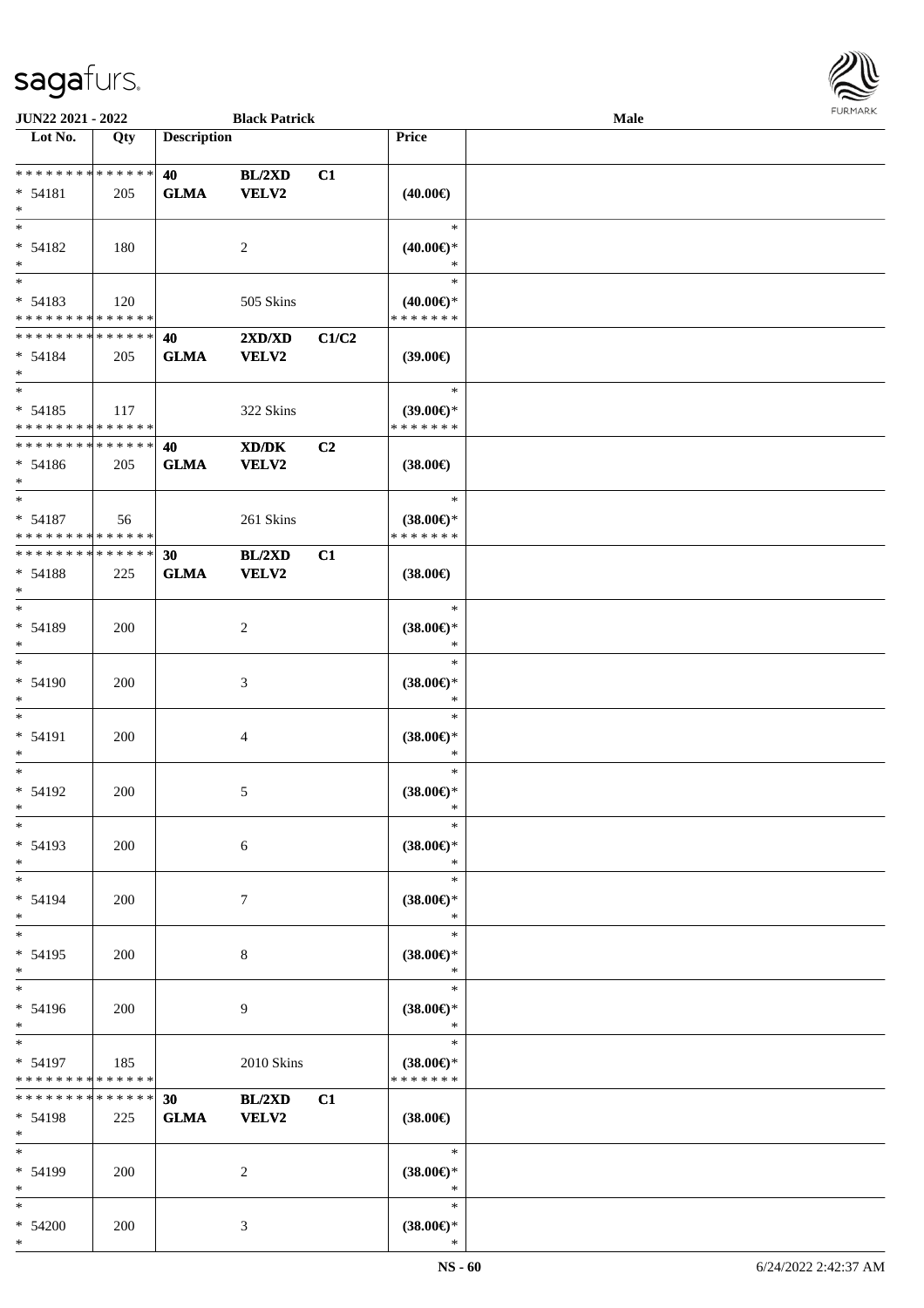| Lot No. | Qty | Description | | | Price | |
|---|---|---|---|---|---|---|
| * * * * * * * * * * * * * * | | 40 | BL/2XD | C1 | | |
| * 54181 | 205 | GLMA | VELV2 | | (40.00€) | |
| * | | | | | | |
| * | | | | | * | |
| * 54182 | 180 | | 2 | | (40.00€)* | |
| * | | | | | * | |
| * | | | | | * | |
| * 54183 | 120 | | 505 Skins | | (40.00€)* | |
| * * * * * * * * * * * * * * | | | | | * * * * * * * | |
| * * * * * * * * * * * * * * | | 40 | 2XD/XD | C1/C2 | | |
| * 54184 | 205 | GLMA | VELV2 | | (39.00€) | |
| * | | | | | | |
| * | | | | | * | |
| * 54185 | 117 | | 322 Skins | | (39.00€)* | |
| * * * * * * * * * * * * * * | | | | | * * * * * * * | |
| * * * * * * * * * * * * * * | | 40 | XD/DK | C2 | | |
| * 54186 | 205 | GLMA | VELV2 | | (38.00€) | |
| * | | | | | | |
| * | | | | | * | |
| * 54187 | 56 | | 261 Skins | | (38.00€)* | |
| * * * * * * * * * * * * * * | | | | | * * * * * * * | |
| * * * * * * * * * * * * * * | | 30 | BL/2XD | C1 | | |
| * 54188 | 225 | GLMA | VELV2 | | (38.00€) | |
| * | | | | | | |
| * | | | | | * | |
| * 54189 | 200 | | 2 | | (38.00€)* | |
| * | | | | | * | |
| * | | | | | * | |
| * 54190 | 200 | | 3 | | (38.00€)* | |
| * | | | | | * | |
| * | | | | | * | |
| * 54191 | 200 | | 4 | | (38.00€)* | |
| * | | | | | * | |
| * | | | | | * | |
| * 54192 | 200 | | 5 | | (38.00€)* | |
| * | | | | | * | |
| * | | | | | * | |
| * 54193 | 200 | | 6 | | (38.00€)* | |
| * | | | | | * | |
| * | | | | | * | |
| * 54194 | 200 | | 7 | | (38.00€)* | |
| * | | | | | * | |
| * | | | | | * | |
| * 54195 | 200 | | 8 | | (38.00€)* | |
| * | | | | | * | |
| * | | | | | * | |
| * 54196 | 200 | | 9 | | (38.00€)* | |
| * | | | | | * | |
| * | | | | | * | |
| * 54197 | 185 | | 2010 Skins | | (38.00€)* | |
| * * * * * * * * * * * * * * | | | | | * * * * * * * | |
| * * * * * * * * * * * * * * | | 30 | BL/2XD | C1 | | |
| * 54198 | 225 | GLMA | VELV2 | | (38.00€) | |
| * | | | | | | |
| * | | | | | * | |
| * 54199 | 200 | | 2 | | (38.00€)* | |
| * | | | | | * | |
| * | | | | | * | |
| * 54200 | 200 | | 3 | | (38.00€)* | |
| * | | | | | * | |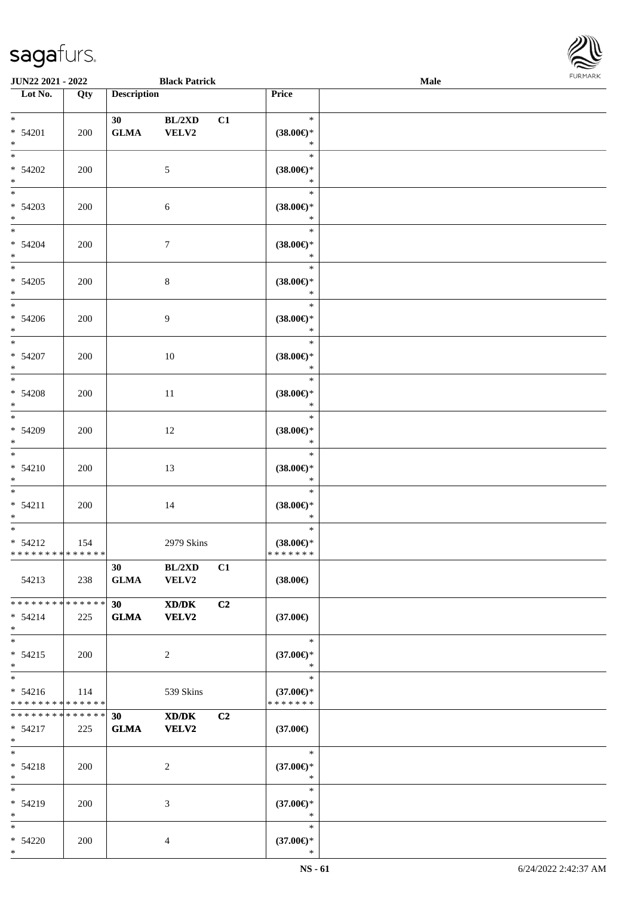| Lot No. | Qty | Description | | | Price |
|---|---|---|---|---|---|
| * <br> * 54201 <br> * | 200 | 30 <br> GLMA | BL/2XD <br> VELV2 | C1 | * <br> (38.00€)* <br> * |
| * <br> * 54202 <br> * | 200 | | 5 | | * <br> (38.00€)* <br> * |
| * <br> * 54203 <br> * | 200 | | 6 | | * <br> (38.00€)* <br> * |
| * <br> * 54204 <br> * | 200 | | 7 | | * <br> (38.00€)* <br> * |
| * <br> * 54205 <br> * | 200 | | 8 | | * <br> (38.00€)* <br> * |
| * <br> * 54206 <br> * | 200 | | 9 | | * <br> (38.00€)* <br> * |
| * <br> * 54207 <br> * | 200 | | 10 | | * <br> (38.00€)* <br> * |
| * <br> * 54208 <br> * | 200 | | 11 | | * <br> (38.00€)* <br> * |
| * <br> * 54209 <br> * | 200 | | 12 | | * <br> (38.00€)* <br> * |
| * <br> * 54210 <br> * | 200 | | 13 | | * <br> (38.00€)* <br> * |
| * <br> * 54211 <br> * | 200 | | 14 | | * <br> (38.00€)* <br> * |
| * <br> * 54212 <br> * * * * * * * * * * * * * * | 154 | | 2979 Skins | | * <br> (38.00€)* <br> * * * * * * * |
| 54213 | 238 | 30 <br> GLMA | BL/2XD <br> VELV2 | C1 | (38.00€) |
| * * * * * * * * * * * * * * <br> * 54214 <br> * | 225 | **30** <br> **GLMA** | **XD/DK** <br> **VELV2** | **C2** | (37.00€) |
| * <br> * 54215 <br> * | 200 | | 2 | | * <br> (37.00€)* <br> * |
| * <br> * 54216 <br> * * * * * * * * * * * * * * | 114 | | 539 Skins | | * <br> (37.00€)* <br> * * * * * * * |
| * * * * * * * * * * * * * * <br> * 54217 <br> * | 225 | **30** <br> **GLMA** | **XD/DK** <br> **VELV2** | **C2** | (37.00€) |
| * <br> * 54218 <br> * | 200 | | 2 | | * <br> (37.00€)* <br> * |
| * <br> * 54219 <br> * | 200 | | 3 | | * <br> (37.00€)* <br> * |
| * <br> * 54220 <br> * | 200 | | 4 | | * <br> (37.00€)* <br> * |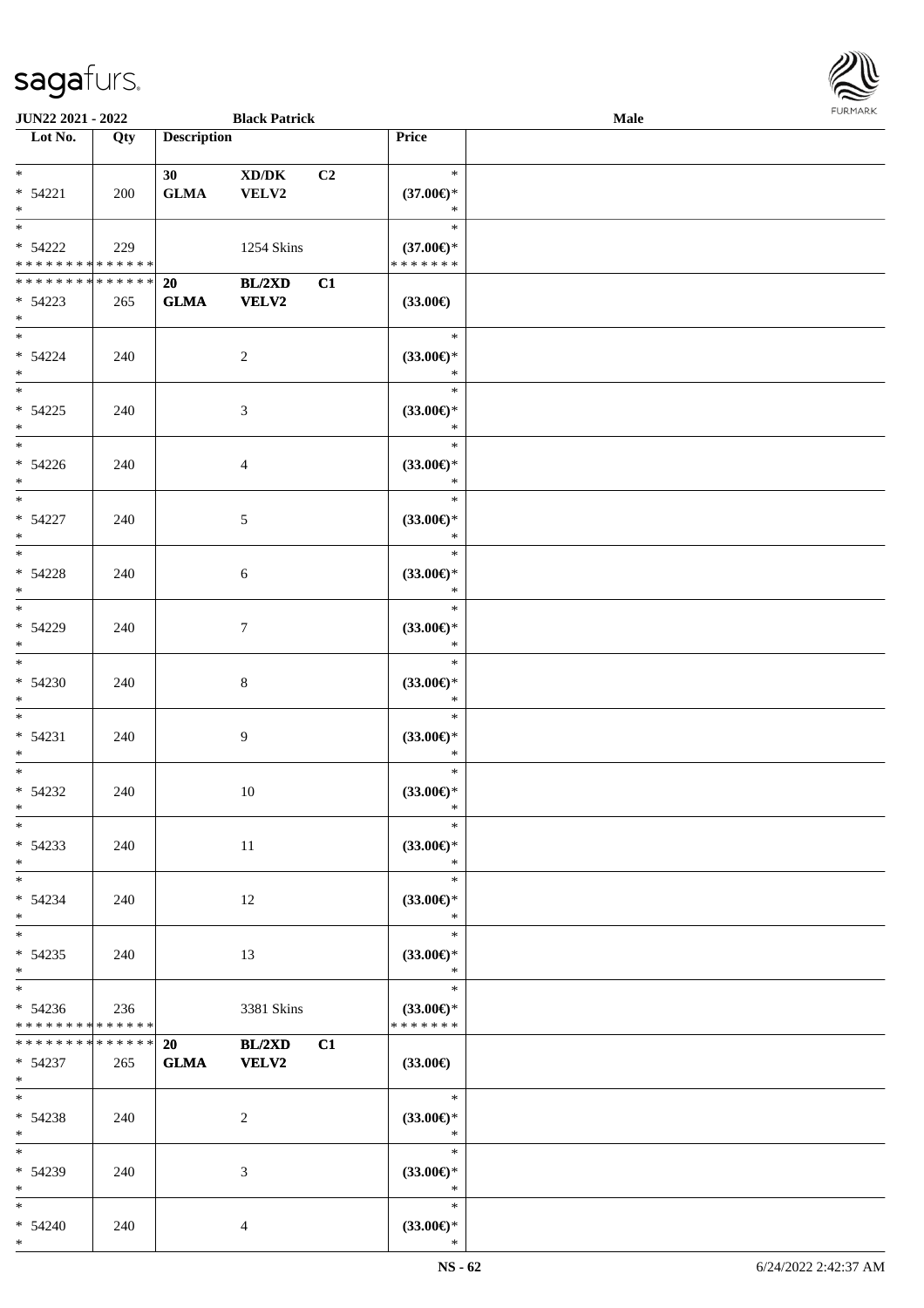| Lot No. | Qty | Description | | | Price |
|---|---|---|---|---|---|
| *<br>* 54221<br>* | 200 | 30<br>**GLMA** | **XD/DK**<br>**VELV2** | C2 | *<br>**(37.00€)***<br>* |
| *<br>* 54222<br>* * * * * * * * * * * * * * | 229 | | 1254 Skins | | *<br>**(37.00€)***<br>* * * * * * * |
| * * * * * * * * * * * * * *<br>* 54223<br>* | 265 | **20**<br>**GLMA** | **BL/2XD**<br>**VELV2** | **C1** | **(33.00€)** |
| *<br>* 54224<br>* | 240 | | 2 | | *<br>**(33.00€)***<br>* |
| *<br>* 54225<br>* | 240 | | 3 | | *<br>**(33.00€)***<br>* |
| *<br>* 54226<br>* | 240 | | 4 | | *<br>**(33.00€)***<br>* |
| *<br>* 54227<br>* | 240 | | 5 | | *<br>**(33.00€)***<br>* |
| *<br>* 54228<br>* | 240 | | 6 | | *<br>**(33.00€)***<br>* |
| *<br>* 54229<br>* | 240 | | 7 | | *<br>**(33.00€)***<br>* |
| *<br>* 54230<br>* | 240 | | 8 | | *<br>**(33.00€)***<br>* |
| *<br>* 54231<br>* | 240 | | 9 | | *<br>**(33.00€)***<br>* |
| *<br>* 54232<br>* | 240 | | 10 | | *<br>**(33.00€)***<br>* |
| *<br>* 54233<br>* | 240 | | 11 | | *<br>**(33.00€)***<br>* |
| *<br>* 54234<br>* | 240 | | 12 | | *<br>**(33.00€)***<br>* |
| *<br>* 54235<br>* | 240 | | 13 | | *<br>**(33.00€)***<br>* |
| *<br>* 54236<br>* * * * * * * * * * * * * * | 236 | | 3381 Skins | | *<br>**(33.00€)***<br>* * * * * * * |
| * * * * * * * * * * * * * *<br>* 54237<br>* | 265 | **20**<br>**GLMA** | **BL/2XD**<br>**VELV2** | **C1** | **(33.00€)** |
| *<br>* 54238<br>* | 240 | | 2 | | *<br>**(33.00€)***<br>* |
| *<br>* 54239<br>* | 240 | | 3 | | *<br>**(33.00€)***<br>* |
| *<br>* 54240<br>* | 240 | | 4 | | *<br>**(33.00€)***<br>* |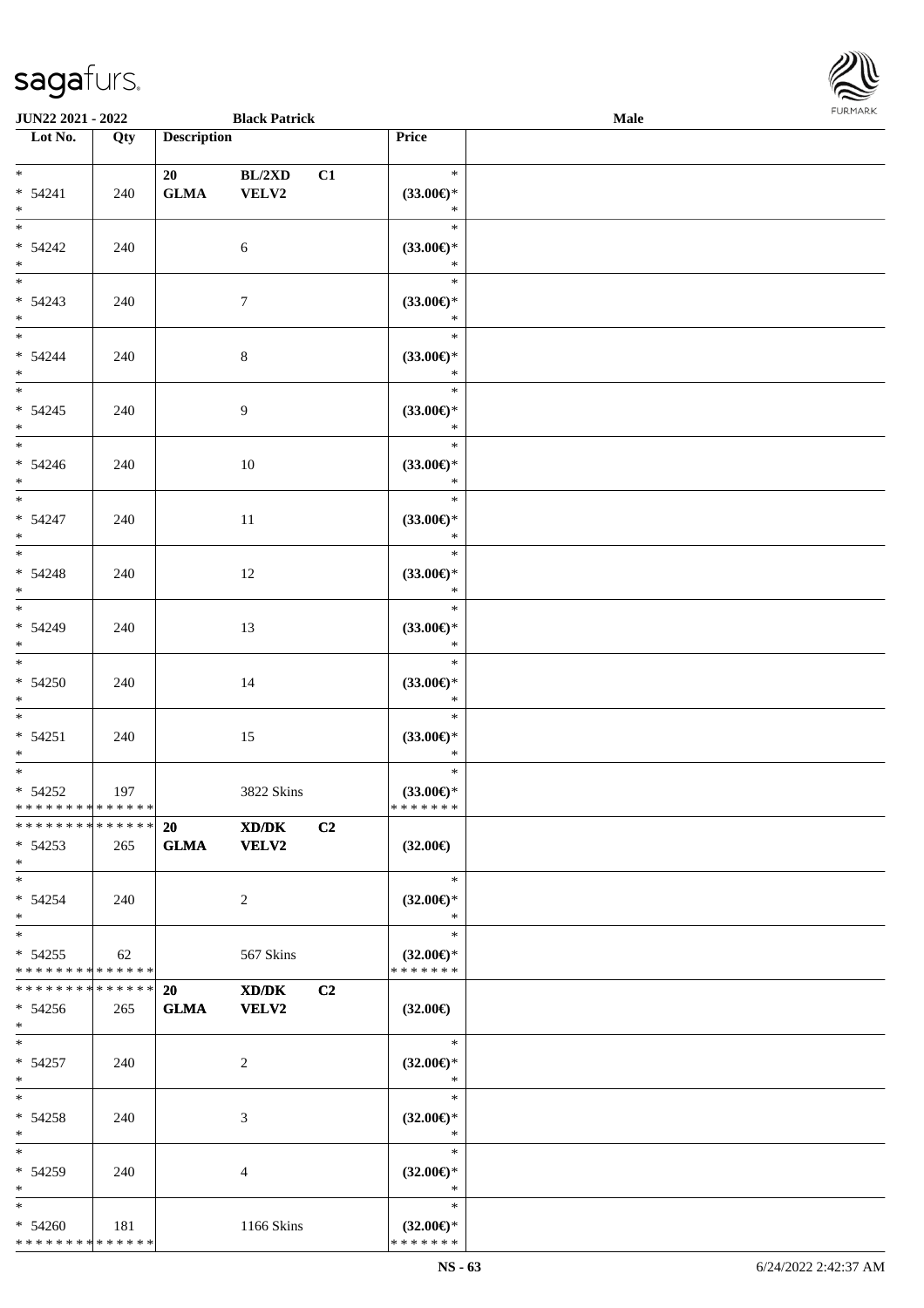JUN22 2021 - 2022 | Black Patrick | Male

| Lot No. | Qty | Description | | | Price |
|---|---|---|---|---|---|
| * | | 20 | BL/2XD | C1 | * |
| * 54241 | 240 | GLMA | VELV2 | | (33.00€)* |
| * | | | | | * |
| * 54242 | 240 | | 6 | | (33.00€)* |
| * 54243 | 240 | | 7 | | (33.00€)* |
| * 54244 | 240 | | 8 | | (33.00€)* |
| * 54245 | 240 | | 9 | | (33.00€)* |
| * 54246 | 240 | | 10 | | (33.00€)* |
| * 54247 | 240 | | 11 | | (33.00€)* |
| * 54248 | 240 | | 12 | | (33.00€)* |
| * 54249 | 240 | | 13 | | (33.00€)* |
| * 54250 | 240 | | 14 | | (33.00€)* |
| * 54251 | 240 | | 15 | | (33.00€)* |
| * 54252 | 197 | | 3822 Skins | | (33.00€)* |
| * * * * * * * * * * * * * * | | 20 | XD/DK | C2 | |
| * 54253 | 265 | GLMA | VELV2 | | (32.00€) |
| * 54254 | 240 | | 2 | | (32.00€)* |
| * 54255 | 62 | | 567 Skins | | (32.00€)* |
| * * * * * * * * * * * * * * | | 20 | XD/DK | C2 | |
| * 54256 | 265 | GLMA | VELV2 | | (32.00€) |
| * 54257 | 240 | | 2 | | (32.00€)* |
| * 54258 | 240 | | 3 | | (32.00€)* |
| * 54259 | 240 | | 4 | | (32.00€)* |
| * 54260 | 181 | | 1166 Skins | | (32.00€)* |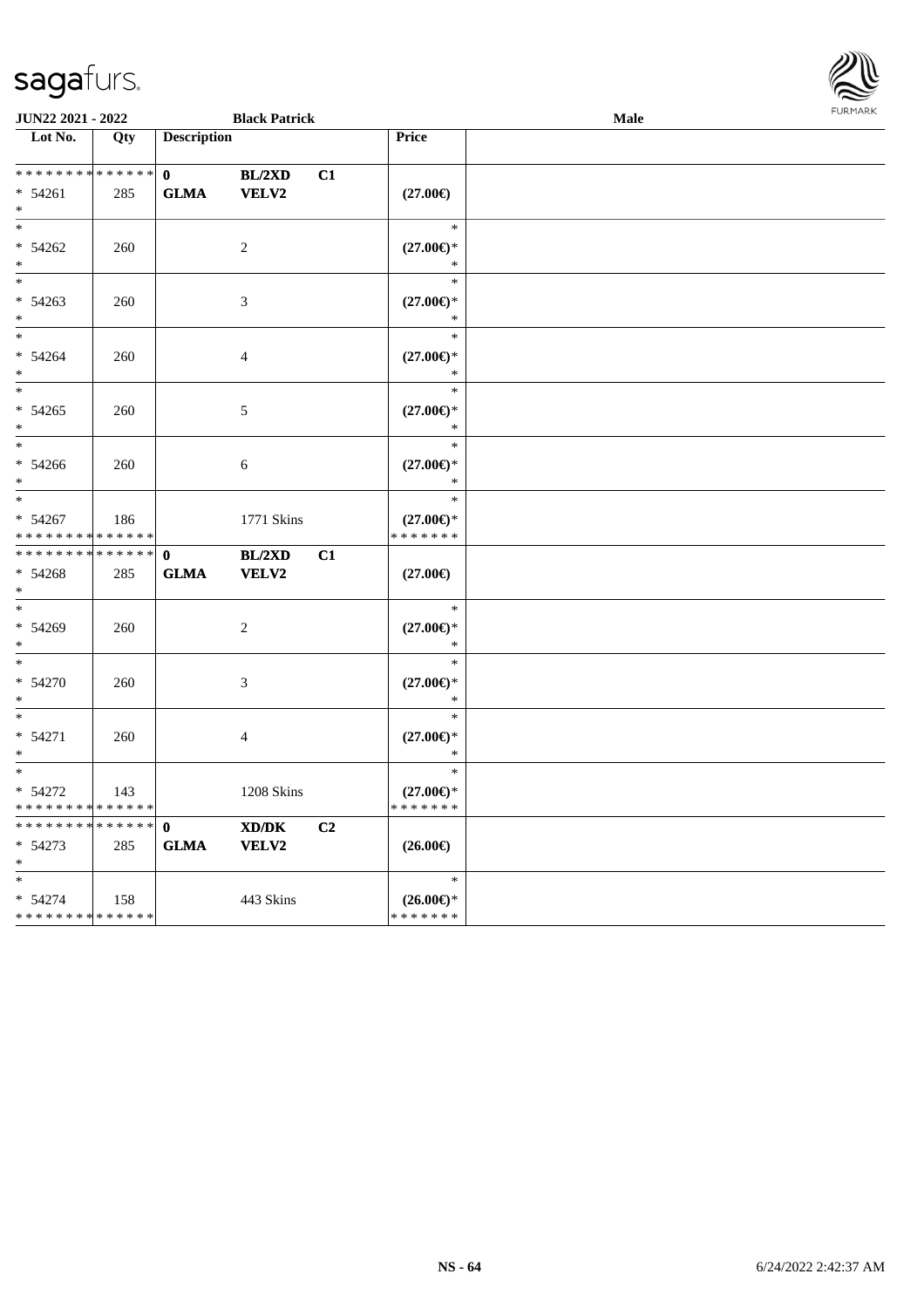JUN22 2021 - 2022 | Black Patrick | Male

| Lot No. | Qty | Description | | | Price | |
|---|---|---|---|---|---|---|
| * * * * * * * * * * * * * * | | 0 | BL/2XD | C1 | | |
| * 54261 | 285 | GLMA | VELV2 | | (27.00€) | |
| * | | | | | | |
| * | | | | | * | |
| * 54262 | 260 | | 2 | | (27.00€)* | |
| * | | | | | * | |
| * | | | | | * | |
| * 54263 | 260 | | 3 | | (27.00€)* | |
| * | | | | | * | |
| * | | | | | * | |
| * 54264 | 260 | | 4 | | (27.00€)* | |
| * | | | | | * | |
| * | | | | | * | |
| * 54265 | 260 | | 5 | | (27.00€)* | |
| * | | | | | * | |
| * | | | | | * | |
| * 54266 | 260 | | 6 | | (27.00€)* | |
| * | | | | | * | |
| * | | | | | * | |
| * 54267 | 186 | | 1771 Skins | | (27.00€)* | |
| * * * * * * * * * * * * * * | | | | | * * * * * * * | |
| * * * * * * * * * * * * * * | | 0 | BL/2XD | C1 | | |
| * 54268 | 285 | GLMA | VELV2 | | (27.00€) | |
| * | | | | | | |
| * | | | | | * | |
| * 54269 | 260 | | 2 | | (27.00€)* | |
| * | | | | | * | |
| * | | | | | * | |
| * 54270 | 260 | | 3 | | (27.00€)* | |
| * | | | | | * | |
| * | | | | | * | |
| * 54271 | 260 | | 4 | | (27.00€)* | |
| * | | | | | * | |
| * | | | | | * | |
| * 54272 | 143 | | 1208 Skins | | (27.00€)* | |
| * * * * * * * * * * * * * * | | | | | * * * * * * * | |
| * * * * * * * * * * * * * * | | 0 | XD/DK | C2 | | |
| * 54273 | 285 | GLMA | VELV2 | | (26.00€) | |
| * | | | | | | |
| * | | | | | * | |
| * 54274 | 158 | | 443 Skins | | (26.00€)* | |
| * * * * * * * * * * * * * * | | | | | * * * * * * * | |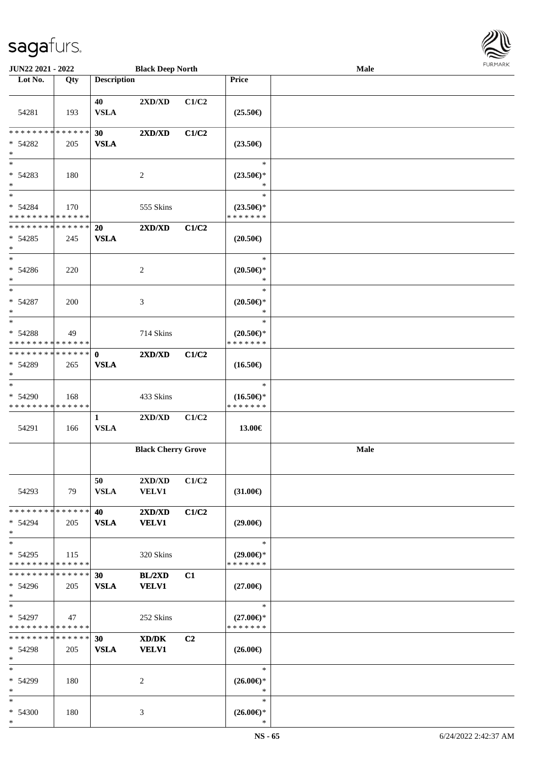| Lot No. | Qty | Description | | | Price | |
|---|---|---|---|---|---|---|
| | | | **Black Deep North** | | | **Male** |
| 54281 | 193 | 40 VSLA | 2XD/XD | C1/C2 | (25.50€) | |
| * * * * * * * * * * * * * * * 54282 * | 205 | 30 VSLA | 2XD/XD | C1/C2 | (23.50€) | |
| * * 54283 * | 180 | | 2 | | * (23.50€)* * | |
| * * 54284 * * * * * * * * * * * * * * | 170 | | 555 Skins | | * (23.50€)* * * * * * * * | |
| * * * * * * * * * * * * * * * 54285 * | 245 | 20 VSLA | 2XD/XD | C1/C2 | (20.50€) | |
| * * 54286 * | 220 | | 2 | | * (20.50€)* * | |
| * * 54287 * | 200 | | 3 | | * (20.50€)* * | |
| * * 54288 * * * * * * * * * * * * * * | 49 | | 714 Skins | | * (20.50€)* * * * * * * * | |
| * * * * * * * * * * * * * * * 54289 * | 265 | 0 VSLA | 2XD/XD | C1/C2 | (16.50€) | |
| * * 54290 * * * * * * * * * * * * * * | 168 | | 433 Skins | | * (16.50€)* * * * * * * * | |
| 54291 | 166 | 1 VSLA | 2XD/XD | C1/C2 | 13.00€ | |
| | | | **Black Cherry Grove** | | | **Male** |
| 54293 | 79 | 50 VSLA | 2XD/XD VELV1 | C1/C2 | (31.00€) | |
| * * * * * * * * * * * * * * * 54294 * | 205 | 40 VSLA | 2XD/XD VELV1 | C1/C2 | (29.00€) | |
| * * 54295 * * * * * * * * * * * * * * | 115 | | 320 Skins | | * (29.00€)* * * * * * * * | |
| * * * * * * * * * * * * * * * 54296 * | 205 | 30 VSLA | BL/2XD VELV1 | C1 | (27.00€) | |
| * * 54297 * * * * * * * * * * * * * * | 47 | | 252 Skins | | * (27.00€)* * * * * * * * | |
| * * * * * * * * * * * * * * * 54298 * | 205 | 30 VSLA | XD/DK VELV1 | C2 | (26.00€) | |
| * * 54299 * | 180 | | 2 | | * (26.00€)* * | |
| * * 54300 * | 180 | | 3 | | * (26.00€)* * | |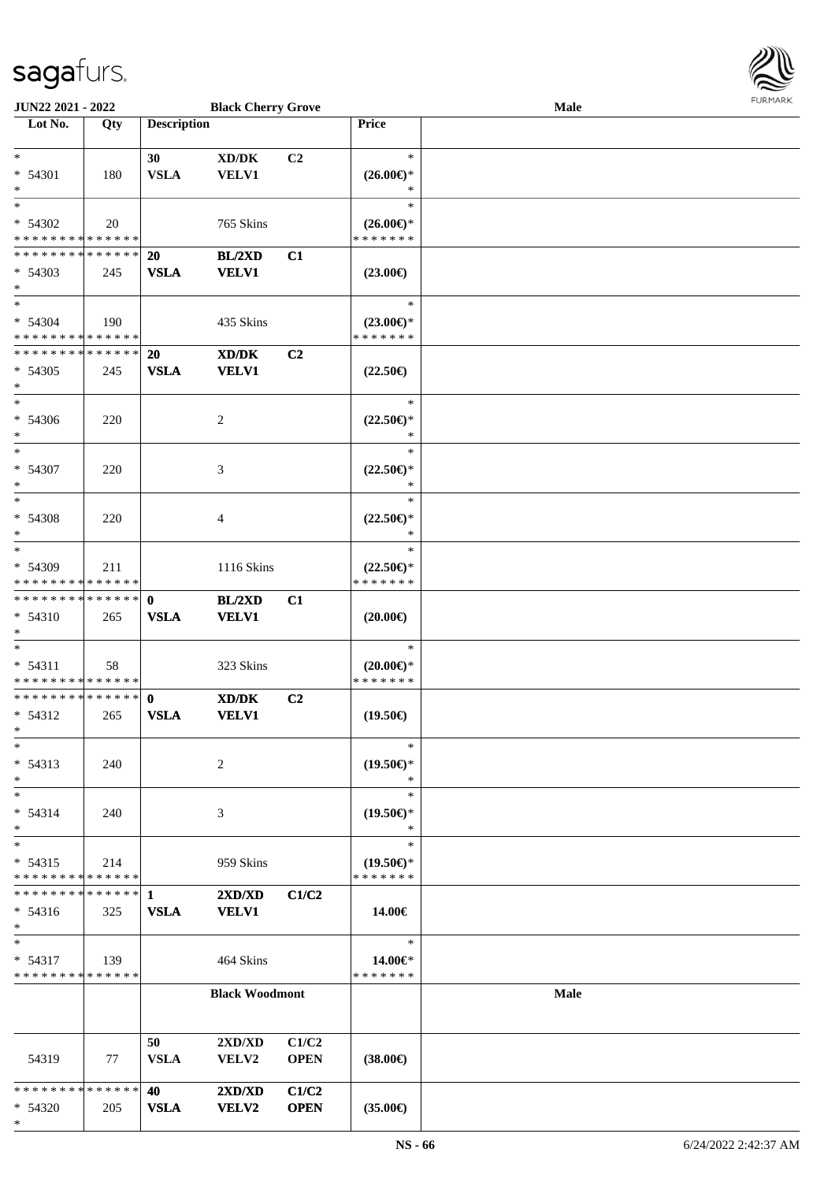| Lot No. | Qty | Description | | | Price | |
|---|---|---|---|---|---|---|
| * | | 30 | XD/DK | C2 | * | |
| * 54301 | 180 | VSLA | VELV1 | | (26.00€)* | |
| * | | | | | * | |
| * | | | | | * | |
| * 54302 | 20 | | 765 Skins | | (26.00€)* | |
| * * * * * * * * * * * * * * | | | | | * * * * * * * | |
| * * * * * * * * * * * * * * | | 20 | BL/2XD | C1 | | |
| * 54303 | 245 | VSLA | VELV1 | | (23.00€) | |
| * | | | | | | |
| * | | | | | * | |
| * 54304 | 190 | | 435 Skins | | (23.00€)* | |
| * * * * * * * * * * * * * * | | | | | * * * * * * * | |
| * * * * * * * * * * * * * * | | 20 | XD/DK | C2 | | |
| * 54305 | 245 | VSLA | VELV1 | | (22.50€) | |
| * | | | | | | |
| * | | | | | * | |
| * 54306 | 220 | | 2 | | (22.50€)* | |
| * | | | | | * | |
| * | | | | | * | |
| * 54307 | 220 | | 3 | | (22.50€)* | |
| * | | | | | * | |
| * | | | | | * | |
| * 54308 | 220 | | 4 | | (22.50€)* | |
| * | | | | | * | |
| * | | | | | * | |
| * 54309 | 211 | | 1116 Skins | | (22.50€)* | |
| * * * * * * * * * * * * * * | | | | | * * * * * * * | |
| * * * * * * * * * * * * * * | | 0 | BL/2XD | C1 | | |
| * 54310 | 265 | VSLA | VELV1 | | (20.00€) | |
| * | | | | | | |
| * | | | | | * | |
| * 54311 | 58 | | 323 Skins | | (20.00€)* | |
| * * * * * * * * * * * * * * | | | | | * * * * * * * | |
| * * * * * * * * * * * * * * | | 0 | XD/DK | C2 | | |
| * 54312 | 265 | VSLA | VELV1 | | (19.50€) | |
| * | | | | | | |
| * | | | | | * | |
| * 54313 | 240 | | 2 | | (19.50€)* | |
| * | | | | | * | |
| * | | | | | * | |
| * 54314 | 240 | | 3 | | (19.50€)* | |
| * | | | | | * | |
| * | | | | | * | |
| * 54315 | 214 | | 959 Skins | | (19.50€)* | |
| * * * * * * * * * * * * * * | | | | | * * * * * * * | |
| * * * * * * * * * * * * * * | | 1 | 2XD/XD | C1/C2 | | |
| * 54316 | 325 | VSLA | VELV1 | | 14.00€ | |
| * | | | | | | |
| * | | | | | * | |
| * 54317 | 139 | | 464 Skins | | 14.00€* | |
| * * * * * * * * * * * * * * | | | | | * * * * * * * | |
| | | **Black Woodmont** | | | | **Male** |
| | | 50 | 2XD/XD | C1/C2 | | |
| 54319 | 77 | VSLA | VELV2 | OPEN | (38.00€) | |
| * * * * * * * * * * * * * * | | 40 | 2XD/XD | C1/C2 | | |
| * 54320 | 205 | VSLA | VELV2 | OPEN | (35.00€) | |
| * | | | | | | |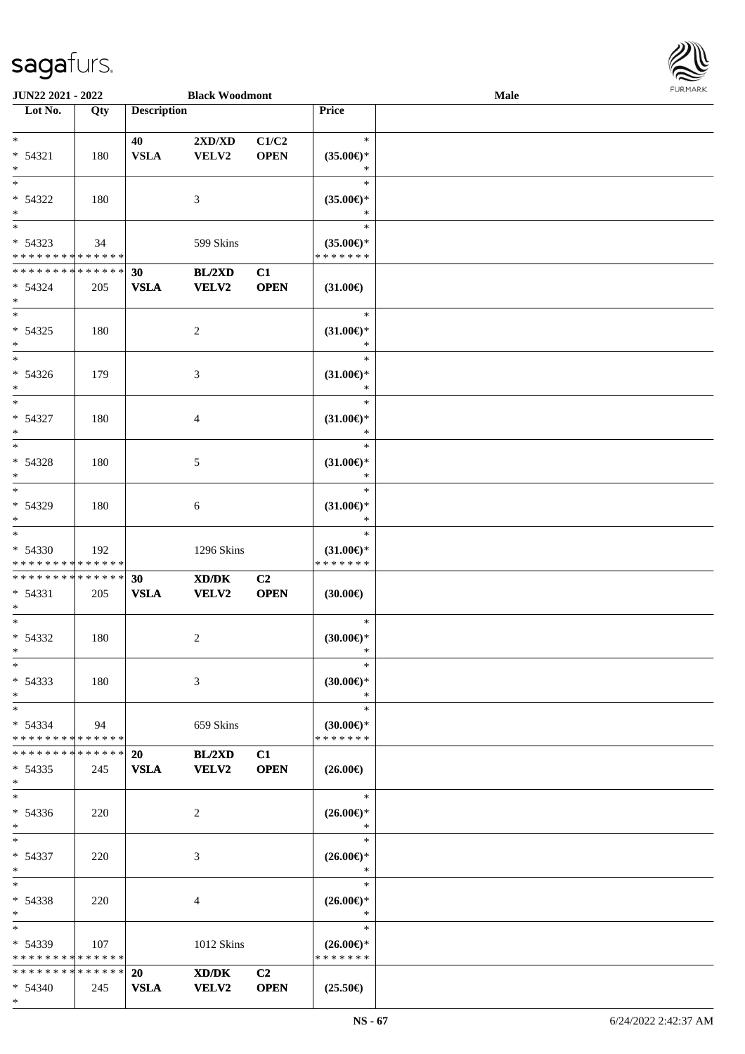JUN22 2021 - 2022 | Black Woodmont | Male

| Lot No. | Qty | Description | | | Price | |
|---|---|---|---|---|---|---|
| * | | 40 | 2XD/XD | C1/C2 | * | |
| * 54321 | 180 | VSLA | VELV2 | OPEN | (35.00€)* | |
| * | | | | | * | |
| * | | | | | * | |
| * 54322 | 180 | | 3 | | (35.00€)* | |
| * | | | | | * | |
| * | | | | | * | |
| * 54323 | 34 | | 599 Skins | | (35.00€)* | |
| * * * * * * * * * * * * * * | | | | | * * * * * * * | |
| * * * * * * * * * * * * * * | | 30 | BL/2XD | C1 | | |
| * 54324 | 205 | VSLA | VELV2 | OPEN | (31.00€) | |
| * | | | | | | |
| * | | | | | * | |
| * 54325 | 180 | | 2 | | (31.00€)* | |
| * | | | | | * | |
| * | | | | | * | |
| * 54326 | 179 | | 3 | | (31.00€)* | |
| * | | | | | * | |
| * | | | | | * | |
| * 54327 | 180 | | 4 | | (31.00€)* | |
| * | | | | | * | |
| * | | | | | * | |
| * 54328 | 180 | | 5 | | (31.00€)* | |
| * | | | | | * | |
| * | | | | | * | |
| * 54329 | 180 | | 6 | | (31.00€)* | |
| * | | | | | * | |
| * | | | | | * | |
| * 54330 | 192 | | 1296 Skins | | (31.00€)* | |
| * * * * * * * * * * * * * * | | | | | * * * * * * * | |
| * * * * * * * * * * * * * * | | 30 | XD/DK | C2 | | |
| * 54331 | 205 | VSLA | VELV2 | OPEN | (30.00€) | |
| * | | | | | | |
| * | | | | | * | |
| * 54332 | 180 | | 2 | | (30.00€)* | |
| * | | | | | * | |
| * | | | | | * | |
| * 54333 | 180 | | 3 | | (30.00€)* | |
| * | | | | | * | |
| * | | | | | * | |
| * 54334 | 94 | | 659 Skins | | (30.00€)* | |
| * * * * * * * * * * * * * * | | | | | * * * * * * * | |
| * * * * * * * * * * * * * * | | 20 | BL/2XD | C1 | | |
| * 54335 | 245 | VSLA | VELV2 | OPEN | (26.00€) | |
| * | | | | | | |
| * | | | | | * | |
| * 54336 | 220 | | 2 | | (26.00€)* | |
| * | | | | | * | |
| * | | | | | * | |
| * 54337 | 220 | | 3 | | (26.00€)* | |
| * | | | | | * | |
| * | | | | | * | |
| * 54338 | 220 | | 4 | | (26.00€)* | |
| * | | | | | * | |
| * | | | | | * | |
| * 54339 | 107 | | 1012 Skins | | (26.00€)* | |
| * * * * * * * * * * * * * * | | | | | * * * * * * * | |
| * * * * * * * * * * * * * * | | 20 | XD/DK | C2 | | |
| * 54340 | 245 | VSLA | VELV2 | OPEN | (25.50€) | |
| * | | | | | | |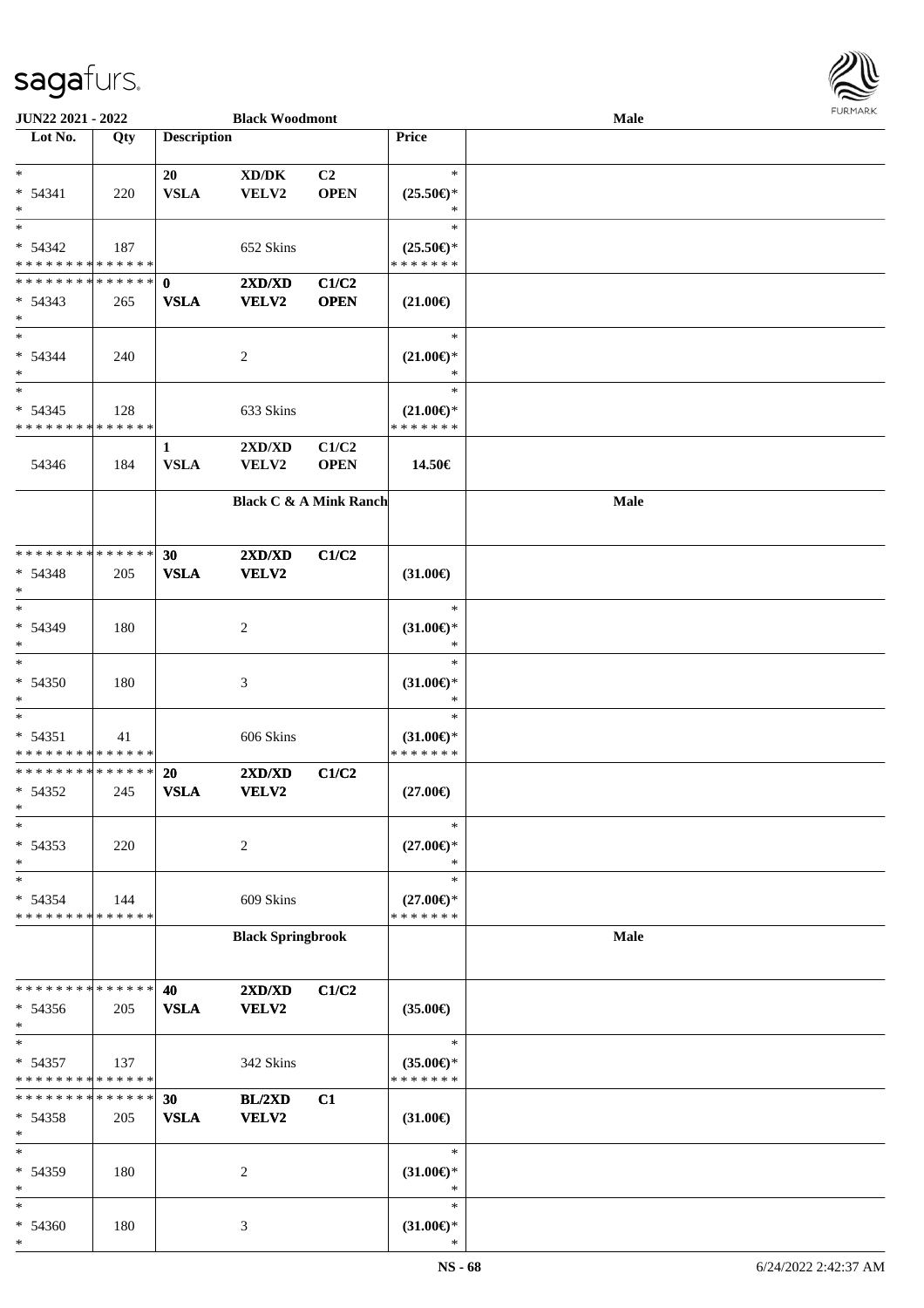| Lot No. | Qty | Description | | | Price | |
|---|---|---|---|---|---|---|
| | | | **Black Woodmont** | | | **Male** |
| *<br>* 54341<br>* | 220 | **20**<br>**VSLA** | **XD/DK**<br>**VELV2** | **C2**<br>**OPEN** | *<br>**(25.50€)***<br>* | |
| *<br>* 54342<br>* * * * * * * * * * * * * * | 187 | | 652 Skins | | *<br>**(25.50€)***<br>* * * * * * * | |
| * * * * * * * * * * * * * *<br>* 54343<br>* | 265 | **0**<br>**VSLA** | **2XD/XD**<br>**VELV2** | **C1/C2**<br>**OPEN** | **(21.00€)** | |
| *<br>* 54344<br>* | 240 | | 2 | | *<br>**(21.00€)***<br>* | |
| *<br>* 54345<br>* * * * * * * * * * * * * * | 128 | | 633 Skins | | *<br>**(21.00€)***<br>* * * * * * * | |
| 54346 | 184 | **1**<br>**VSLA** | **2XD/XD**<br>**VELV2** | **C1/C2**<br>**OPEN** | **14.50€** | |
| | | | **Black C & A Mink Ranch** | | | **Male** |
| * * * * * * * * * * * * * *<br>* 54348<br>* | 205 | **30**<br>**VSLA** | **2XD/XD**<br>**VELV2** | **C1/C2** | **(31.00€)** | |
| *<br>* 54349<br>* | 180 | | 2 | | *<br>**(31.00€)***<br>* | |
| *<br>* 54350<br>* | 180 | | 3 | | *<br>**(31.00€)***<br>* | |
| *<br>* 54351<br>* * * * * * * * * * * * * * | 41 | | 606 Skins | | *<br>**(31.00€)***<br>* * * * * * * | |
| * * * * * * * * * * * * * *<br>* 54352<br>* | 245 | **20**<br>**VSLA** | **2XD/XD**<br>**VELV2** | **C1/C2** | **(27.00€)** | |
| *<br>* 54353<br>* | 220 | | 2 | | *<br>**(27.00€)***<br>* | |
| *<br>* 54354<br>* * * * * * * * * * * * * * | 144 | | 609 Skins | | *<br>**(27.00€)***<br>* * * * * * * | |
| | | | **Black Springbrook** | | | **Male** |
| * * * * * * * * * * * * * *<br>* 54356<br>* | 205 | **40**<br>**VSLA** | **2XD/XD**<br>**VELV2** | **C1/C2** | **(35.00€)** | |
| *<br>* 54357<br>* * * * * * * * * * * * * * | 137 | | 342 Skins | | *<br>**(35.00€)***<br>* * * * * * * | |
| * * * * * * * * * * * * * *<br>* 54358<br>* | 205 | **30**<br>**VSLA** | **BL/2XD**<br>**VELV2** | **C1** | **(31.00€)** | |
| *<br>* 54359<br>* | 180 | | 2 | | *<br>**(31.00€)***<br>* | |
| *<br>* 54360<br>* | 180 | | 3 | | *<br>**(31.00€)***<br>* | |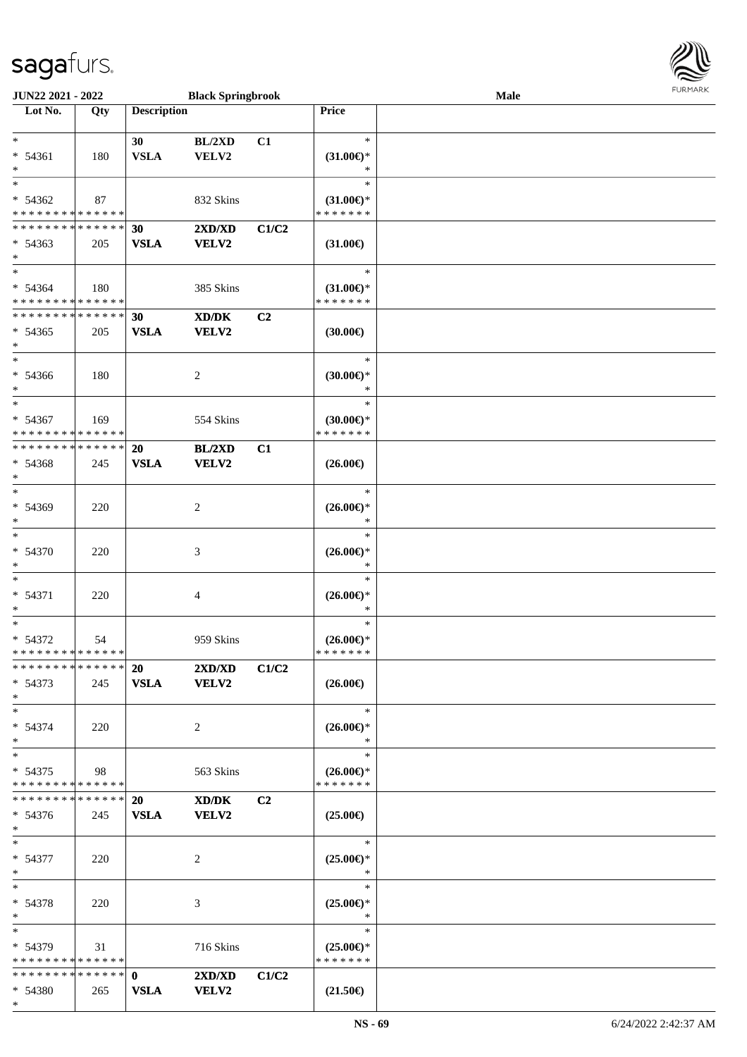| Lot No. | Qty | Description | | | Price | |
|---|---|---|---|---|---|---|
| * | | 30 | BL/2XD | C1 | * | |
| * 54361 | 180 | VSLA | VELV2 | | (31.00€)* | |
| * | | | | | * | |
| * | | | | | * | |
| * 54362 | 87 | | 832 Skins | | (31.00€)* | |
| * * * * * * * * * * * * * * | | | | | * * * * * * * | |
| * * * * * * * * * * * * * * | | 30 | 2XD/XD | C1/C2 | | |
| * 54363 | 205 | VSLA | VELV2 | | (31.00€) | |
| * | | | | | | |
| * | | | | | * | |
| * 54364 | 180 | | 385 Skins | | (31.00€)* | |
| * * * * * * * * * * * * * * | | | | | * * * * * * * | |
| * * * * * * * * * * * * * * | | 30 | XD/DK | C2 | | |
| * 54365 | 205 | VSLA | VELV2 | | (30.00€) | |
| * | | | | | | |
| * | | | | | * | |
| * 54366 | 180 | | 2 | | (30.00€)* | |
| * | | | | | * | |
| * | | | | | * | |
| * 54367 | 169 | | 554 Skins | | (30.00€)* | |
| * * * * * * * * * * * * * * | | | | | * * * * * * * | |
| * * * * * * * * * * * * * * | | 20 | BL/2XD | C1 | | |
| * 54368 | 245 | VSLA | VELV2 | | (26.00€) | |
| * | | | | | | |
| * | | | | | * | |
| * 54369 | 220 | | 2 | | (26.00€)* | |
| * | | | | | * | |
| * | | | | | * | |
| * 54370 | 220 | | 3 | | (26.00€)* | |
| * | | | | | * | |
| * | | | | | * | |
| * 54371 | 220 | | 4 | | (26.00€)* | |
| * | | | | | * | |
| * | | | | | * | |
| * 54372 | 54 | | 959 Skins | | (26.00€)* | |
| * * * * * * * * * * * * * * | | | | | * * * * * * * | |
| * * * * * * * * * * * * * * | | 20 | 2XD/XD | C1/C2 | | |
| * 54373 | 245 | VSLA | VELV2 | | (26.00€) | |
| * | | | | | | |
| * | | | | | * | |
| * 54374 | 220 | | 2 | | (26.00€)* | |
| * | | | | | * | |
| * | | | | | * | |
| * 54375 | 98 | | 563 Skins | | (26.00€)* | |
| * * * * * * * * * * * * * * | | | | | * * * * * * * | |
| * * * * * * * * * * * * * * | | 20 | XD/DK | C2 | | |
| * 54376 | 245 | VSLA | VELV2 | | (25.00€) | |
| * | | | | | | |
| * | | | | | * | |
| * 54377 | 220 | | 2 | | (25.00€)* | |
| * | | | | | * | |
| * | | | | | * | |
| * 54378 | 220 | | 3 | | (25.00€)* | |
| * | | | | | * | |
| * | | | | | * | |
| * 54379 | 31 | | 716 Skins | | (25.00€)* | |
| * * * * * * * * * * * * * * | | | | | * * * * * * * | |
| * * * * * * * * * * * * * * | | 0 | 2XD/XD | C1/C2 | | |
| * 54380 | 265 | VSLA | VELV2 | | (21.50€) | |
| * | | | | | | |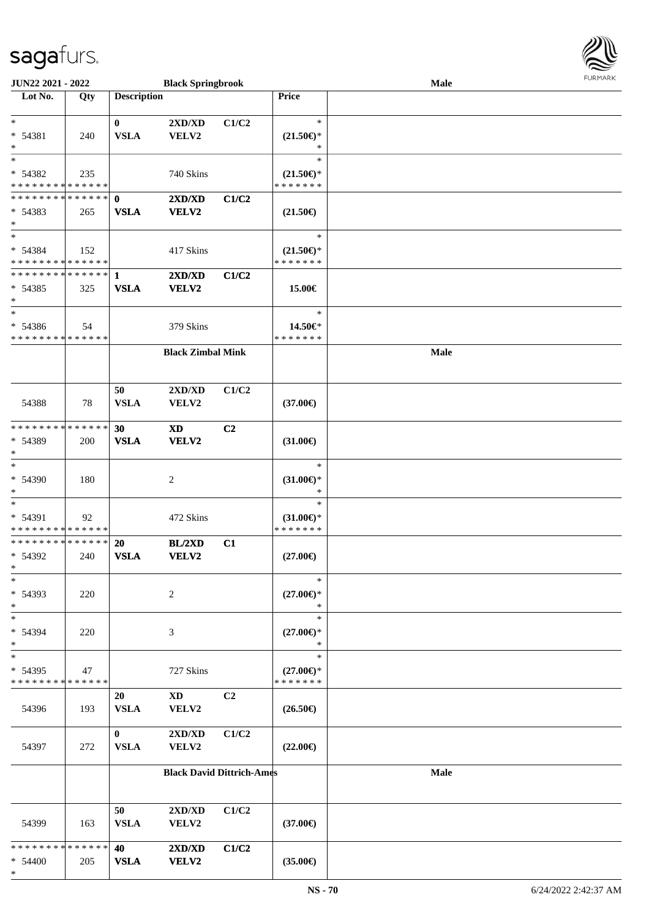**JUN22 2021 - 2022** | **Black Springbrook** | **Male**

| Lot No. | Qty | Description | | | Price | |
|---|---|---|---|---|---|---|
| * <br> * 54381 <br> * | 240 | 0 <br> VSLA | 2XD/XD <br> VELV2 | C1/C2 | * <br> (21.50€)* <br> * | |
| * <br> * 54382 <br> * * * * * * * * * * * * * * | 235 | | 740 Skins | | * <br> (21.50€)* <br> * * * * * * * | |
| * * * * * * * * * * * * * * <br> * 54383 <br> * | 265 | 0 <br> VSLA | 2XD/XD <br> VELV2 | C1/C2 | (21.50€) | |
| * <br> * 54384 <br> * * * * * * * * * * * * * * | 152 | | 417 Skins | | * <br> (21.50€)* <br> * * * * * * * | |
| * * * * * * * * * * * * * * <br> * 54385 <br> * | 325 | 1 <br> VSLA | 2XD/XD <br> VELV2 | C1/C2 | 15.00€ | |
| * <br> * 54386 <br> * * * * * * * * * * * * * * | 54 | | 379 Skins | | * <br> 14.50€* <br> * * * * * * * | |
| | | | **Black Zimbal Mink** | | | **Male** |
| 54388 | 78 | 50 <br> VSLA | 2XD/XD <br> VELV2 | C1/C2 | (37.00€) | |
| * * * * * * * * * * * * * * <br> * 54389 <br> * | 200 | 30 <br> VSLA | XD <br> VELV2 | C2 | (31.00€) | |
| * <br> * 54390 <br> * | 180 | | 2 | | * <br> (31.00€)* <br> * | |
| * <br> * 54391 <br> * * * * * * * * * * * * * * | 92 | | 472 Skins | | * <br> (31.00€)* <br> * * * * * * * | |
| * * * * * * * * * * * * * * <br> * 54392 <br> * | 240 | 20 <br> VSLA | BL/2XD <br> VELV2 | C1 | (27.00€) | |
| * <br> * 54393 <br> * | 220 | | 2 | | * <br> (27.00€)* <br> * | |
| * <br> * 54394 <br> * | 220 | | 3 | | * <br> (27.00€)* <br> * | |
| * <br> * 54395 <br> * * * * * * * * * * * * * * | 47 | | 727 Skins | | * <br> (27.00€)* <br> * * * * * * * | |
| 54396 | 193 | 20 <br> VSLA | XD <br> VELV2 | C2 | (26.50€) | |
| 54397 | 272 | 0 <br> VSLA | 2XD/XD <br> VELV2 | C1/C2 | (22.00€) | |
| | | | **Black David Dittrich-Ames** | | | **Male** |
| 54399 | 163 | 50 <br> VSLA | 2XD/XD <br> VELV2 | C1/C2 | (37.00€) | |
| * * * * * * * * * * * * * * <br> * 54400 <br> * | 205 | 40 <br> VSLA | 2XD/XD <br> VELV2 | C1/C2 | (35.00€) | |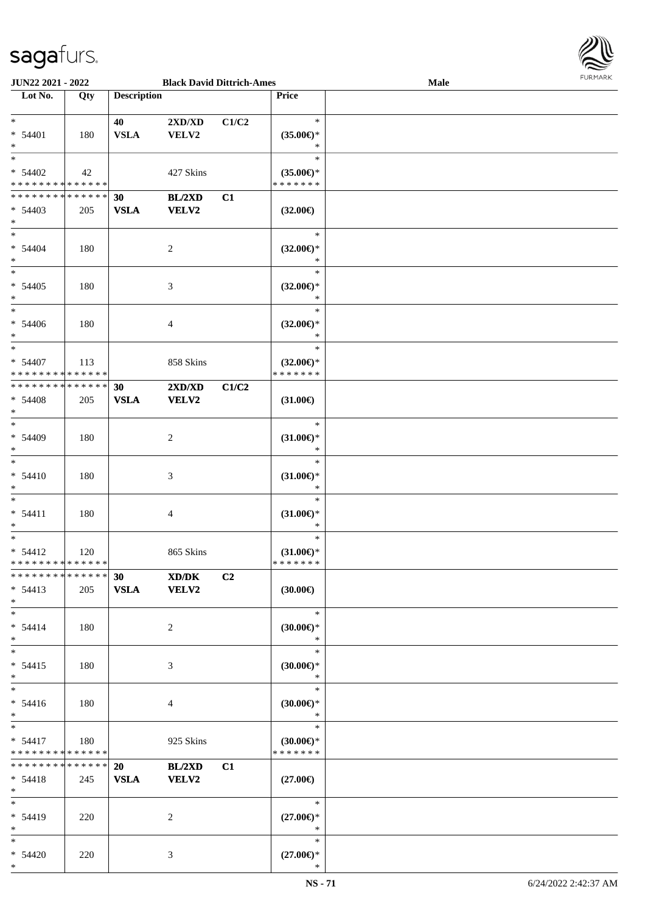JUN22 2021 - 2022 | Black David Dittrich-Ames | Male

| Lot No. | Qty | Description | | | Price |
|---|---|---|---|---|---|
| * | | 40 | 2XD/XD | C1/C2 | * |
| * 54401 | 180 | VSLA | VELV2 | | (35.00€)* |
| * | | | | | * |
| * | | | | | * |
| * 54402 | 42 | | 427 Skins | | (35.00€)* |
| * * * * * * * * * * * * * * | | | | | * * * * * * * |
| * * * * * * * * * * * * * * | | 30 | BL/2XD | C1 | |
| * 54403 | 205 | VSLA | VELV2 | | (32.00€) |
| * | | | | | |
| * | | | | | * |
| * 54404 | 180 | | 2 | | (32.00€)* |
| * | | | | | * |
| * | | | | | * |
| * 54405 | 180 | | 3 | | (32.00€)* |
| * | | | | | * |
| * | | | | | * |
| * 54406 | 180 | | 4 | | (32.00€)* |
| * | | | | | * |
| * | | | | | * |
| * 54407 | 113 | | 858 Skins | | (32.00€)* |
| * * * * * * * * * * * * * * | | | | | * * * * * * * |
| * * * * * * * * * * * * * * | | 30 | 2XD/XD | C1/C2 | |
| * 54408 | 205 | VSLA | VELV2 | | (31.00€) |
| * | | | | | |
| * | | | | | * |
| * 54409 | 180 | | 2 | | (31.00€)* |
| * | | | | | * |
| * | | | | | * |
| * 54410 | 180 | | 3 | | (31.00€)* |
| * | | | | | * |
| * | | | | | * |
| * 54411 | 180 | | 4 | | (31.00€)* |
| * | | | | | * |
| * | | | | | * |
| * 54412 | 120 | | 865 Skins | | (31.00€)* |
| * * * * * * * * * * * * * * | | | | | * * * * * * * |
| * * * * * * * * * * * * * * | | 30 | XD/DK | C2 | |
| * 54413 | 205 | VSLA | VELV2 | | (30.00€) |
| * | | | | | |
| * | | | | | * |
| * 54414 | 180 | | 2 | | (30.00€)* |
| * | | | | | * |
| * | | | | | * |
| * 54415 | 180 | | 3 | | (30.00€)* |
| * | | | | | * |
| * | | | | | * |
| * 54416 | 180 | | 4 | | (30.00€)* |
| * | | | | | * |
| * | | | | | * |
| * 54417 | 180 | | 925 Skins | | (30.00€)* |
| * * * * * * * * * * * * * * | | | | | * * * * * * * |
| * * * * * * * * * * * * * * | | 20 | BL/2XD | C1 | |
| * 54418 | 245 | VSLA | VELV2 | | (27.00€) |
| * | | | | | |
| * | | | | | * |
| * 54419 | 220 | | 2 | | (27.00€)* |
| * | | | | | * |
| * | | | | | * |
| * 54420 | 220 | | 3 | | (27.00€)* |
| * | | | | | * |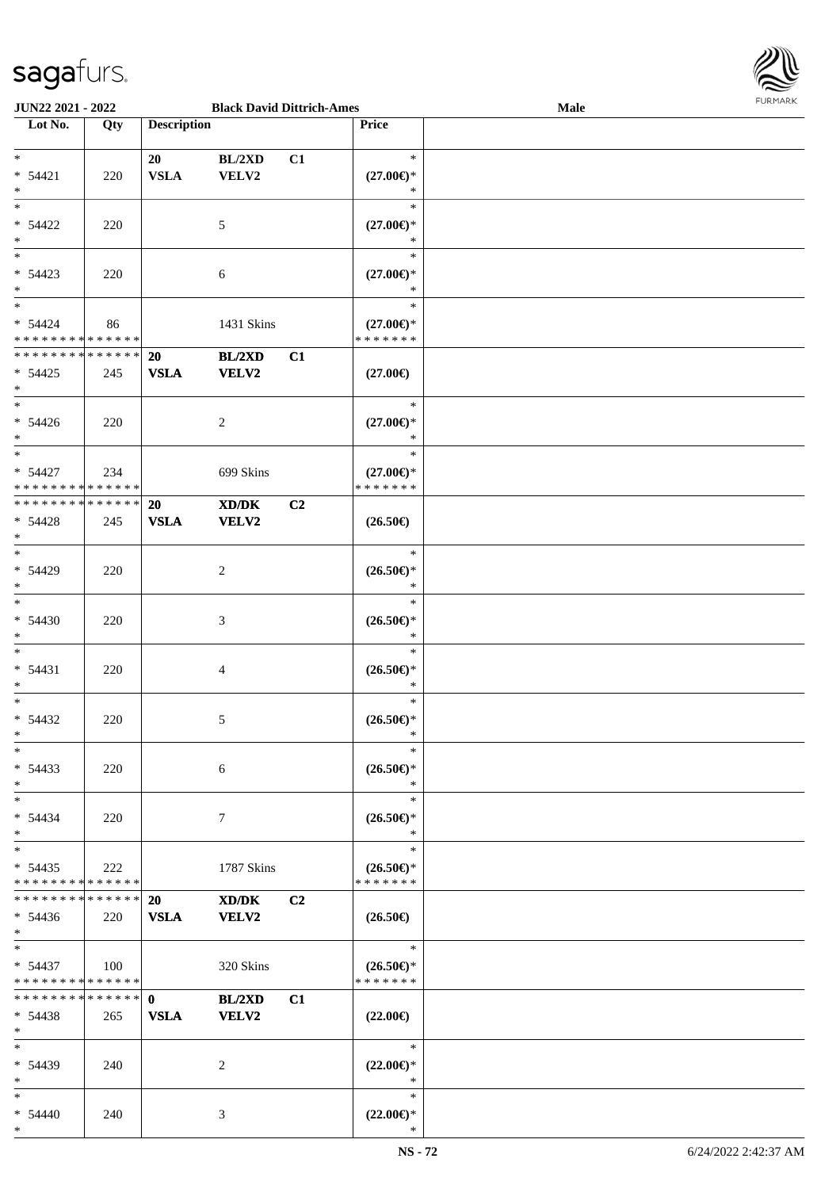| Lot No. | Qty | Description | | | Price |
|---|---|---|---|---|---|
| * | | 20 | BL/2XD | C1 | * |
| * 54421 | 220 | VSLA | VELV2 | | (27.00€)* |
| * | | | | | * |
| * | | | | | * |
| * 54422 | 220 | | 5 | | (27.00€)* |
| * | | | | | * |
| * | | | | | * |
| * 54423 | 220 | | 6 | | (27.00€)* |
| * | | | | | * |
| * | | | | | * |
| * 54424 | 86 | | 1431 Skins | | (27.00€)* |
| * * * * * * * * * * * * * * | | | | | * * * * * * * |
| * * * * * * * * * * * * * * | | 20 | BL/2XD | C1 | |
| * 54425 | 245 | VSLA | VELV2 | | (27.00€) |
| * | | | | | |
| * | | | | | * |
| * 54426 | 220 | | 2 | | (27.00€)* |
| * | | | | | * |
| * | | | | | * |
| * 54427 | 234 | | 699 Skins | | (27.00€)* |
| * * * * * * * * * * * * * * | | | | | * * * * * * * |
| * * * * * * * * * * * * * * | | 20 | XD/DK | C2 | |
| * 54428 | 245 | VSLA | VELV2 | | (26.50€) |
| * | | | | | |
| * | | | | | * |
| * 54429 | 220 | | 2 | | (26.50€)* |
| * | | | | | * |
| * | | | | | * |
| * 54430 | 220 | | 3 | | (26.50€)* |
| * | | | | | * |
| * | | | | | * |
| * 54431 | 220 | | 4 | | (26.50€)* |
| * | | | | | * |
| * | | | | | * |
| * 54432 | 220 | | 5 | | (26.50€)* |
| * | | | | | * |
| * | | | | | * |
| * 54433 | 220 | | 6 | | (26.50€)* |
| * | | | | | * |
| * | | | | | * |
| * 54434 | 220 | | 7 | | (26.50€)* |
| * | | | | | * |
| * | | | | | * |
| * 54435 | 222 | | 1787 Skins | | (26.50€)* |
| * * * * * * * * * * * * * * | | | | | * * * * * * * |
| * * * * * * * * * * * * * * | | 20 | XD/DK | C2 | |
| * 54436 | 220 | VSLA | VELV2 | | (26.50€) |
| * | | | | | |
| * | | | | | * |
| * 54437 | 100 | | 320 Skins | | (26.50€)* |
| * * * * * * * * * * * * * * | | | | | * * * * * * * |
| * * * * * * * * * * * * * * | | 0 | BL/2XD | C1 | |
| * 54438 | 265 | VSLA | VELV2 | | (22.00€) |
| * | | | | | |
| * | | | | | * |
| * 54439 | 240 | | 2 | | (22.00€)* |
| * | | | | | * |
| * | | | | | * |
| * 54440 | 240 | | 3 | | (22.00€)* |
| * | | | | | * |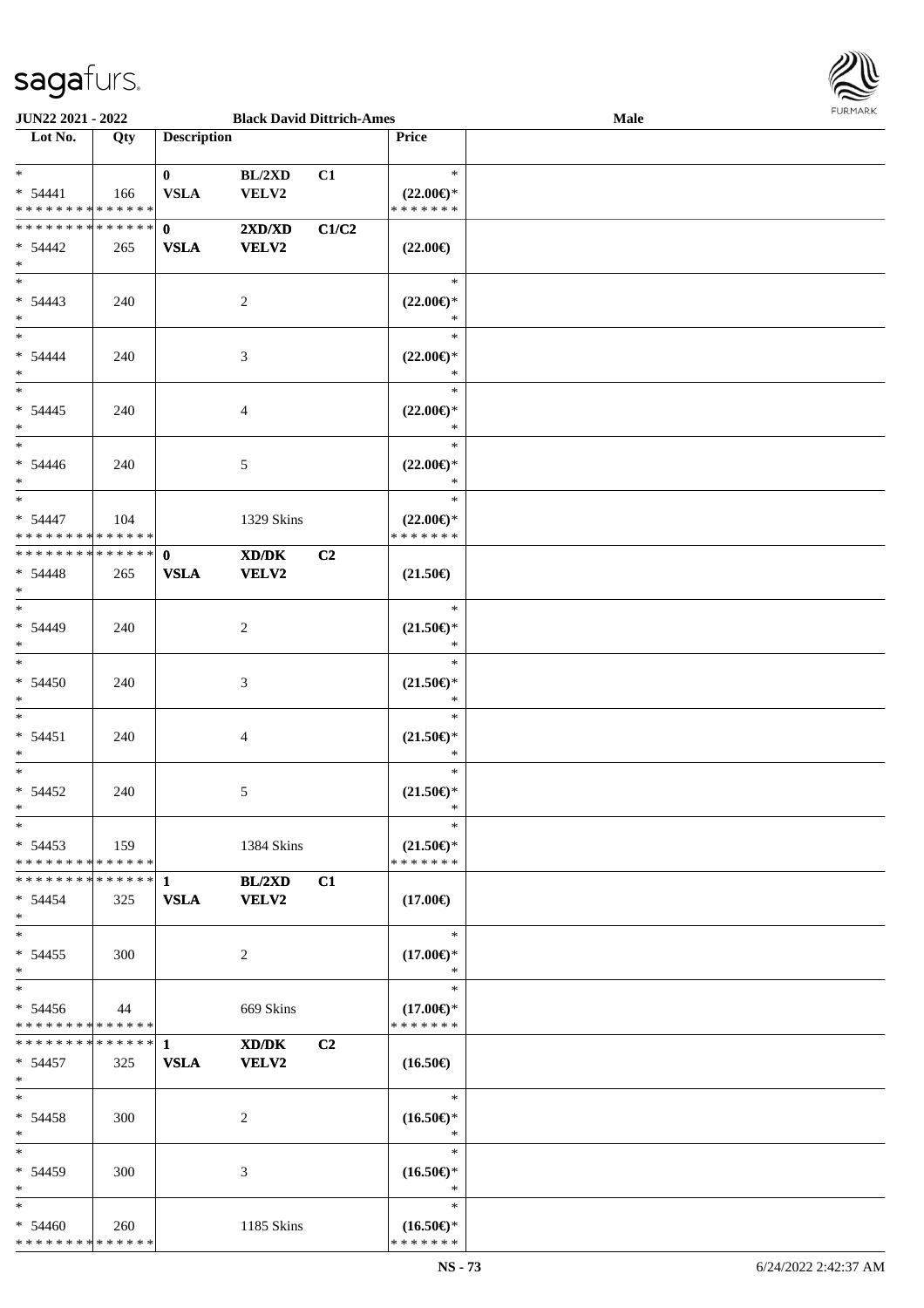JUN22 2021 - 2022 | Black David Dittrich-Ames | Male

| Lot No. | Qty | Description | | | Price | |
|---|---|---|---|---|---|---|
| * | | 0 | BL/2XD | C1 | * | |
| * 54441 | 166 | VSLA | VELV2 | | (22.00€)* | |
| * * * * * * * * * * * * * * | | | | | * * * * * * * | |
| * * * * * * * * * * * * * * | | 0 | 2XD/XD | C1/C2 | | |
| * 54442 | 265 | VSLA | VELV2 | | (22.00€) | |
| * | | | | | | |
| * | | | | | * | |
| * 54443 | 240 | | 2 | | (22.00€)* | |
| * | | | | | * | |
| * | | | | | * | |
| * 54444 | 240 | | 3 | | (22.00€)* | |
| * | | | | | * | |
| * | | | | | * | |
| * 54445 | 240 | | 4 | | (22.00€)* | |
| * | | | | | * | |
| * | | | | | * | |
| * 54446 | 240 | | 5 | | (22.00€)* | |
| * | | | | | * | |
| * | | | | | * | |
| * 54447 | 104 | | 1329 Skins | | (22.00€)* | |
| * * * * * * * * * * * * * * | | | | | * * * * * * * | |
| * * * * * * * * * * * * * * | | 0 | XD/DK | C2 | | |
| * 54448 | 265 | VSLA | VELV2 | | (21.50€) | |
| * | | | | | | |
| * | | | | | * | |
| * 54449 | 240 | | 2 | | (21.50€)* | |
| * | | | | | * | |
| * | | | | | * | |
| * 54450 | 240 | | 3 | | (21.50€)* | |
| * | | | | | * | |
| * | | | | | * | |
| * 54451 | 240 | | 4 | | (21.50€)* | |
| * | | | | | * | |
| * | | | | | * | |
| * 54452 | 240 | | 5 | | (21.50€)* | |
| * | | | | | * | |
| * | | | | | * | |
| * 54453 | 159 | | 1384 Skins | | (21.50€)* | |
| * * * * * * * * * * * * * * | | | | | * * * * * * * | |
| * * * * * * * * * * * * * * | | 1 | BL/2XD | C1 | | |
| * 54454 | 325 | VSLA | VELV2 | | (17.00€) | |
| * | | | | | | |
| * | | | | | * | |
| * 54455 | 300 | | 2 | | (17.00€)* | |
| * | | | | | * | |
| * | | | | | * | |
| * 54456 | 44 | | 669 Skins | | (17.00€)* | |
| * * * * * * * * * * * * * * | | | | | * * * * * * * | |
| * * * * * * * * * * * * * * | | 1 | XD/DK | C2 | | |
| * 54457 | 325 | VSLA | VELV2 | | (16.50€) | |
| * | | | | | | |
| * | | | | | * | |
| * 54458 | 300 | | 2 | | (16.50€)* | |
| * | | | | | * | |
| * | | | | | * | |
| * 54459 | 300 | | 3 | | (16.50€)* | |
| * | | | | | * | |
| * | | | | | * | |
| * 54460 | 260 | | 1185 Skins | | (16.50€)* | |
| * * * * * * * * * * * * * * | | | | | * * * * * * * | |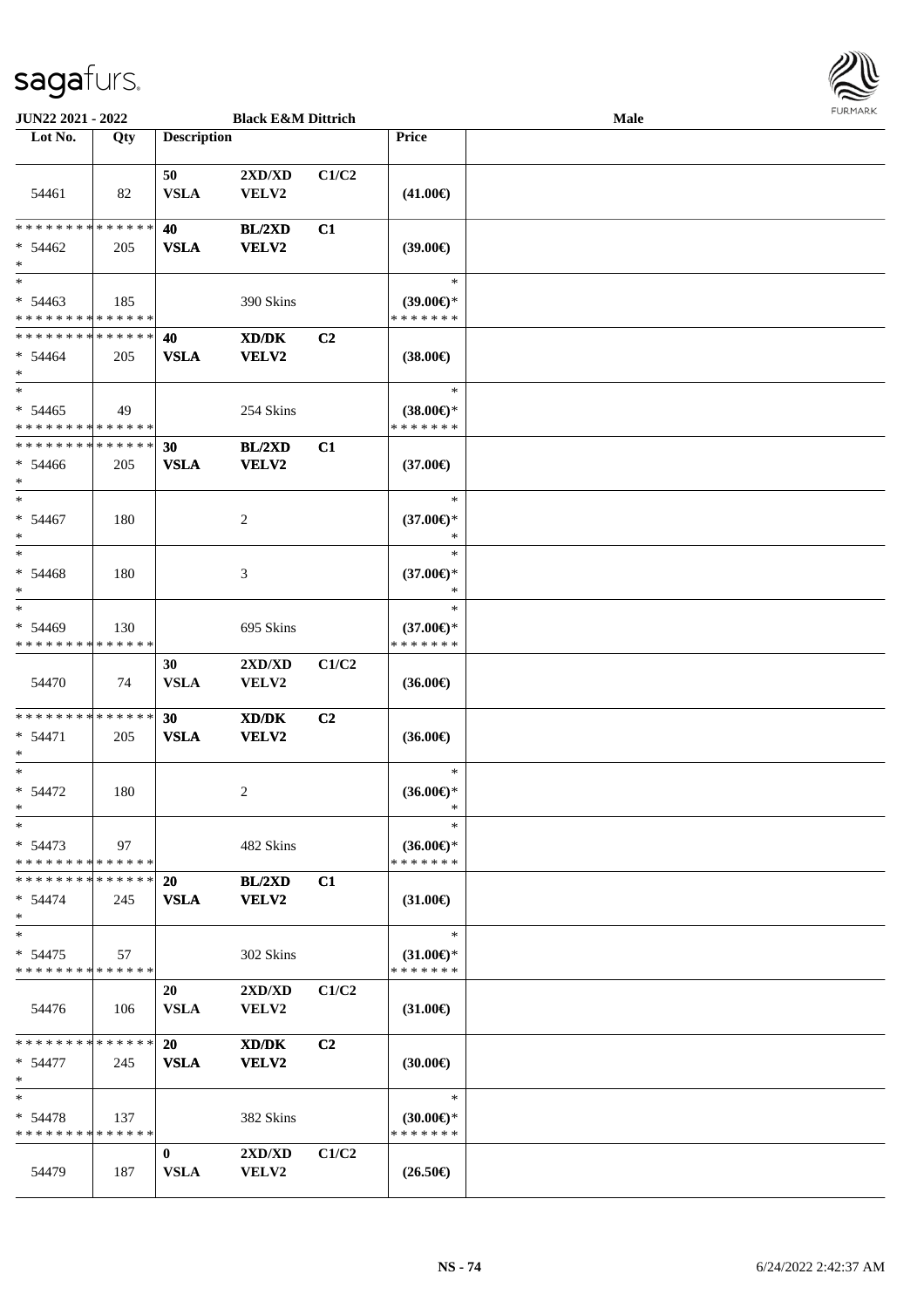| Lot No. | Qty | Description | | | Price | |
|---|---|---|---|---|---|---|
| 54461 | 82 | 50 VSLA | 2XD/XD VELV2 | C1/C2 | (41.00€) | |
| * * * * * * * * * * * * * * * 54462 * | 205 | 40 VSLA | BL/2XD VELV2 | C1 | (39.00€) | |
| * * 54463 * * * * * * * * * * * * * * | 185 | | 390 Skins | | * (39.00€)* * * * * * * * | |
| * * * * * * * * * * * * * * * 54464 * | 205 | 40 VSLA | XD/DK VELV2 | C2 | (38.00€) | |
| * * 54465 * * * * * * * * * * * * * * | 49 | | 254 Skins | | * (38.00€)* * * * * * * * | |
| * * * * * * * * * * * * * * * 54466 * | 205 | 30 VSLA | BL/2XD VELV2 | C1 | (37.00€) | |
| * * 54467 * | 180 | | 2 | | * (37.00€)* * | |
| * * 54468 * | 180 | | 3 | | * (37.00€)* * | |
| * * 54469 * * * * * * * * * * * * * * | 130 | | 695 Skins | | * (37.00€)* * * * * * * * | |
| 54470 | 74 | 30 VSLA | 2XD/XD VELV2 | C1/C2 | (36.00€) | |
| * * * * * * * * * * * * * * * 54471 * | 205 | 30 VSLA | XD/DK VELV2 | C2 | (36.00€) | |
| * * 54472 * | 180 | | 2 | | * (36.00€)* * | |
| * * 54473 * * * * * * * * * * * * * * | 97 | | 482 Skins | | * (36.00€)* * * * * * * * | |
| * * * * * * * * * * * * * * * 54474 * | 245 | 20 VSLA | BL/2XD VELV2 | C1 | (31.00€) | |
| * * 54475 * * * * * * * * * * * * * * | 57 | | 302 Skins | | * (31.00€)* * * * * * * * | |
| 54476 | 106 | 20 VSLA | 2XD/XD VELV2 | C1/C2 | (31.00€) | |
| * * * * * * * * * * * * * * * 54477 * | 245 | 20 VSLA | XD/DK VELV2 | C2 | (30.00€) | |
| * * 54478 * * * * * * * * * * * * * * | 137 | | 382 Skins | | * (30.00€)* * * * * * * * | |
| 54479 | 187 | 0 VSLA | 2XD/XD VELV2 | C1/C2 | (26.50€) | |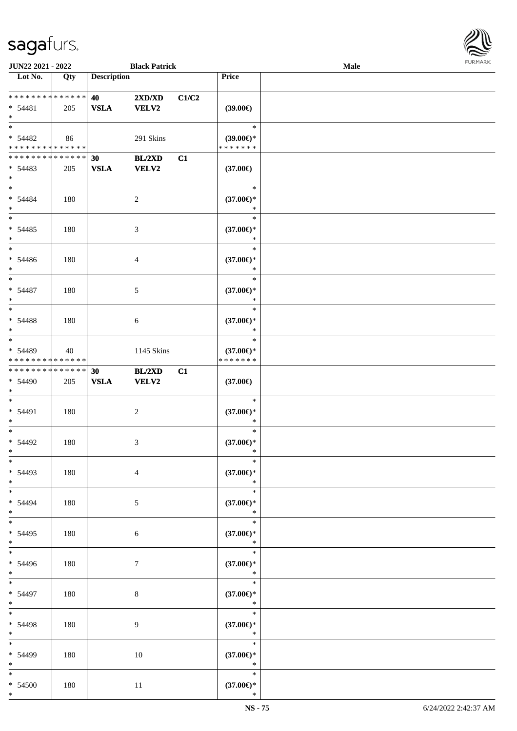| Lot No. | Qty | Description | | | Price | |
|---|---|---|---|---|---|---|
| ************** | | 40 | 2XD/XD | C1/C2 | | |
| * 54481 | 205 | VSLA | VELV2 | | (39.00€) | |
| * | | | | | | |
| * | | | | | * | |
| * 54482 | 86 | | 291 Skins | | (39.00€)* | |
| ************** | | | | | ******* | |
| ************** | | 30 | BL/2XD | C1 | | |
| * 54483 | 205 | VSLA | VELV2 | | (37.00€) | |
| * | | | | | | |
| * | | | | | * | |
| * 54484 | 180 | | 2 | | (37.00€)* | |
| * | | | | | * | |
| * | | | | | * | |
| * 54485 | 180 | | 3 | | (37.00€)* | |
| * | | | | | * | |
| * | | | | | * | |
| * 54486 | 180 | | 4 | | (37.00€)* | |
| * | | | | | * | |
| * | | | | | * | |
| * 54487 | 180 | | 5 | | (37.00€)* | |
| * | | | | | * | |
| * | | | | | * | |
| * 54488 | 180 | | 6 | | (37.00€)* | |
| * | | | | | * | |
| * | | | | | * | |
| * 54489 | 40 | | 1145 Skins | | (37.00€)* | |
| ************** | | | | | ******* | |
| ************** | | 30 | BL/2XD | C1 | | |
| * 54490 | 205 | VSLA | VELV2 | | (37.00€) | |
| * | | | | | | |
| * | | | | | * | |
| * 54491 | 180 | | 2 | | (37.00€)* | |
| * | | | | | * | |
| * | | | | | * | |
| * 54492 | 180 | | 3 | | (37.00€)* | |
| * | | | | | * | |
| * | | | | | * | |
| * 54493 | 180 | | 4 | | (37.00€)* | |
| * | | | | | * | |
| * | | | | | * | |
| * 54494 | 180 | | 5 | | (37.00€)* | |
| * | | | | | * | |
| * | | | | | * | |
| * 54495 | 180 | | 6 | | (37.00€)* | |
| * | | | | | * | |
| * | | | | | * | |
| * 54496 | 180 | | 7 | | (37.00€)* | |
| * | | | | | * | |
| * | | | | | * | |
| * 54497 | 180 | | 8 | | (37.00€)* | |
| * | | | | | * | |
| * | | | | | * | |
| * 54498 | 180 | | 9 | | (37.00€)* | |
| * | | | | | * | |
| * | | | | | * | |
| * 54499 | 180 | | 10 | | (37.00€)* | |
| * | | | | | * | |
| * | | | | | * | |
| * 54500 | 180 | | 11 | | (37.00€)* | |
| * | | | | | * | |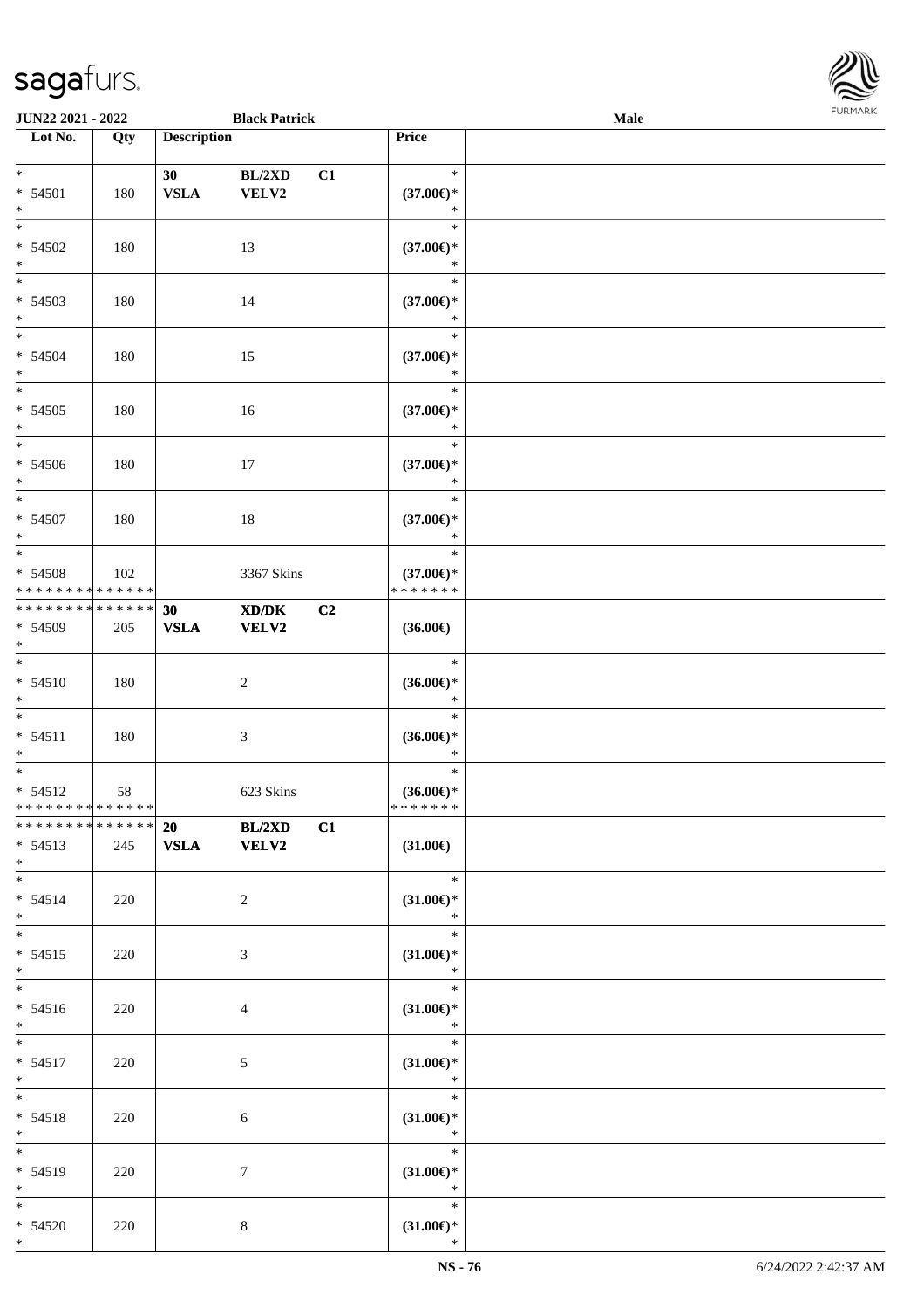| Lot No. | Qty | Description | | | Price | |
|---|---|---|---|---|---|---|
| * <br> * 54501 <br> * | 180 | 30 <br> **VSLA** | **BL/2XD** <br> **VELV2** | **C1** | * <br> **(37.00€)*** <br> * | |
| * <br> * 54502 <br> * | 180 | | 13 | | * <br> **(37.00€)*** <br> * | |
| * <br> * 54503 <br> * | 180 | | 14 | | * <br> **(37.00€)*** <br> * | |
| * <br> * 54504 <br> * | 180 | | 15 | | * <br> **(37.00€)*** <br> * | |
| * <br> * 54505 <br> * | 180 | | 16 | | * <br> **(37.00€)*** <br> * | |
| * <br> * 54506 <br> * | 180 | | 17 | | * <br> **(37.00€)*** <br> * | |
| * <br> * 54507 <br> * | 180 | | 18 | | * <br> **(37.00€)*** <br> * | |
| * <br> * 54508 <br> * * * * * * * * * * * * * * | 102 | | 3367 Skins | | * <br> **(37.00€)*** <br> * * * * * * * | |
| * * * * * * * * * * * * * * <br> * 54509 <br> * | 205 | **30** <br> **VSLA** | **XD/DK** <br> **VELV2** | **C2** | **(36.00€)** | |
| * <br> * 54510 <br> * | 180 | | 2 | | * <br> **(36.00€)*** <br> * | |
| * <br> * 54511 <br> * | 180 | | 3 | | * <br> **(36.00€)*** <br> * | |
| * <br> * 54512 <br> * * * * * * * * * * * * * * | 58 | | 623 Skins | | * <br> **(36.00€)*** <br> * * * * * * * | |
| * * * * * * * * * * * * * * <br> * 54513 <br> * | 245 | **20** <br> **VSLA** | **BL/2XD** <br> **VELV2** | **C1** | **(31.00€)** | |
| * <br> * 54514 <br> * | 220 | | 2 | | * <br> **(31.00€)*** <br> * | |
| * <br> * 54515 <br> * | 220 | | 3 | | * <br> **(31.00€)*** <br> * | |
| * <br> * 54516 <br> * | 220 | | 4 | | * <br> **(31.00€)*** <br> * | |
| * <br> * 54517 <br> * | 220 | | 5 | | * <br> **(31.00€)*** <br> * | |
| * <br> * 54518 <br> * | 220 | | 6 | | * <br> **(31.00€)*** <br> * | |
| * <br> * 54519 <br> * | 220 | | 7 | | * <br> **(31.00€)*** <br> * | |
| * <br> * 54520 <br> * | 220 | | 8 | | * <br> **(31.00€)*** <br> * | |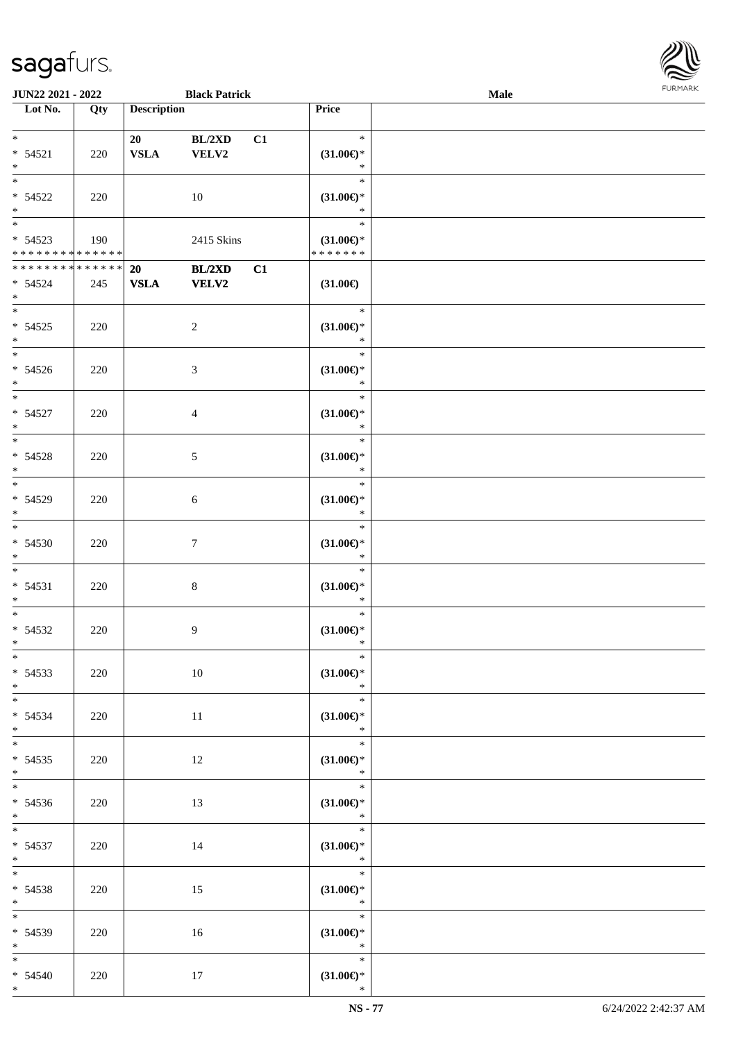| Lot No. | Qty | Description | | | Price | |
|---|---|---|---|---|---|---|
| * | | 20 | BL/2XD | C1 | * | |
| * 54521 | 220 | VSLA | VELV2 | | (31.00€)* | |
| * | | | | | * | |
| * | | | | | * | |
| * 54522 | 220 | | 10 | | (31.00€)* | |
| * | | | | | * | |
| * | | | | | * | |
| * 54523 | 190 | | 2415 Skins | | (31.00€)* | |
| * * * * * * * * * * * * * * | | | | | * * * * * * * | |
| * * * * * * * * * * * * * * | | 20 | BL/2XD | C1 | | |
| * 54524 | 245 | VSLA | VELV2 | | (31.00€) | |
| * | | | | | | |
| * | | | | | * | |
| * 54525 | 220 | | 2 | | (31.00€)* | |
| * | | | | | * | |
| * | | | | | * | |
| * 54526 | 220 | | 3 | | (31.00€)* | |
| * | | | | | * | |
| * | | | | | * | |
| * 54527 | 220 | | 4 | | (31.00€)* | |
| * | | | | | * | |
| * | | | | | * | |
| * 54528 | 220 | | 5 | | (31.00€)* | |
| * | | | | | * | |
| * | | | | | * | |
| * 54529 | 220 | | 6 | | (31.00€)* | |
| * | | | | | * | |
| * | | | | | * | |
| * 54530 | 220 | | 7 | | (31.00€)* | |
| * | | | | | * | |
| * | | | | | * | |
| * 54531 | 220 | | 8 | | (31.00€)* | |
| * | | | | | * | |
| * | | | | | * | |
| * 54532 | 220 | | 9 | | (31.00€)* | |
| * | | | | | * | |
| * | | | | | * | |
| * 54533 | 220 | | 10 | | (31.00€)* | |
| * | | | | | * | |
| * | | | | | * | |
| * 54534 | 220 | | 11 | | (31.00€)* | |
| * | | | | | * | |
| * | | | | | * | |
| * 54535 | 220 | | 12 | | (31.00€)* | |
| * | | | | | * | |
| * | | | | | * | |
| * 54536 | 220 | | 13 | | (31.00€)* | |
| * | | | | | * | |
| * | | | | | * | |
| * 54537 | 220 | | 14 | | (31.00€)* | |
| * | | | | | * | |
| * | | | | | * | |
| * 54538 | 220 | | 15 | | (31.00€)* | |
| * | | | | | * | |
| * | | | | | * | |
| * 54539 | 220 | | 16 | | (31.00€)* | |
| * | | | | | * | |
| * | | | | | * | |
| * 54540 | 220 | | 17 | | (31.00€)* | |
| * | | | | | * | |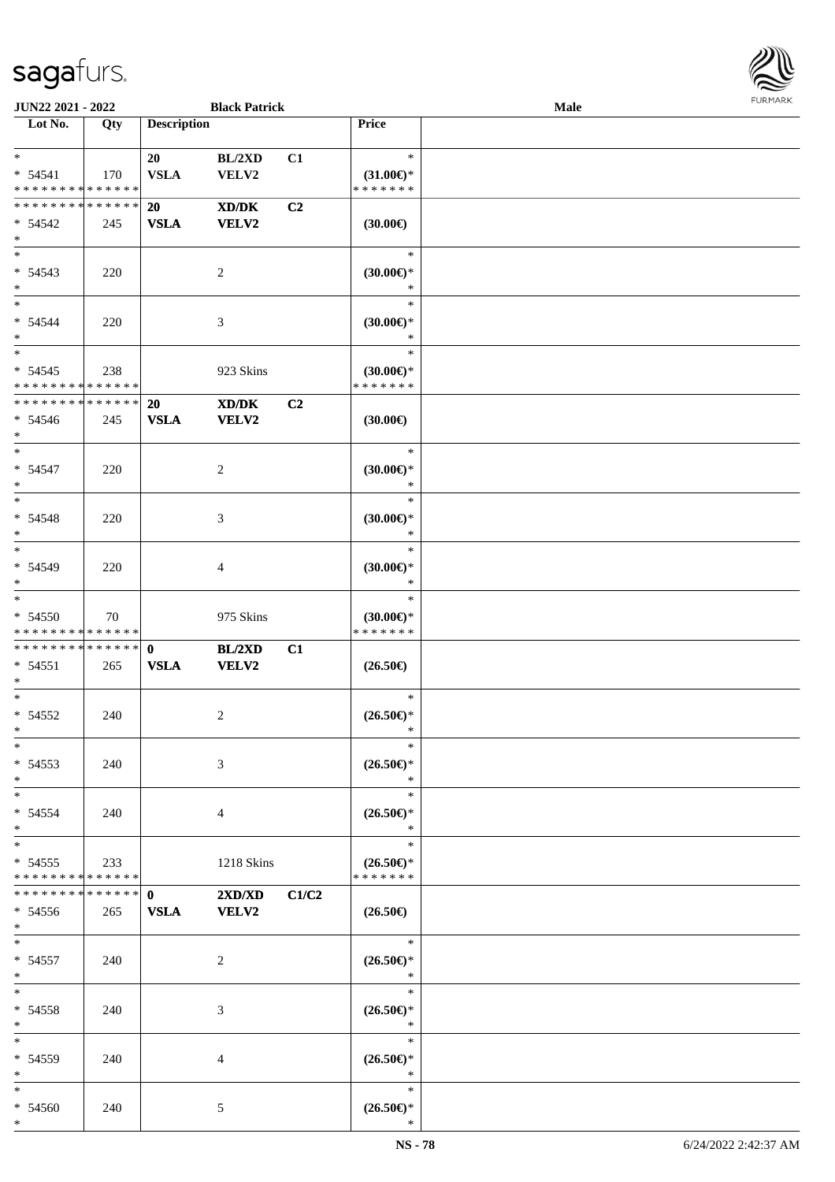| Lot No. | Qty | Description | | | Price | |
|---|---|---|---|---|---|---|
| *<br>* 54541<br>* * * * * * * * * * * * * * | 170 | 20<br>VSLA | BL/2XD<br>VELV2 | C1 | *<br>(31.00€)*<br>* * * * * * * | |
| * * * * * * * * * * * * * *<br>* 54542<br>* | 245 | 20<br>VSLA | XD/DK<br>VELV2 | C2 | (30.00€) | |
| *<br>* 54543<br>* | 220 | | 2 | | *<br>(30.00€)*<br>* | |
| *<br>* 54544<br>* | 220 | | 3 | | *<br>(30.00€)*<br>* | |
| *<br>* 54545<br>* * * * * * * * * * * * * * | 238 | | 923 Skins | | *<br>(30.00€)*<br>* * * * * * * | |
| * * * * * * * * * * * * * *<br>* 54546<br>* | 245 | 20<br>VSLA | XD/DK<br>VELV2 | C2 | (30.00€) | |
| *<br>* 54547<br>* | 220 | | 2 | | *<br>(30.00€)*<br>* | |
| *<br>* 54548<br>* | 220 | | 3 | | *<br>(30.00€)*<br>* | |
| *<br>* 54549<br>* | 220 | | 4 | | *<br>(30.00€)*<br>* | |
| *<br>* 54550<br>* * * * * * * * * * * * * * | 70 | | 975 Skins | | *<br>(30.00€)*<br>* * * * * * * | |
| * * * * * * * * * * * * * *<br>* 54551<br>* | 265 | 0<br>VSLA | BL/2XD<br>VELV2 | C1 | (26.50€) | |
| *<br>* 54552<br>* | 240 | | 2 | | *<br>(26.50€)*<br>* | |
| *<br>* 54553<br>* | 240 | | 3 | | *<br>(26.50€)*<br>* | |
| *<br>* 54554<br>* | 240 | | 4 | | *<br>(26.50€)*<br>* | |
| *<br>* 54555<br>* * * * * * * * * * * * * * | 233 | | 1218 Skins | | *<br>(26.50€)*<br>* * * * * * * | |
| * * * * * * * * * * * * * *<br>* 54556<br>* | 265 | 0<br>VSLA | 2XD/XD<br>VELV2 | C1/C2 | (26.50€) | |
| *<br>* 54557<br>* | 240 | | 2 | | *<br>(26.50€)*<br>* | |
| *<br>* 54558<br>* | 240 | | 3 | | *<br>(26.50€)*<br>* | |
| *<br>* 54559<br>* | 240 | | 4 | | *<br>(26.50€)*<br>* | |
| *<br>* 54560<br>* | 240 | | 5 | | *<br>(26.50€)*<br>* | |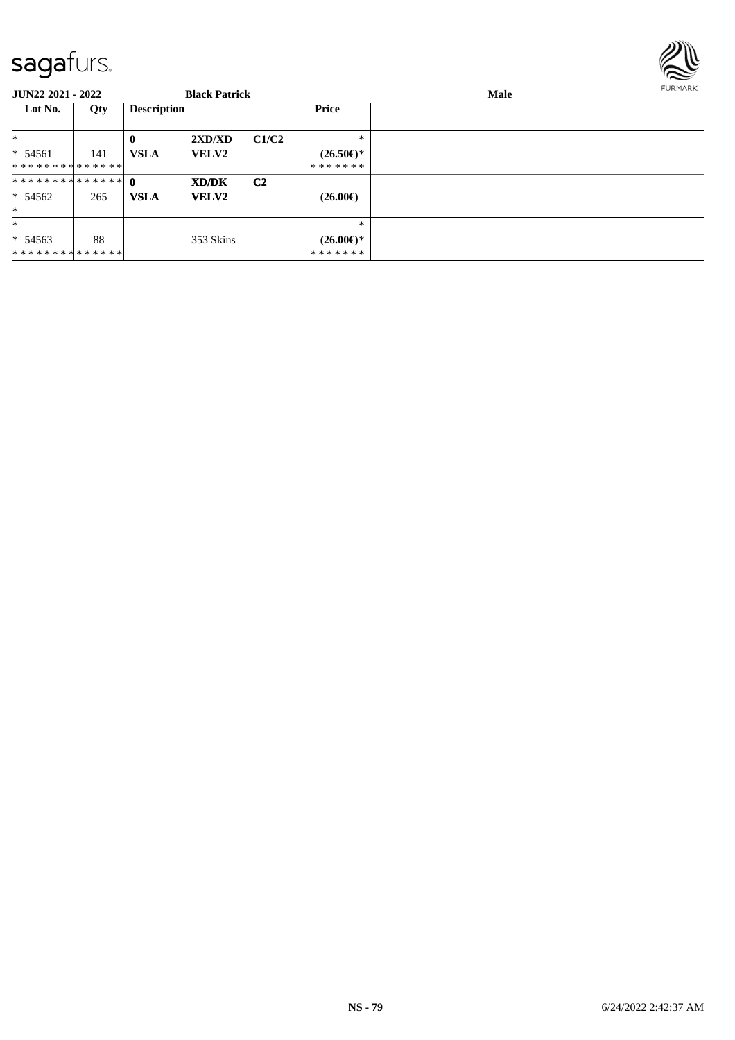sagafurs.

**JUN22 2021 - 2022** **Black Patrick** **Male**

| Lot No. | Qty | Description | | | Price | |
|---|---|---|---|---|---|---|
| * | | **0** | **2XD/XD** | **C1/C2** | * | |
| * 54561 | 141 | **VSLA** | **VELV2** | | **(26.50€)*** | |
| * * * * * * * * * * * * * * | | | | | * * * * * * * | |
| * * * * * * * * * * * * * * | | **0** | **XD/DK** | **C2** | | |
| * 54562 | 265 | **VSLA** | **VELV2** | | **(26.00€)** | |
| * | | | | | | |
| * | | | | | * | |
| * 54563 | 88 | | 353 Skins | | **(26.00€)*** | |
| * * * * * * * * * * * * * * | | | | | * * * * * * * | |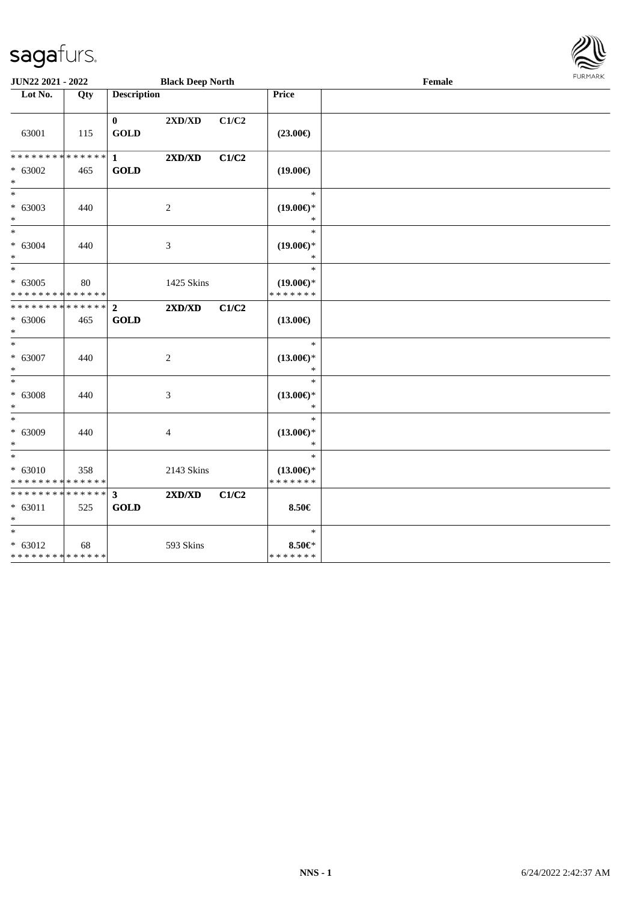**JUN22 2021 - 2022** | **Black Deep North** | **Female**

| Lot No. | Qty | Description | | | Price | |
|---|---|---|---|---|---|---|
| 63001 | 115 | **0** **GOLD** | **2XD/XD** | **C1/C2** | **(23.00€)** | |
| * * * * * * * * * * * * * *<br>* 63002<br>* | 465 | **1** **GOLD** | **2XD/XD** | **C1/C2** | **(19.00€)** | |
| *<br>* 63003<br>* | 440 | | 2 | | *<br>**(19.00€)***<br>* | |
| *<br>* 63004<br>* | 440 | | 3 | | *<br>**(19.00€)***<br>* | |
| *<br>* 63005<br>* * * * * * * * * * * * * * | 80 | | 1425 Skins | | *<br>**(19.00€)***<br>* * * * * * * | |
| * * * * * * * * * * * * * *<br>* 63006<br>* | 465 | **2** **GOLD** | **2XD/XD** | **C1/C2** | **(13.00€)** | |
| *<br>* 63007<br>* | 440 | | 2 | | *<br>**(13.00€)***<br>* | |
| *<br>* 63008<br>* | 440 | | 3 | | *<br>**(13.00€)***<br>* | |
| *<br>* 63009<br>* | 440 | | 4 | | *<br>**(13.00€)***<br>* | |
| *<br>* 63010<br>* * * * * * * * * * * * * * | 358 | | 2143 Skins | | *<br>**(13.00€)***<br>* * * * * * * | |
| * * * * * * * * * * * * * *<br>* 63011<br>* | 525 | **3** **GOLD** | **2XD/XD** | **C1/C2** | **8.50€** | |
| *<br>* 63012<br>* * * * * * * * * * * * * * | 68 | | 593 Skins | | *<br>**8.50€***<br>* * * * * * * | |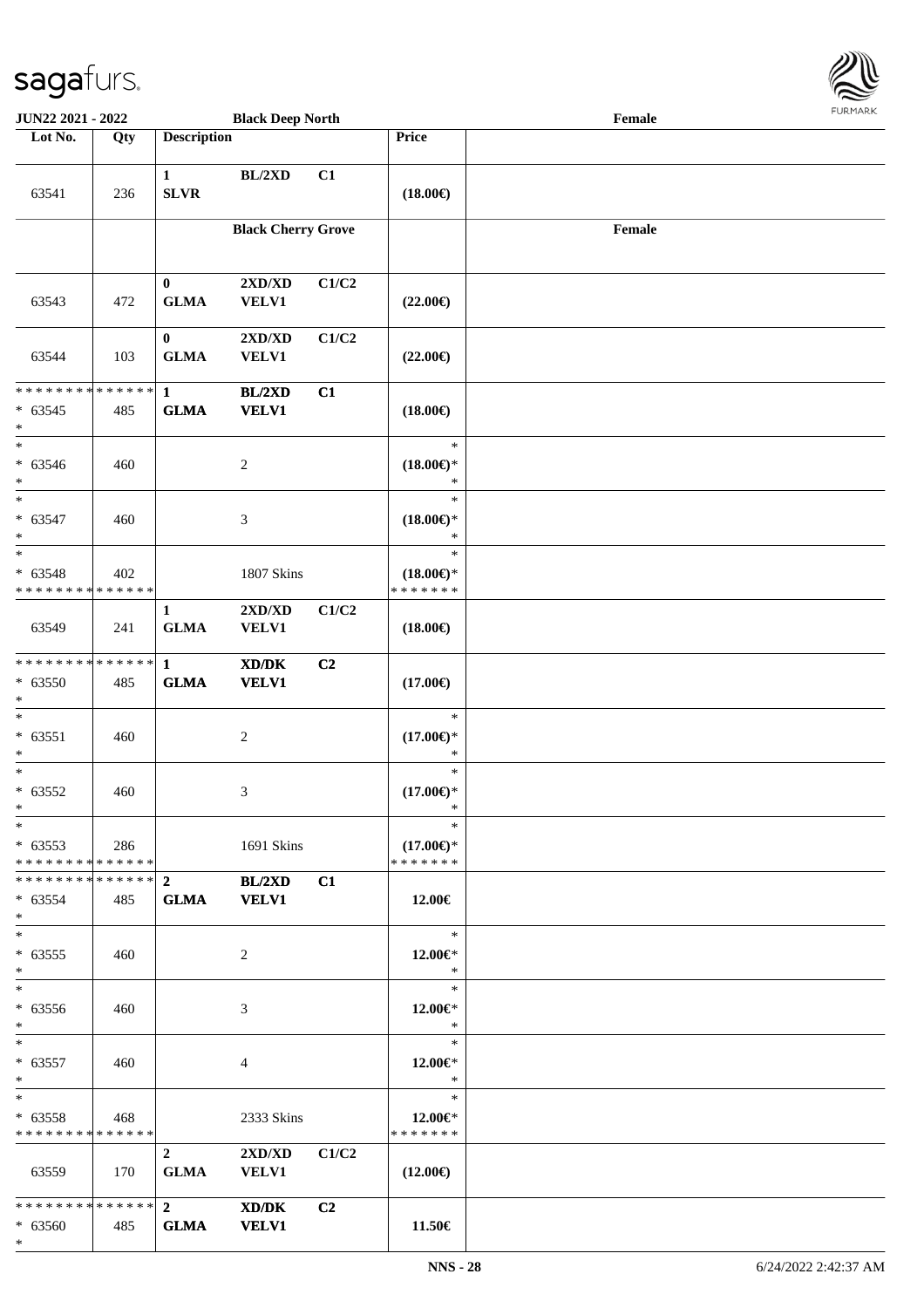| Lot No. | Qty | Description | | | Price | |
|---|---|---|---|---|---|---|
| 63541 | 236 | 1 SLVR | BL/2XD | C1 | (18.00€) | |
| | | | Black Cherry Grove | | | Female |
| 63543 | 472 | 0 GLMA | 2XD/XD VELV1 | C1/C2 | (22.00€) | |
| 63544 | 103 | 0 GLMA | 2XD/XD VELV1 | C1/C2 | (22.00€) | |
| * * * * * * * * * * * * * * * 63545 * | 485 | 1 GLMA | BL/2XD VELV1 | C1 | (18.00€) | |
| * * 63546 * | 460 | | 2 | | * (18.00€)* * | |
| * * 63547 * | 460 | | 3 | | * (18.00€)* * | |
| * * 63548 * * * * * * * * * * * * * * | 402 | | 1807 Skins | | * (18.00€)* * * * * * * * | |
| 63549 | 241 | 1 GLMA | 2XD/XD VELV1 | C1/C2 | (18.00€) | |
| * * * * * * * * * * * * * * * 63550 * | 485 | 1 GLMA | XD/DK VELV1 | C2 | (17.00€) | |
| * * 63551 * | 460 | | 2 | | * (17.00€)* * | |
| * * 63552 * | 460 | | 3 | | * (17.00€)* * | |
| * * 63553 * * * * * * * * * * * * * * | 286 | | 1691 Skins | | * (17.00€)* * * * * * * * | |
| * * * * * * * * * * * * * * * 63554 * | 485 | 2 GLMA | BL/2XD VELV1 | C1 | 12.00€ | |
| * * 63555 * | 460 | | 2 | | * 12.00€* * | |
| * * 63556 * | 460 | | 3 | | * 12.00€* * | |
| * * 63557 * | 460 | | 4 | | * 12.00€* * | |
| * * 63558 * * * * * * * * * * * * * * | 468 | | 2333 Skins | | * 12.00€* * * * * * * * | |
| 63559 | 170 | 2 GLMA | 2XD/XD VELV1 | C1/C2 | (12.00€) | |
| * * * * * * * * * * * * * * * 63560 * | 485 | 2 GLMA | XD/DK VELV1 | C2 | 11.50€ | |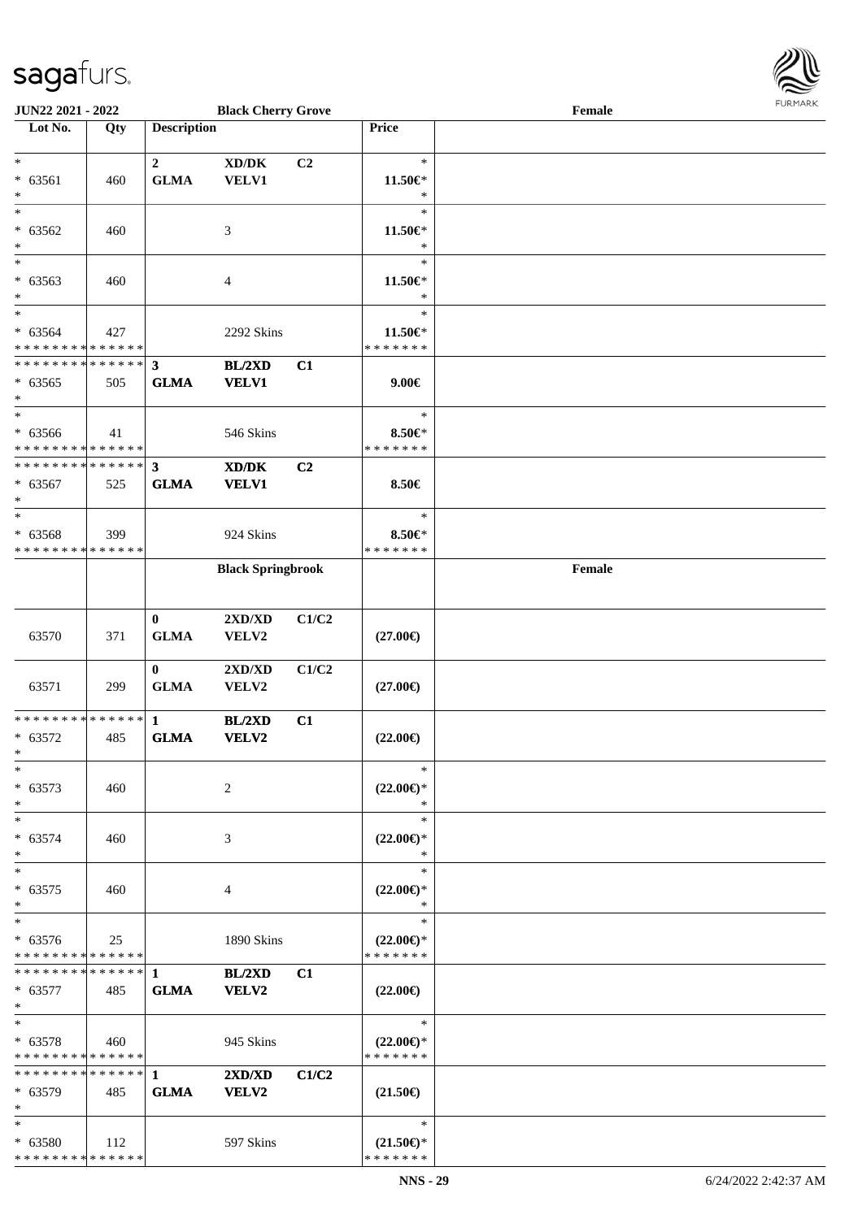| Lot No. | Qty | Description | | | Price | |
|---|---|---|---|---|---|---|
| | | **Black Cherry Grove** | | | | **Female** |
| * | | **2** | **XD/DK** | **C2** | * | |
| * 63561 | 460 | **GLMA** | **VELV1** | | **11.50€*** | |
| * | | | | | * | |
| * | | | | | * | |
| * 63562 | 460 | | 3 | | **11.50€*** | |
| * | | | | | * | |
| * | | | | | * | |
| * 63563 | 460 | | 4 | | **11.50€*** | |
| * | | | | | * | |
| * | | | | | * | |
| * 63564 | 427 | | 2292 Skins | | **11.50€*** | |
| * * * * * * * * * * * * * * | | | | | * * * * * * * | |
| * * * * * * * * * * * * * * | | **3** | **BL/2XD** | **C1** | | |
| * 63565 | 505 | **GLMA** | **VELV1** | | **9.00€** | |
| * | | | | | | |
| * | | | | | * | |
| * 63566 | 41 | | 546 Skins | | **8.50€*** | |
| * * * * * * * * * * * * * * | | | | | * * * * * * * | |
| * * * * * * * * * * * * * * | | **3** | **XD/DK** | **C2** | | |
| * 63567 | 525 | **GLMA** | **VELV1** | | **8.50€** | |
| * | | | | | | |
| * | | | | | * | |
| * 63568 | 399 | | 924 Skins | | **8.50€*** | |
| * * * * * * * * * * * * * * | | | | | * * * * * * * | |
| | | **Black Springbrook** | | | | **Female** |
| | | **0** | **2XD/XD** | **C1/C2** | | |
| 63570 | 371 | **GLMA** | **VELV2** | | **(27.00€)** | |
| | | **0** | **2XD/XD** | **C1/C2** | | |
| 63571 | 299 | **GLMA** | **VELV2** | | **(27.00€)** | |
| * * * * * * * * * * * * * * | | **1** | **BL/2XD** | **C1** | | |
| * 63572 | 485 | **GLMA** | **VELV2** | | **(22.00€)** | |
| * | | | | | | |
| * | | | | | * | |
| * 63573 | 460 | | 2 | | **(22.00€)*** | |
| * | | | | | * | |
| * | | | | | * | |
| * 63574 | 460 | | 3 | | **(22.00€)*** | |
| * | | | | | * | |
| * | | | | | * | |
| * 63575 | 460 | | 4 | | **(22.00€)*** | |
| * | | | | | * | |
| * | | | | | * | |
| * 63576 | 25 | | 1890 Skins | | **(22.00€)*** | |
| * * * * * * * * * * * * * * | | | | | * * * * * * * | |
| * * * * * * * * * * * * * * | | **1** | **BL/2XD** | **C1** | | |
| * 63577 | 485 | **GLMA** | **VELV2** | | **(22.00€)** | |
| * | | | | | | |
| * | | | | | * | |
| * 63578 | 460 | | 945 Skins | | **(22.00€)*** | |
| * * * * * * * * * * * * * * | | | | | * * * * * * * | |
| * * * * * * * * * * * * * * | | **1** | **2XD/XD** | **C1/C2** | | |
| * 63579 | 485 | **GLMA** | **VELV2** | | **(21.50€)** | |
| * | | | | | | |
| * | | | | | * | |
| * 63580 | 112 | | 597 Skins | | **(21.50€)*** | |
| * * * * * * * * * * * * * * | | | | | * * * * * * * | |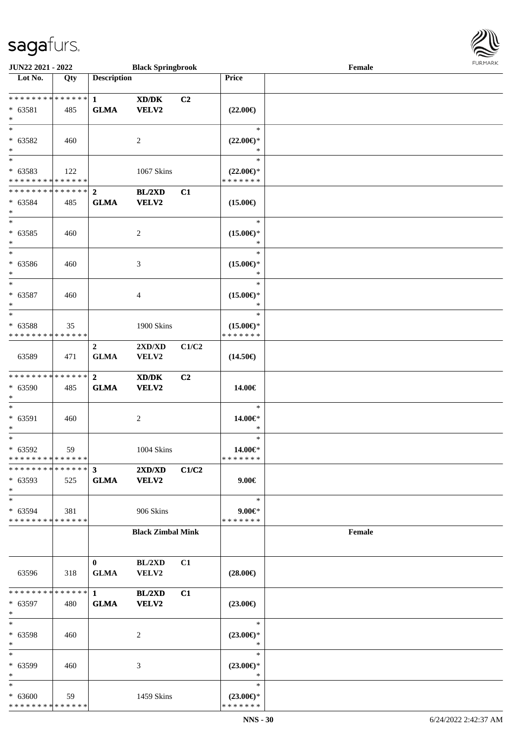**JUN22 2021 - 2022** | **Black Springbrook** | **Female**

| Lot No. | Qty | Description | | | Price | |
|---|---|---|---|---|---|---|
| * * * * * * * * * * * * * * | | **1** | **XD/DK** | **C2** | | |
| * 63581 | 485 | **GLMA** | **VELV2** | | **(22.00€)** | |
| * | | | | | | |
| * | | | | | * | |
| * 63582 | 460 | | 2 | | **(22.00€)*** | |
| * | | | | | * | |
| * | | | | | * | |
| * 63583 | 122 | | 1067 Skins | | **(22.00€)*** | |
| * * * * * * * * * * * * * * | | | | | * * * * * * * | |
| * * * * * * * * * * * * * * | | **2** | **BL/2XD** | **C1** | | |
| * 63584 | 485 | **GLMA** | **VELV2** | | **(15.00€)** | |
| * | | | | | | |
| * | | | | | * | |
| * 63585 | 460 | | 2 | | **(15.00€)*** | |
| * | | | | | * | |
| * | | | | | * | |
| * 63586 | 460 | | 3 | | **(15.00€)*** | |
| * | | | | | * | |
| * | | | | | * | |
| * 63587 | 460 | | 4 | | **(15.00€)*** | |
| * | | | | | * | |
| * | | | | | * | |
| * 63588 | 35 | | 1900 Skins | | **(15.00€)*** | |
| * * * * * * * * * * * * * * | | | | | * * * * * * * | |
| | | **2** | **2XD/XD** | **C1/C2** | | |
| 63589 | 471 | **GLMA** | **VELV2** | | **(14.50€)** | |
| * * * * * * * * * * * * * * | | **2** | **XD/DK** | **C2** | | |
| * 63590 | 485 | **GLMA** | **VELV2** | | **14.00€** | |
| * | | | | | | |
| * | | | | | * | |
| * 63591 | 460 | | 2 | | **14.00€*** | |
| * | | | | | * | |
| * | | | | | * | |
| * 63592 | 59 | | 1004 Skins | | **14.00€*** | |
| * * * * * * * * * * * * * * | | | | | * * * * * * * | |
| * * * * * * * * * * * * * * | | **3** | **2XD/XD** | **C1/C2** | | |
| * 63593 | 525 | **GLMA** | **VELV2** | | **9.00€** | |
| * | | | | | | |
| * | | | | | * | |
| * 63594 | 381 | | 906 Skins | | **9.00€*** | |
| * * * * * * * * * * * * * * | | | | | * * * * * * * | |
| | | | **Black Zimbal Mink** | | | **Female** |
| | | **0** | **BL/2XD** | **C1** | | |
| 63596 | 318 | **GLMA** | **VELV2** | | **(28.00€)** | |
| * * * * * * * * * * * * * * | | **1** | **BL/2XD** | **C1** | | |
| * 63597 | 480 | **GLMA** | **VELV2** | | **(23.00€)** | |
| * | | | | | | |
| * | | | | | * | |
| * 63598 | 460 | | 2 | | **(23.00€)*** | |
| * | | | | | * | |
| * | | | | | * | |
| * 63599 | 460 | | 3 | | **(23.00€)*** | |
| * | | | | | * | |
| * | | | | | * | |
| * 63600 | 59 | | 1459 Skins | | **(23.00€)*** | |
| * * * * * * * * * * * * * * | | | | | * * * * * * * | |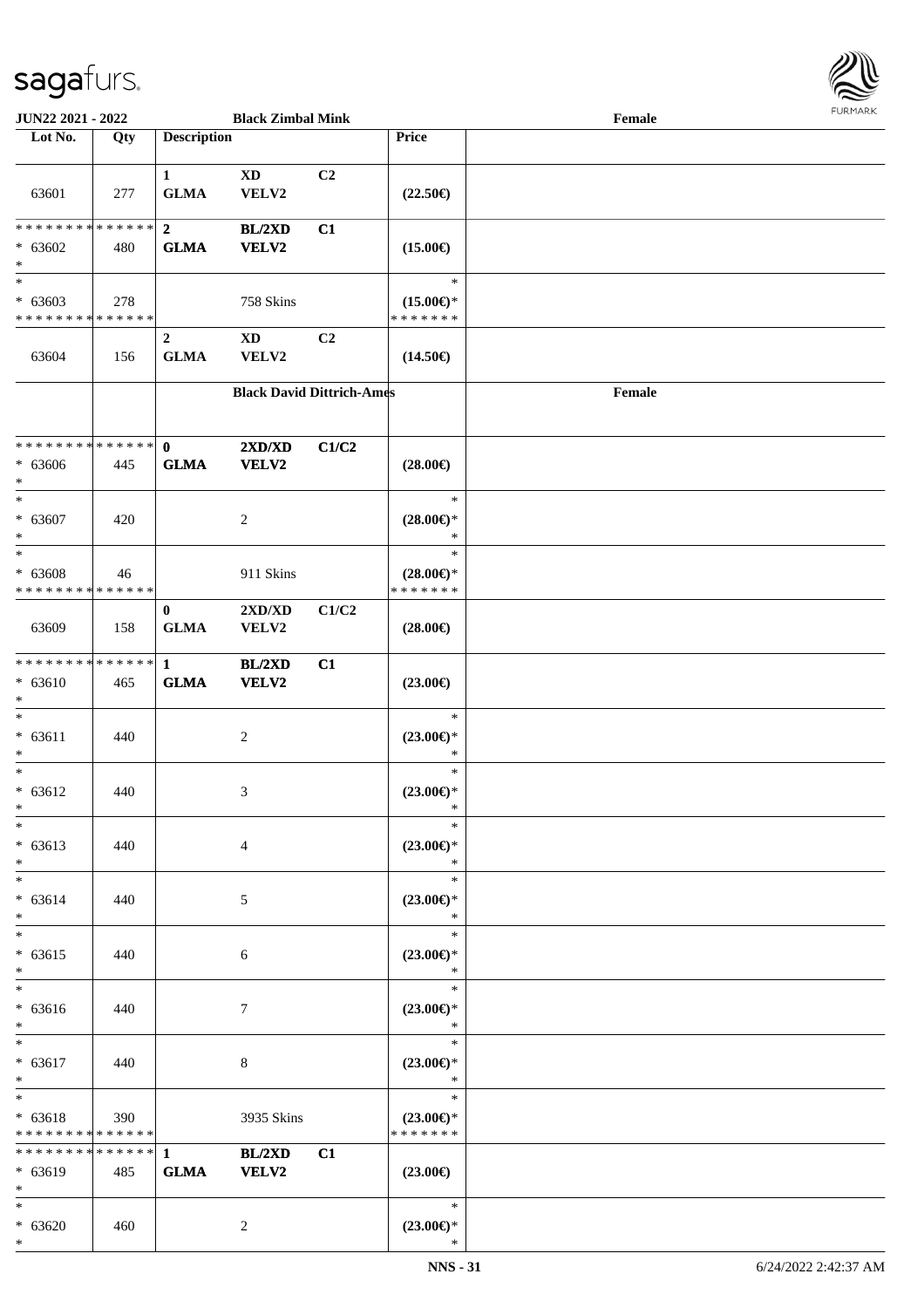**JUN22 2021 - 2022** | **Black Zimbal Mink** | **Female**

| Lot No. | Qty | Description | | | Price | |
|---|---|---|---|---|---|---|
| 63601 | 277 | 1 GLMA | XD VELV2 | C2 | (22.50€) | |
| * * * * * * * * * * * * * * * 63602 * | 480 | 2 GLMA | BL/2XD VELV2 | C1 | (15.00€) | |
| * * 63603 * * * * * * * * * * * * * * | 278 | | 758 Skins | | * (15.00€)* * * * * * * * | |
| 63604 | 156 | 2 GLMA | XD VELV2 | C2 | (14.50€) | |
| | | **Black David Dittrich-Ames** | | | | **Female** |
| * * * * * * * * * * * * * * * 63606 * | 445 | 0 GLMA | 2XD/XD VELV2 | C1/C2 | (28.00€) | |
| * * 63607 * | 420 | | 2 | | * (28.00€)* * | |
| * * 63608 * * * * * * * * * * * * * * | 46 | | 911 Skins | | * (28.00€)* * * * * * * * | |
| 63609 | 158 | 0 GLMA | 2XD/XD VELV2 | C1/C2 | (28.00€) | |
| * * * * * * * * * * * * * * * 63610 * | 465 | 1 GLMA | BL/2XD VELV2 | C1 | (23.00€) | |
| * * 63611 * | 440 | | 2 | | * (23.00€)* * | |
| * * 63612 * | 440 | | 3 | | * (23.00€)* * | |
| * * 63613 * | 440 | | 4 | | * (23.00€)* * | |
| * * 63614 * | 440 | | 5 | | * (23.00€)* * | |
| * * 63615 * | 440 | | 6 | | * (23.00€)* * | |
| * * 63616 * | 440 | | 7 | | * (23.00€)* * | |
| * * 63617 * | 440 | | 8 | | * (23.00€)* * | |
| * * 63618 * * * * * * * * * * * * * * | 390 | | 3935 Skins | | * (23.00€)* * * * * * * * | |
| * * * * * * * * * * * * * * * 63619 * | 485 | 1 GLMA | BL/2XD VELV2 | C1 | (23.00€) | |
| * * 63620 * | 460 | | 2 | | * (23.00€)* * | |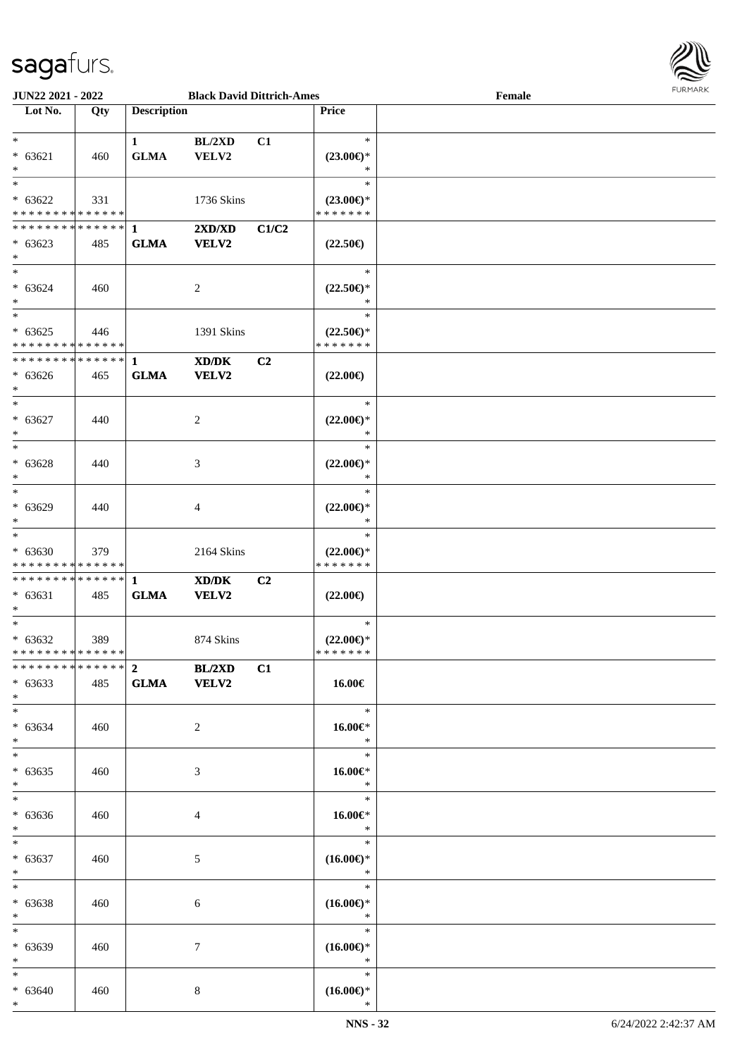| Lot No. | Qty | Description | | | Price | |
|---|---|---|---|---|---|---|
| * | | 1 | BL/2XD | C1 | * | |
| * 63621 | 460 | GLMA | VELV2 | | (23.00€)* | |
| * | | | | | * | |
| * | | | | | * | |
| * 63622 | 331 | | 1736 Skins | | (23.00€)* | |
| * * * * * * * * * * * * * * | | | | | * * * * * * * | |
| * * * * * * * * * * * * * * | | 1 | 2XD/XD | C1/C2 | | |
| * 63623 | 485 | GLMA | VELV2 | | (22.50€) | |
| * | | | | | | |
| * | | | | | * | |
| * 63624 | 460 | | 2 | | (22.50€)* | |
| * | | | | | * | |
| * | | | | | * | |
| * 63625 | 446 | | 1391 Skins | | (22.50€)* | |
| * * * * * * * * * * * * * * | | | | | * * * * * * * | |
| * * * * * * * * * * * * * * | | 1 | XD/DK | C2 | | |
| * 63626 | 465 | GLMA | VELV2 | | (22.00€) | |
| * | | | | | | |
| * | | | | | * | |
| * 63627 | 440 | | 2 | | (22.00€)* | |
| * | | | | | * | |
| * | | | | | * | |
| * 63628 | 440 | | 3 | | (22.00€)* | |
| * | | | | | * | |
| * | | | | | * | |
| * 63629 | 440 | | 4 | | (22.00€)* | |
| * | | | | | * | |
| * | | | | | * | |
| * 63630 | 379 | | 2164 Skins | | (22.00€)* | |
| * * * * * * * * * * * * * * | | | | | * * * * * * * | |
| * * * * * * * * * * * * * * | | 1 | XD/DK | C2 | | |
| * 63631 | 485 | GLMA | VELV2 | | (22.00€) | |
| * | | | | | | |
| * | | | | | * | |
| * 63632 | 389 | | 874 Skins | | (22.00€)* | |
| * * * * * * * * * * * * * * | | | | | * * * * * * * | |
| * * * * * * * * * * * * * * | | 2 | BL/2XD | C1 | | |
| * 63633 | 485 | GLMA | VELV2 | | 16.00€ | |
| * | | | | | | |
| * | | | | | * | |
| * 63634 | 460 | | 2 | | 16.00€* | |
| * | | | | | * | |
| * | | | | | * | |
| * 63635 | 460 | | 3 | | 16.00€* | |
| * | | | | | * | |
| * | | | | | * | |
| * 63636 | 460 | | 4 | | 16.00€* | |
| * | | | | | * | |
| * | | | | | * | |
| * 63637 | 460 | | 5 | | (16.00€)* | |
| * | | | | | * | |
| * | | | | | * | |
| * 63638 | 460 | | 6 | | (16.00€)* | |
| * | | | | | * | |
| * | | | | | * | |
| * 63639 | 460 | | 7 | | (16.00€)* | |
| * | | | | | * | |
| * | | | | | * | |
| * 63640 | 460 | | 8 | | (16.00€)* | |
| * | | | | | * | |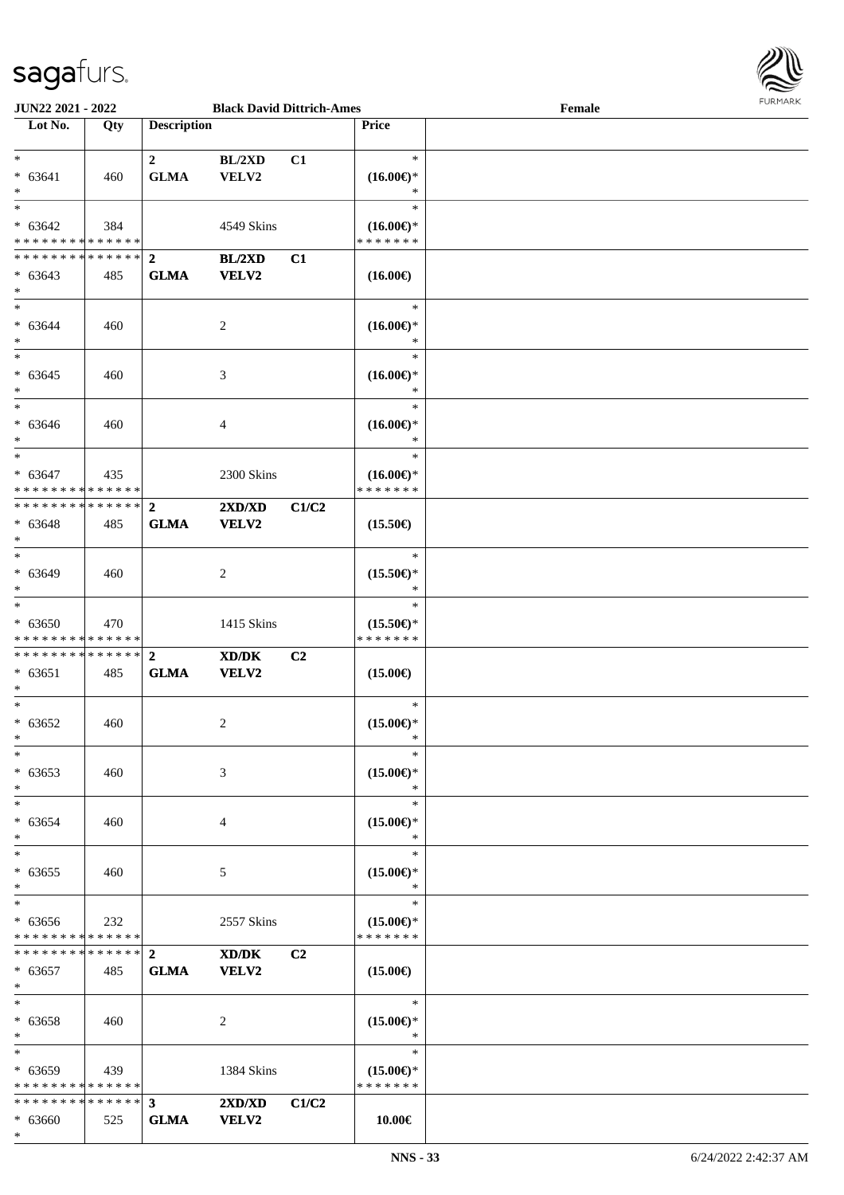**JUN22 2021 - 2022** | **Black David Dittrich-Ames** | **Female**

| Lot No. | Qty | Description | | | Price |
|---|---|---|---|---|---|
| * | | **2** | **BL/2XD** | **C1** | * |
| * 63641 | 460 | **GLMA** | **VELV2** | | **(16.00€)*** |
| * | | | | | * |
| * | | | | | * |
| * 63642 | 384 | | 4549 Skins | | **(16.00€)*** |
| * * * * * * * * * * * * * * | | | | | * * * * * * * |
| * * * * * * * * * * * * * * | | **2** | **BL/2XD** | **C1** | |
| * 63643 | 485 | **GLMA** | **VELV2** | | **(16.00€)** |
| * | | | | | |
| * | | | | | * |
| * 63644 | 460 | | 2 | | **(16.00€)*** |
| * | | | | | * |
| * | | | | | * |
| * 63645 | 460 | | 3 | | **(16.00€)*** |
| * | | | | | * |
| * | | | | | * |
| * 63646 | 460 | | 4 | | **(16.00€)*** |
| * | | | | | * |
| * | | | | | * |
| * 63647 | 435 | | 2300 Skins | | **(16.00€)*** |
| * * * * * * * * * * * * * * | | | | | * * * * * * * |
| * * * * * * * * * * * * * * | | **2** | **2XD/XD** | **C1/C2** | |
| * 63648 | 485 | **GLMA** | **VELV2** | | **(15.50€)** |
| * | | | | | |
| * | | | | | * |
| * 63649 | 460 | | 2 | | **(15.50€)*** |
| * | | | | | * |
| * | | | | | * |
| * 63650 | 470 | | 1415 Skins | | **(15.50€)*** |
| * * * * * * * * * * * * * * | | | | | * * * * * * * |
| * * * * * * * * * * * * * * | | **2** | **XD/DK** | **C2** | |
| * 63651 | 485 | **GLMA** | **VELV2** | | **(15.00€)** |
| * | | | | | |
| * | | | | | * |
| * 63652 | 460 | | 2 | | **(15.00€)*** |
| * | | | | | * |
| * | | | | | * |
| * 63653 | 460 | | 3 | | **(15.00€)*** |
| * | | | | | * |
| * | | | | | * |
| * 63654 | 460 | | 4 | | **(15.00€)*** |
| * | | | | | * |
| * | | | | | * |
| * 63655 | 460 | | 5 | | **(15.00€)*** |
| * | | | | | * |
| * | | | | | * |
| * 63656 | 232 | | 2557 Skins | | **(15.00€)*** |
| * * * * * * * * * * * * * * | | | | | * * * * * * * |
| * * * * * * * * * * * * * * | | **2** | **XD/DK** | **C2** | |
| * 63657 | 485 | **GLMA** | **VELV2** | | **(15.00€)** |
| * | | | | | |
| * | | | | | * |
| * 63658 | 460 | | 2 | | **(15.00€)*** |
| * | | | | | * |
| * | | | | | * |
| * 63659 | 439 | | 1384 Skins | | **(15.00€)*** |
| * * * * * * * * * * * * * * | | | | | * * * * * * * |
| * * * * * * * * * * * * * * | | **3** | **2XD/XD** | **C1/C2** | |
| * 63660 | 525 | **GLMA** | **VELV2** | | **10.00€** |
| * | | | | | |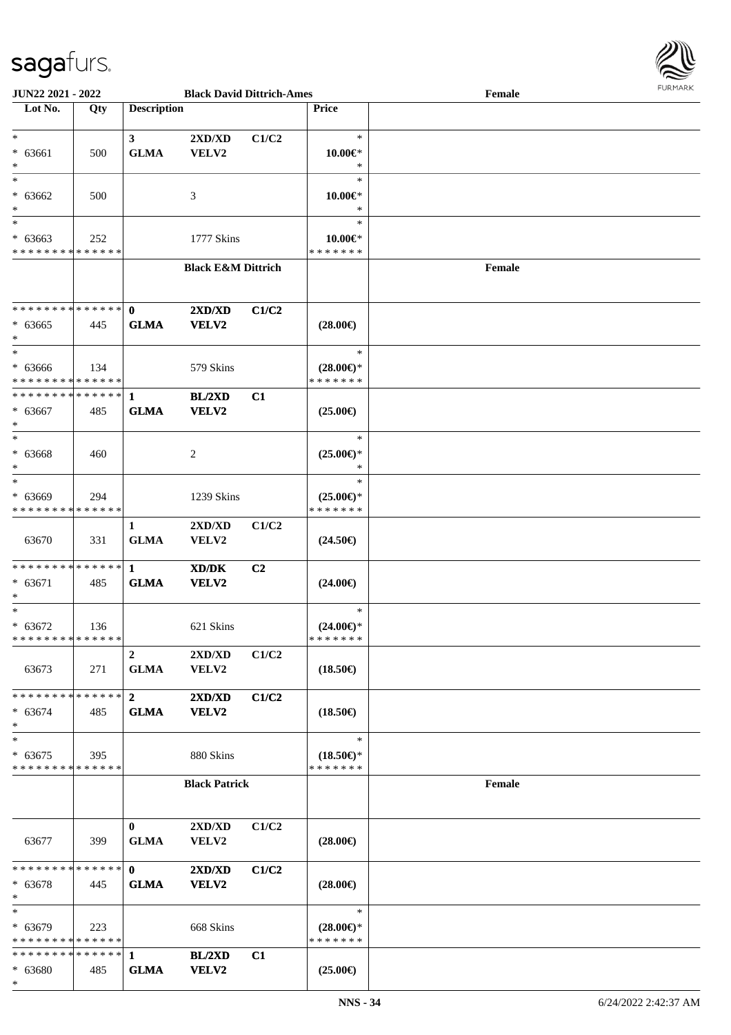| Lot No. | Qty | Description | | | Price | |
|---|---|---|---|---|---|---|
| * | | 3 | 2XD/XD | C1/C2 | * | |
| * 63661 | 500 | GLMA | VELV2 | | 10.00€* | |
| * | | | | | * | |
| * | | | | | * | |
| * 63662 | 500 | | 3 | | 10.00€* | |
| * | | | | | * | |
| * | | | | | * | |
| * 63663 | 252 | | 1777 Skins | | 10.00€* | |
| * * * * * * * * * * * * * * | | | | | * * * * * * * | |
| | | | **Black E&M Dittrich** | | | **Female** |
| * * * * * * * * * * * * * * | | **0** | **2XD/XD** | **C1/C2** | | |
| * 63665 | 445 | **GLMA** | **VELV2** | | **(28.00€)** | |
| * | | | | | | |
| * | | | | | * | |
| * 63666 | 134 | | 579 Skins | | (28.00€)* | |
| * * * * * * * * * * * * * * | | | | | * * * * * * * | |
| * * * * * * * * * * * * * * | | **1** | **BL/2XD** | **C1** | | |
| * 63667 | 485 | **GLMA** | **VELV2** | | **(25.00€)** | |
| * | | | | | | |
| * | | | | | * | |
| * 63668 | 460 | | 2 | | (25.00€)* | |
| * | | | | | * | |
| * | | | | | * | |
| * 63669 | 294 | | 1239 Skins | | (25.00€)* | |
| * * * * * * * * * * * * * * | | | | | * * * * * * * | |
| | | 1 | 2XD/XD | C1/C2 | | |
| 63670 | 331 | GLMA | VELV2 | | (24.50€) | |
| * * * * * * * * * * * * * * | | **1** | **XD/DK** | **C2** | | |
| * 63671 | 485 | **GLMA** | **VELV2** | | **(24.00€)** | |
| * | | | | | | |
| * | | | | | * | |
| * 63672 | 136 | | 621 Skins | | (24.00€)* | |
| * * * * * * * * * * * * * * | | | | | * * * * * * * | |
| | | 2 | 2XD/XD | C1/C2 | | |
| 63673 | 271 | GLMA | VELV2 | | (18.50€) | |
| * * * * * * * * * * * * * * | | **2** | **2XD/XD** | **C1/C2** | | |
| * 63674 | 485 | **GLMA** | **VELV2** | | **(18.50€)** | |
| * | | | | | | |
| * | | | | | * | |
| * 63675 | 395 | | 880 Skins | | (18.50€)* | |
| * * * * * * * * * * * * * * | | | | | * * * * * * * | |
| | | | **Black Patrick** | | | **Female** |
| | | 0 | 2XD/XD | C1/C2 | | |
| 63677 | 399 | GLMA | VELV2 | | (28.00€) | |
| * * * * * * * * * * * * * * | | **0** | **2XD/XD** | **C1/C2** | | |
| * 63678 | 445 | **GLMA** | **VELV2** | | **(28.00€)** | |
| * | | | | | | |
| * | | | | | * | |
| * 63679 | 223 | | 668 Skins | | (28.00€)* | |
| * * * * * * * * * * * * * * | | | | | * * * * * * * | |
| * * * * * * * * * * * * * * | | **1** | **BL/2XD** | **C1** | | |
| * 63680 | 485 | **GLMA** | **VELV2** | | **(25.00€)** | |
| * | | | | | | |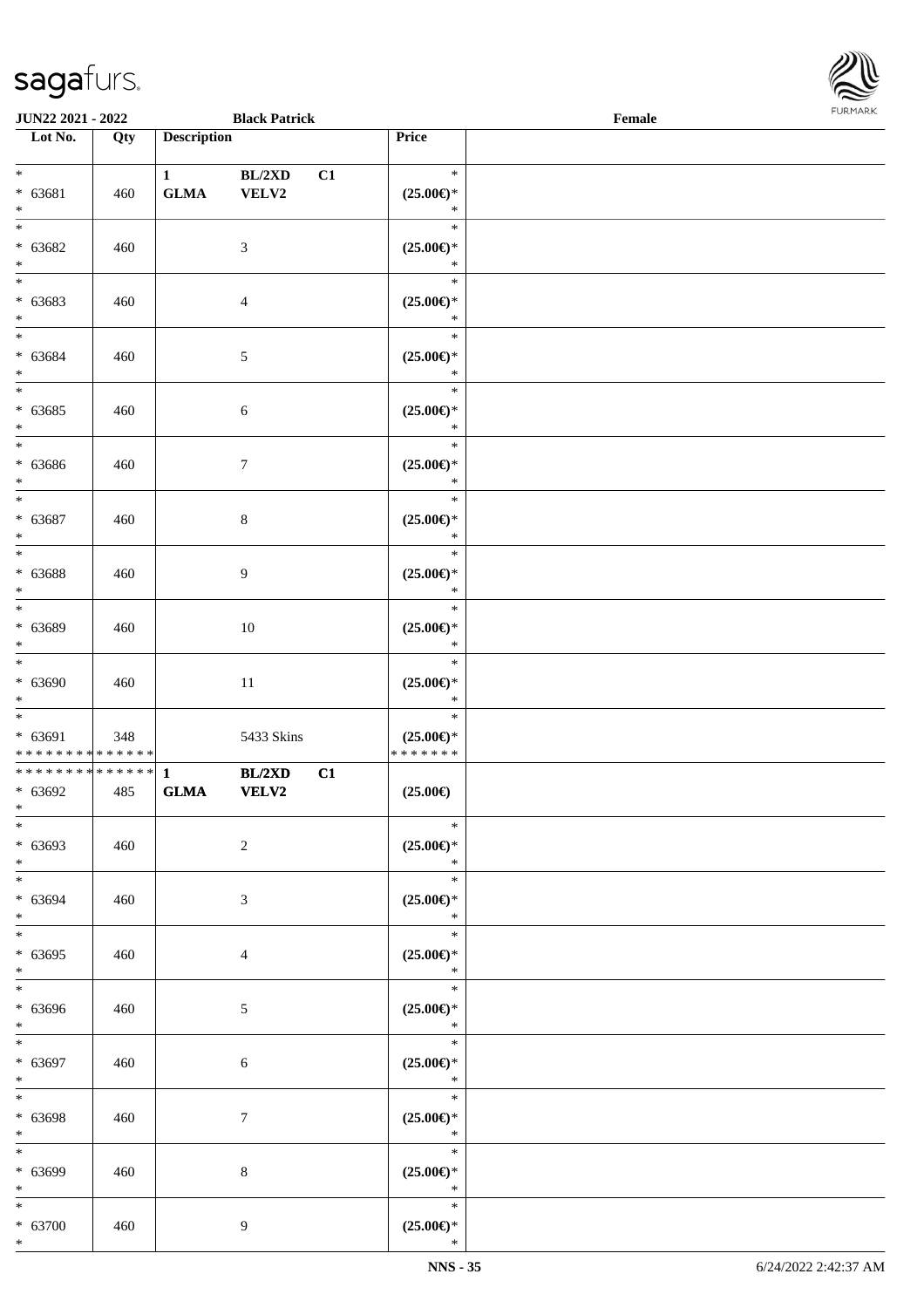JUN22 2021 - 2022 | Black Patrick | Female

| Lot No. | Qty | Description | Price | |
|---|---|---|---|---|
| * <br> * 63681 <br> * | 460 | 1 GLMA BL/2XD VELV2 C1 | * <br> (25.00€)* <br> * | |
| * <br> * 63682 <br> * | 460 | 3 | * <br> (25.00€)* <br> * | |
| * <br> * 63683 <br> * | 460 | 4 | * <br> (25.00€)* <br> * | |
| * <br> * 63684 <br> * | 460 | 5 | * <br> (25.00€)* <br> * | |
| * <br> * 63685 <br> * | 460 | 6 | * <br> (25.00€)* <br> * | |
| * <br> * 63686 <br> * | 460 | 7 | * <br> (25.00€)* <br> * | |
| * <br> * 63687 <br> * | 460 | 8 | * <br> (25.00€)* <br> * | |
| * <br> * 63688 <br> * | 460 | 9 | * <br> (25.00€)* <br> * | |
| * <br> * 63689 <br> * | 460 | 10 | * <br> (25.00€)* <br> * | |
| * <br> * 63690 <br> * | 460 | 11 | * <br> (25.00€)* <br> * | |
| * <br> * 63691 <br> * * * * * * * * * * * * * * | 348 | 5433 Skins | * <br> (25.00€)* <br> * * * * * * * | |
| * * * * * * * * * * * * * * <br> * 63692 <br> * | 485 | 1 GLMA BL/2XD VELV2 C1 | (25.00€) | |
| * <br> * 63693 <br> * | 460 | 2 | * <br> (25.00€)* <br> * | |
| * <br> * 63694 <br> * | 460 | 3 | * <br> (25.00€)* <br> * | |
| * <br> * 63695 <br> * | 460 | 4 | * <br> (25.00€)* <br> * | |
| * <br> * 63696 <br> * | 460 | 5 | * <br> (25.00€)* <br> * | |
| * <br> * 63697 <br> * | 460 | 6 | * <br> (25.00€)* <br> * | |
| * <br> * 63698 <br> * | 460 | 7 | * <br> (25.00€)* <br> * | |
| * <br> * 63699 <br> * | 460 | 8 | * <br> (25.00€)* <br> * | |
| * <br> * 63700 <br> * | 460 | 9 | * <br> (25.00€)* <br> * | |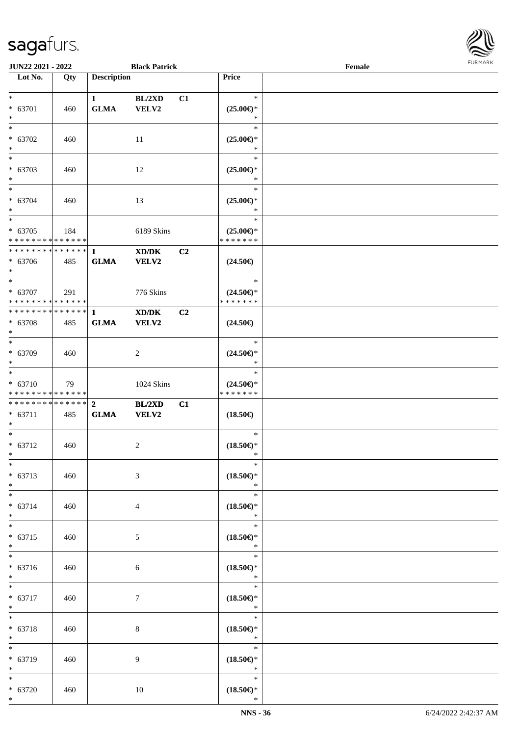JUN22 2021 - 2022 | Black Patrick | Female

| Lot No. | Qty | Description | | | Price | |
|---|---|---|---|---|---|---|
| * <br> * 63701 <br> * | 460 | 1 <br> GLMA | BL/2XD <br> VELV2 | C1 | * <br> (25.00€)* <br> * | |
| * <br> * 63702 <br> * | 460 | | 11 | | * <br> (25.00€)* <br> * | |
| * <br> * 63703 <br> * | 460 | | 12 | | * <br> (25.00€)* <br> * | |
| * <br> * 63704 <br> * | 460 | | 13 | | * <br> (25.00€)* <br> * | |
| * <br> * 63705 <br> * * * * * * * * * * * * * * | 184 | | 6189 Skins | | * <br> (25.00€)* <br> * * * * * * * | |
| * * * * * * * * * * * * * * <br> * 63706 <br> * | 485 | 1 <br> GLMA | XD/DK <br> VELV2 | C2 | (24.50€) | |
| * <br> * 63707 <br> * * * * * * * * * * * * * * | 291 | | 776 Skins | | * <br> (24.50€)* <br> * * * * * * * | |
| * * * * * * * * * * * * * * <br> * 63708 <br> * | 485 | 1 <br> GLMA | XD/DK <br> VELV2 | C2 | (24.50€) | |
| * <br> * 63709 <br> * | 460 | | 2 | | * <br> (24.50€)* <br> * | |
| * <br> * 63710 <br> * * * * * * * * * * * * * * | 79 | | 1024 Skins | | * <br> (24.50€)* <br> * * * * * * * | |
| * * * * * * * * * * * * * * <br> * 63711 <br> * | 485 | 2 <br> GLMA | BL/2XD <br> VELV2 | C1 | (18.50€) | |
| * <br> * 63712 <br> * | 460 | | 2 | | * <br> (18.50€)* <br> * | |
| * <br> * 63713 <br> * | 460 | | 3 | | * <br> (18.50€)* <br> * | |
| * <br> * 63714 <br> * | 460 | | 4 | | * <br> (18.50€)* <br> * | |
| * <br> * 63715 <br> * | 460 | | 5 | | * <br> (18.50€)* <br> * | |
| * <br> * 63716 <br> * | 460 | | 6 | | * <br> (18.50€)* <br> * | |
| * <br> * 63717 <br> * | 460 | | 7 | | * <br> (18.50€)* <br> * | |
| * <br> * 63718 <br> * | 460 | | 8 | | * <br> (18.50€)* <br> * | |
| * <br> * 63719 <br> * | 460 | | 9 | | * <br> (18.50€)* <br> * | |
| * <br> * 63720 <br> * | 460 | | 10 | | * <br> (18.50€)* <br> * | |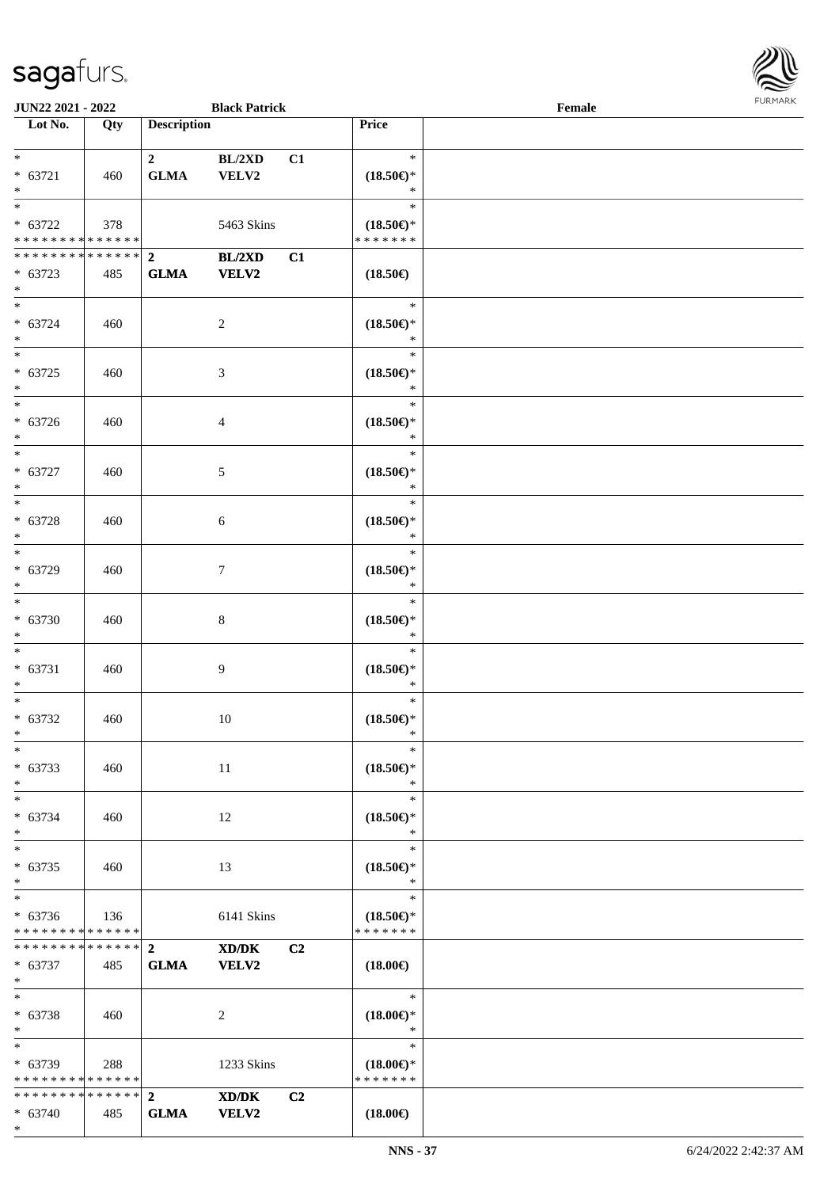| Lot No. | Qty | Description | | | Price | |
|---|---|---|---|---|---|---|
| * | | 2 | BL/2XD | C1 | * | |
| * 63721 | 460 | GLMA | VELV2 | | (18.50€)* | |
| * | | | | | * | |
| * | | | | | * | |
| * 63722 | 378 | | 5463 Skins | | (18.50€)* | |
| * * * * * * * * * * * * * * | | | | | * * * * * * * | |
| * * * * * * * * * * * * * * | | 2 | BL/2XD | C1 | | |
| * 63723 | 485 | GLMA | VELV2 | | (18.50€) | |
| * | | | | | | |
| * | | | | | * | |
| * 63724 | 460 | | 2 | | (18.50€)* | |
| * | | | | | * | |
| * | | | | | * | |
| * 63725 | 460 | | 3 | | (18.50€)* | |
| * | | | | | * | |
| * | | | | | * | |
| * 63726 | 460 | | 4 | | (18.50€)* | |
| * | | | | | * | |
| * | | | | | * | |
| * 63727 | 460 | | 5 | | (18.50€)* | |
| * | | | | | * | |
| * | | | | | * | |
| * 63728 | 460 | | 6 | | (18.50€)* | |
| * | | | | | * | |
| * | | | | | * | |
| * 63729 | 460 | | 7 | | (18.50€)* | |
| * | | | | | * | |
| * | | | | | * | |
| * 63730 | 460 | | 8 | | (18.50€)* | |
| * | | | | | * | |
| * | | | | | * | |
| * 63731 | 460 | | 9 | | (18.50€)* | |
| * | | | | | * | |
| * | | | | | * | |
| * 63732 | 460 | | 10 | | (18.50€)* | |
| * | | | | | * | |
| * | | | | | * | |
| * 63733 | 460 | | 11 | | (18.50€)* | |
| * | | | | | * | |
| * | | | | | * | |
| * 63734 | 460 | | 12 | | (18.50€)* | |
| * | | | | | * | |
| * | | | | | * | |
| * 63735 | 460 | | 13 | | (18.50€)* | |
| * | | | | | * | |
| * | | | | | * | |
| * 63736 | 136 | | 6141 Skins | | (18.50€)* | |
| * * * * * * * * * * * * * * | | | | | * * * * * * * | |
| * * * * * * * * * * * * * * | | 2 | XD/DK | C2 | | |
| * 63737 | 485 | GLMA | VELV2 | | (18.00€) | |
| * | | | | | | |
| * | | | | | * | |
| * 63738 | 460 | | 2 | | (18.00€)* | |
| * | | | | | * | |
| * | | | | | * | |
| * 63739 | 288 | | 1233 Skins | | (18.00€)* | |
| * * * * * * * * * * * * * * | | | | | * * * * * * * | |
| * * * * * * * * * * * * * * | | 2 | XD/DK | C2 | | |
| * 63740 | 485 | GLMA | VELV2 | | (18.00€) | |
| * | | | | | | |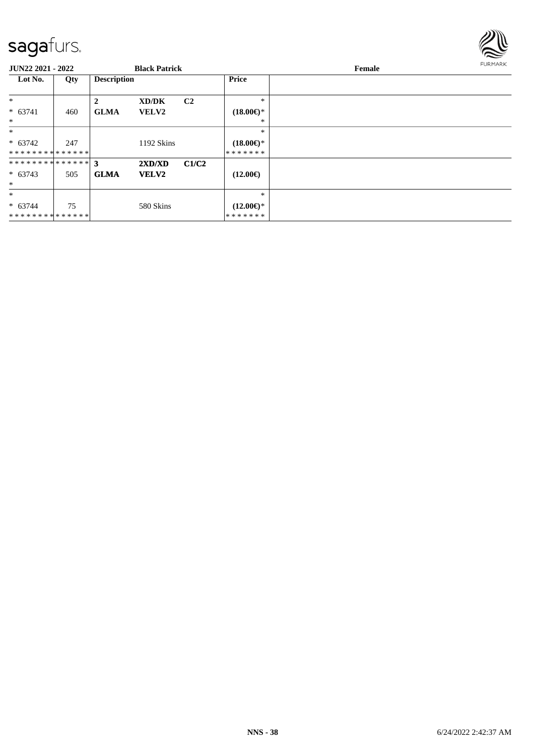**JUN22 2021 - 2022** **Black Patrick** **Female**

| Lot No. | Qty | Description | | | Price | |
|---|---|---|---|---|---|---|
| * | | **2** | **XD/DK** | **C2** | * | |
| * 63741 | 460 | **GLMA** | **VELV2** | | **(18.00€)*** | |
| * | | | | | * | |
| * | | | | | * | |
| * 63742 | 247 | | 1192 Skins | | **(18.00€)*** | |
| * * * * * * * * * * * * * * | | | | | * * * * * * * | |
| * * * * * * * * * * * * * * | | **3** | **2XD/XD** | **C1/C2** | | |
| * 63743 | 505 | **GLMA** | **VELV2** | | **(12.00€)** | |
| * | | | | | | |
| * | | | | | * | |
| * 63744 | 75 | | 580 Skins | | **(12.00€)*** | |
| * * * * * * * * * * * * * * | | | | | * * * * * * * | |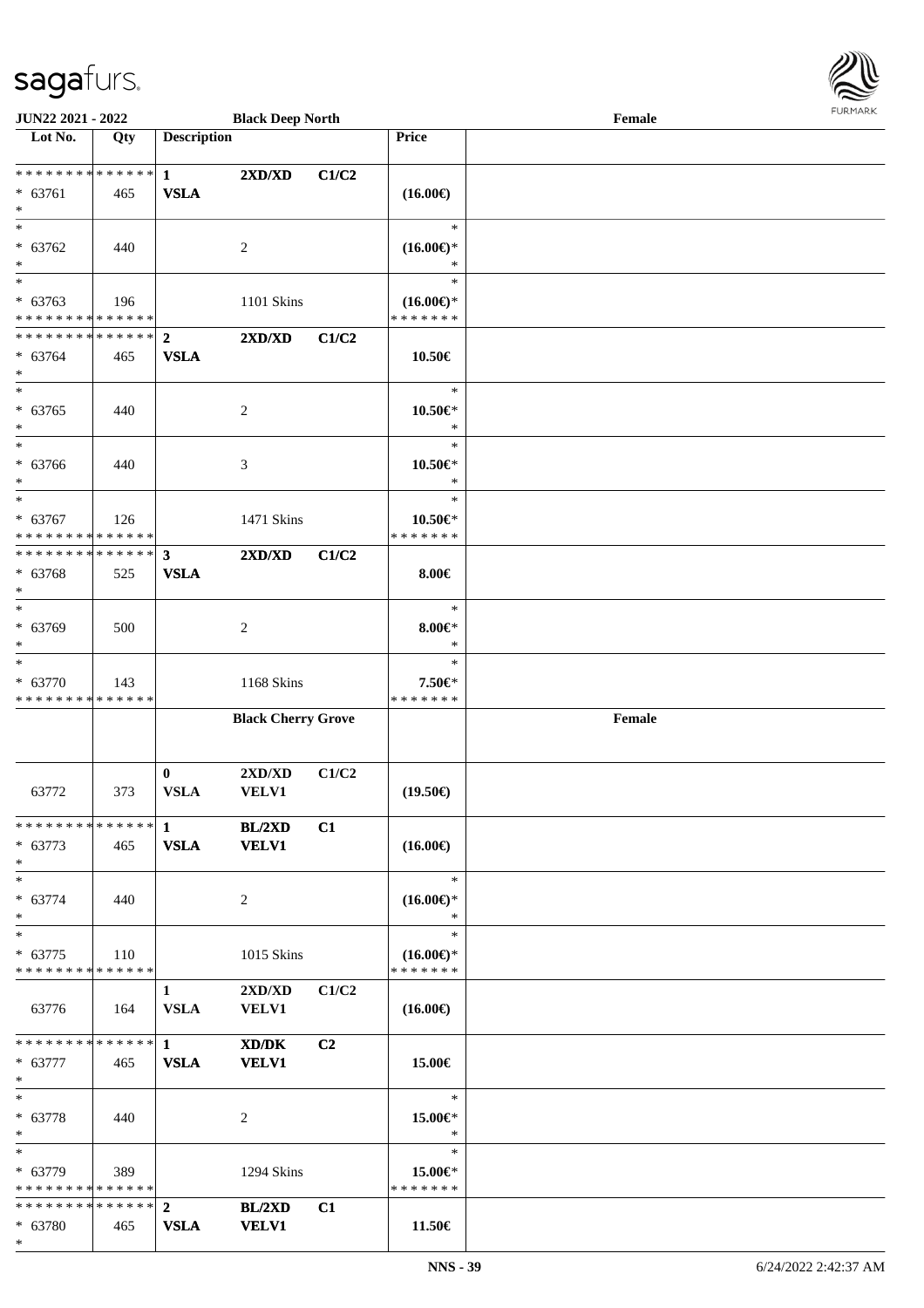| Lot No. | Qty | Description | | | Price | |
|---|---|---|---|---|---|---|
| | | **Black Deep North** | | | | **Female** |
| * * * * * * * * * * * * * * | | **1** | **2XD/XD** | **C1/C2** | | |
| * 63761 | 465 | **VSLA** | | | **(16.00€)** | |
| * | | | | | | |
| * | | | | | * | |
| * 63762 | 440 | | 2 | | **(16.00€)*** | |
| * | | | | | * | |
| * | | | | | * | |
| * 63763 | 196 | | 1101 Skins | | **(16.00€)*** | |
| * * * * * * * * * * * * * * | | | | | * * * * * * * | |
| * * * * * * * * * * * * * * | | **2** | **2XD/XD** | **C1/C2** | | |
| * 63764 | 465 | **VSLA** | | | **10.50€** | |
| * | | | | | | |
| * | | | | | * | |
| * 63765 | 440 | | 2 | | **10.50€*** | |
| * | | | | | * | |
| * | | | | | * | |
| * 63766 | 440 | | 3 | | **10.50€*** | |
| * | | | | | * | |
| * | | | | | * | |
| * 63767 | 126 | | 1471 Skins | | **10.50€*** | |
| * * * * * * * * * * * * * * | | | | | * * * * * * * | |
| * * * * * * * * * * * * * * | | **3** | **2XD/XD** | **C1/C2** | | |
| * 63768 | 525 | **VSLA** | | | **8.00€** | |
| * | | | | | | |
| * | | | | | * | |
| * 63769 | 500 | | 2 | | **8.00€*** | |
| * | | | | | * | |
| * | | | | | * | |
| * 63770 | 143 | | 1168 Skins | | **7.50€*** | |
| * * * * * * * * * * * * * * | | | | | * * * * * * * | |
| | | | **Black Cherry Grove** | | | **Female** |
| | | **0** | **2XD/XD** | **C1/C2** | | |
| 63772 | 373 | **VSLA** | **VELV1** | | **(19.50€)** | |
| * * * * * * * * * * * * * * | | **1** | **BL/2XD** | **C1** | | |
| * 63773 | 465 | **VSLA** | **VELV1** | | **(16.00€)** | |
| * | | | | | | |
| * | | | | | * | |
| * 63774 | 440 | | 2 | | **(16.00€)*** | |
| * | | | | | * | |
| * | | | | | * | |
| * 63775 | 110 | | 1015 Skins | | **(16.00€)*** | |
| * * * * * * * * * * * * * * | | | | | * * * * * * * | |
| | | **1** | **2XD/XD** | **C1/C2** | | |
| 63776 | 164 | **VSLA** | **VELV1** | | **(16.00€)** | |
| * * * * * * * * * * * * * * | | **1** | **XD/DK** | **C2** | | |
| * 63777 | 465 | **VSLA** | **VELV1** | | **15.00€** | |
| * | | | | | | |
| * | | | | | * | |
| * 63778 | 440 | | 2 | | **15.00€*** | |
| * | | | | | * | |
| * | | | | | * | |
| * 63779 | 389 | | 1294 Skins | | **15.00€*** | |
| * * * * * * * * * * * * * * | | | | | * * * * * * * | |
| * * * * * * * * * * * * * * | | **2** | **BL/2XD** | **C1** | | |
| * 63780 | 465 | **VSLA** | **VELV1** | | **11.50€** | |
| * | | | | | | |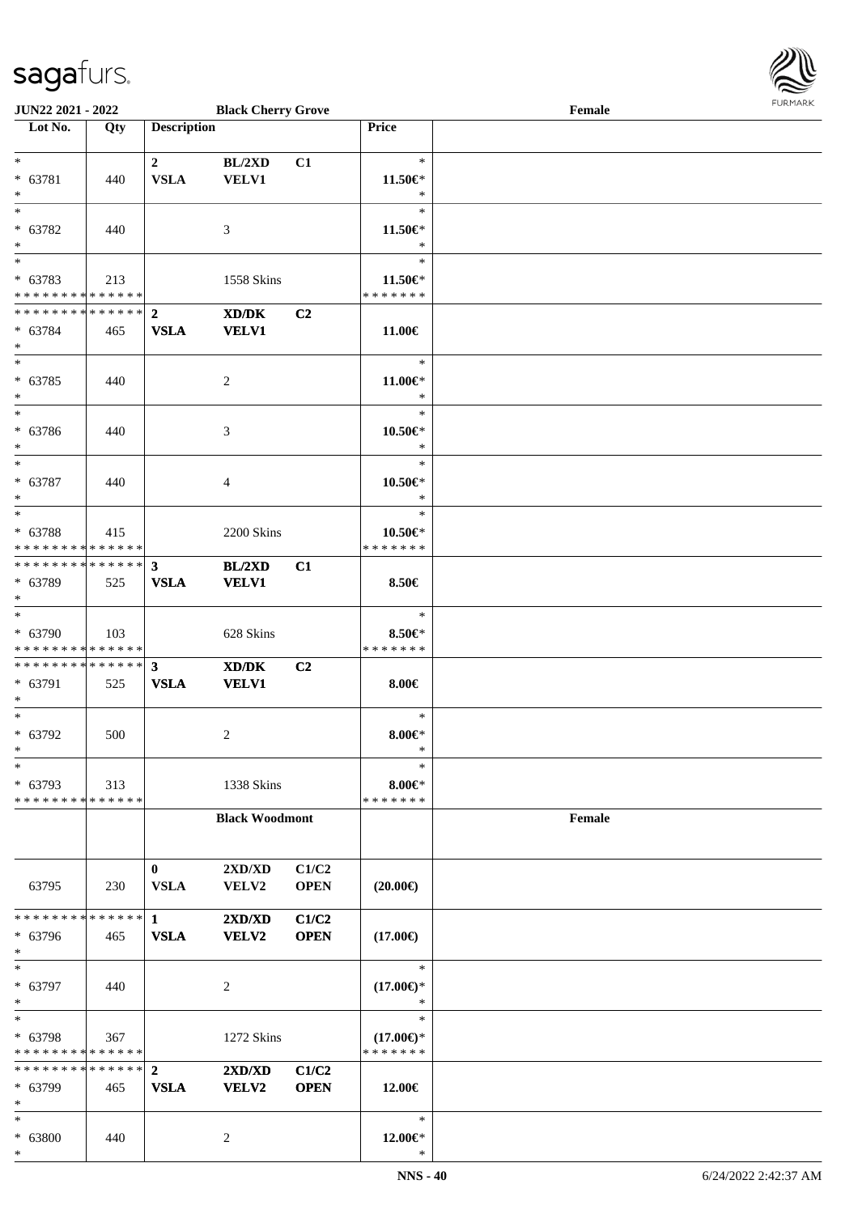**JUN22 2021 - 2022** **Black Cherry Grove** **Female**

| Lot No. | Qty | Description | | | Price | |
|---|---|---|---|---|---|---|
| *<br>* 63781<br>* | 440 | **2**<br>**VSLA** | **BL/2XD**<br>**VELV1** | **C1** | *<br>**11.50€***<br>* | |
| *<br>* 63782<br>* | 440 | | 3 | | *<br>**11.50€***<br>* | |
| *<br>* 63783<br>* * * * * * * * * * * * * * | 213 | | 1558 Skins | | *<br>**11.50€***<br>* * * * * * * | |
| * * * * * * * * * * * * * * <br>* 63784<br>* | 465 | **2**<br>**VSLA** | **XD/DK**<br>**VELV1** | **C2** | **11.00€** | |
| *<br>* 63785<br>* | 440 | | 2 | | *<br>**11.00€***<br>* | |
| *<br>* 63786<br>* | 440 | | 3 | | *<br>**10.50€***<br>* | |
| *<br>* 63787<br>* | 440 | | 4 | | *<br>**10.50€***<br>* | |
| *<br>* 63788<br>* * * * * * * * * * * * * * | 415 | | 2200 Skins | | *<br>**10.50€***<br>* * * * * * * | |
| * * * * * * * * * * * * * * <br>* 63789<br>* | 525 | **3**<br>**VSLA** | **BL/2XD**<br>**VELV1** | **C1** | **8.50€** | |
| *<br>* 63790<br>* * * * * * * * * * * * * * | 103 | | 628 Skins | | *<br>**8.50€***<br>* * * * * * * | |
| * * * * * * * * * * * * * * <br>* 63791<br>* | 525 | **3**<br>**VSLA** | **XD/DK**<br>**VELV1** | **C2** | **8.00€** | |
| *<br>* 63792<br>* | 500 | | 2 | | *<br>**8.00€***<br>* | |
| *<br>* 63793<br>* * * * * * * * * * * * * * | 313 | | 1338 Skins | | *<br>**8.00€***<br>* * * * * * * | |
| | | **Black Woodmont** | | | | **Female** |
| 63795 | 230 | **0**<br>**VSLA** | **2XD/XD**<br>**VELV2** | **C1/C2**<br>**OPEN** | **(20.00€)** | |
| * * * * * * * * * * * * * * <br>* 63796<br>* | 465 | **1**<br>**VSLA** | **2XD/XD**<br>**VELV2** | **C1/C2**<br>**OPEN** | **(17.00€)** | |
| *<br>* 63797<br>* | 440 | | 2 | | *<br>**(17.00€)***<br>* | |
| *<br>* 63798<br>* * * * * * * * * * * * * * | 367 | | 1272 Skins | | *<br>**(17.00€)***<br>* * * * * * * | |
| * * * * * * * * * * * * * * <br>* 63799<br>* | 465 | **2**<br>**VSLA** | **2XD/XD**<br>**VELV2** | **C1/C2**<br>**OPEN** | **12.00€** | |
| *<br>* 63800<br>* | 440 | | 2 | | *<br>**12.00€***<br>* | |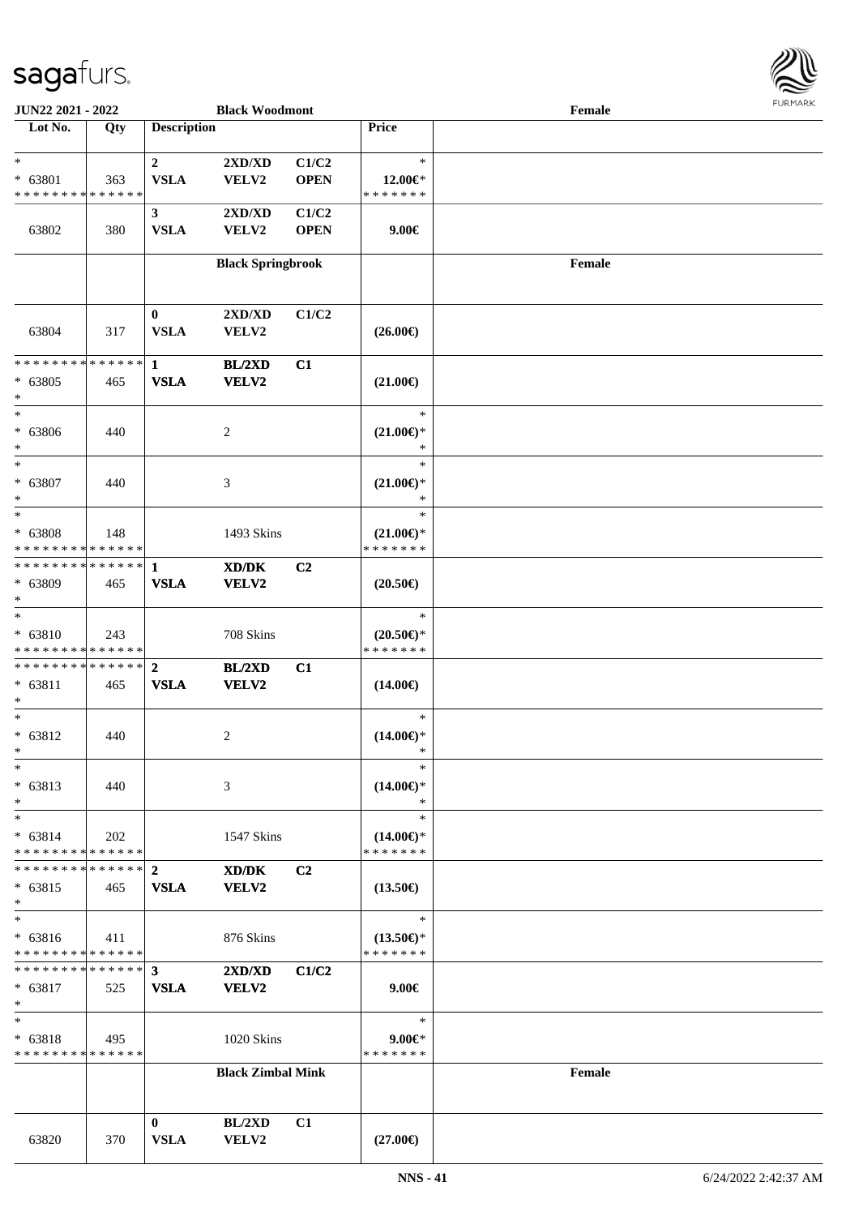| Lot No. | Qty | Description | | | Price | |
|---|---|---|---|---|---|---|
| | | | **Black Woodmont** | | | Female |
| * | | **2** | **2XD/XD** | **C1/C2** | * | |
| * 63801 | 363 | **VSLA** | **VELV2** | **OPEN** | **12.00€*** | |
| * * * * * * * * * * * * * * | | | | | * * * * * * * | |
| | | **3** | **2XD/XD** | **C1/C2** | | |
| 63802 | 380 | **VSLA** | **VELV2** | **OPEN** | **9.00€** | |
| | | | **Black Springbrook** | | | Female |
| | | **0** | **2XD/XD** | **C1/C2** | | |
| 63804 | 317 | **VSLA** | **VELV2** | | **(26.00€)** | |
| * * * * * * * * * * * * * * | | **1** | **BL/2XD** | **C1** | | |
| * 63805 | 465 | **VSLA** | **VELV2** | | **(21.00€)** | |
| * | | | | | | |
| * | | | | | * | |
| * 63806 | 440 | | 2 | | **(21.00€)*** | |
| * | | | | | * | |
| * | | | | | * | |
| * 63807 | 440 | | 3 | | **(21.00€)*** | |
| * | | | | | * | |
| * | | | | | * | |
| * 63808 | 148 | | 1493 Skins | | **(21.00€)*** | |
| * * * * * * * * * * * * * * | | | | | * * * * * * * | |
| * * * * * * * * * * * * * * | | **1** | **XD/DK** | **C2** | | |
| * 63809 | 465 | **VSLA** | **VELV2** | | **(20.50€)** | |
| * | | | | | | |
| * | | | | | * | |
| * 63810 | 243 | | 708 Skins | | **(20.50€)*** | |
| * * * * * * * * * * * * * * | | | | | * * * * * * * | |
| * * * * * * * * * * * * * * | | **2** | **BL/2XD** | **C1** | | |
| * 63811 | 465 | **VSLA** | **VELV2** | | **(14.00€)** | |
| * | | | | | | |
| * | | | | | * | |
| * 63812 | 440 | | 2 | | **(14.00€)*** | |
| * | | | | | * | |
| * | | | | | * | |
| * 63813 | 440 | | 3 | | **(14.00€)*** | |
| * | | | | | * | |
| * | | | | | * | |
| * 63814 | 202 | | 1547 Skins | | **(14.00€)*** | |
| * * * * * * * * * * * * * * | | | | | * * * * * * * | |
| * * * * * * * * * * * * * * | | **2** | **XD/DK** | **C2** | | |
| * 63815 | 465 | **VSLA** | **VELV2** | | **(13.50€)** | |
| * | | | | | | |
| * | | | | | * | |
| * 63816 | 411 | | 876 Skins | | **(13.50€)*** | |
| * * * * * * * * * * * * * * | | | | | * * * * * * * | |
| * * * * * * * * * * * * * * | | **3** | **2XD/XD** | **C1/C2** | | |
| * 63817 | 525 | **VSLA** | **VELV2** | | **9.00€** | |
| * | | | | | | |
| * | | | | | * | |
| * 63818 | 495 | | 1020 Skins | | **9.00€*** | |
| * * * * * * * * * * * * * * | | | | | * * * * * * * | |
| | | | **Black Zimbal Mink** | | | Female |
| | | **0** | **BL/2XD** | **C1** | | |
| 63820 | 370 | **VSLA** | **VELV2** | | **(27.00€)** | |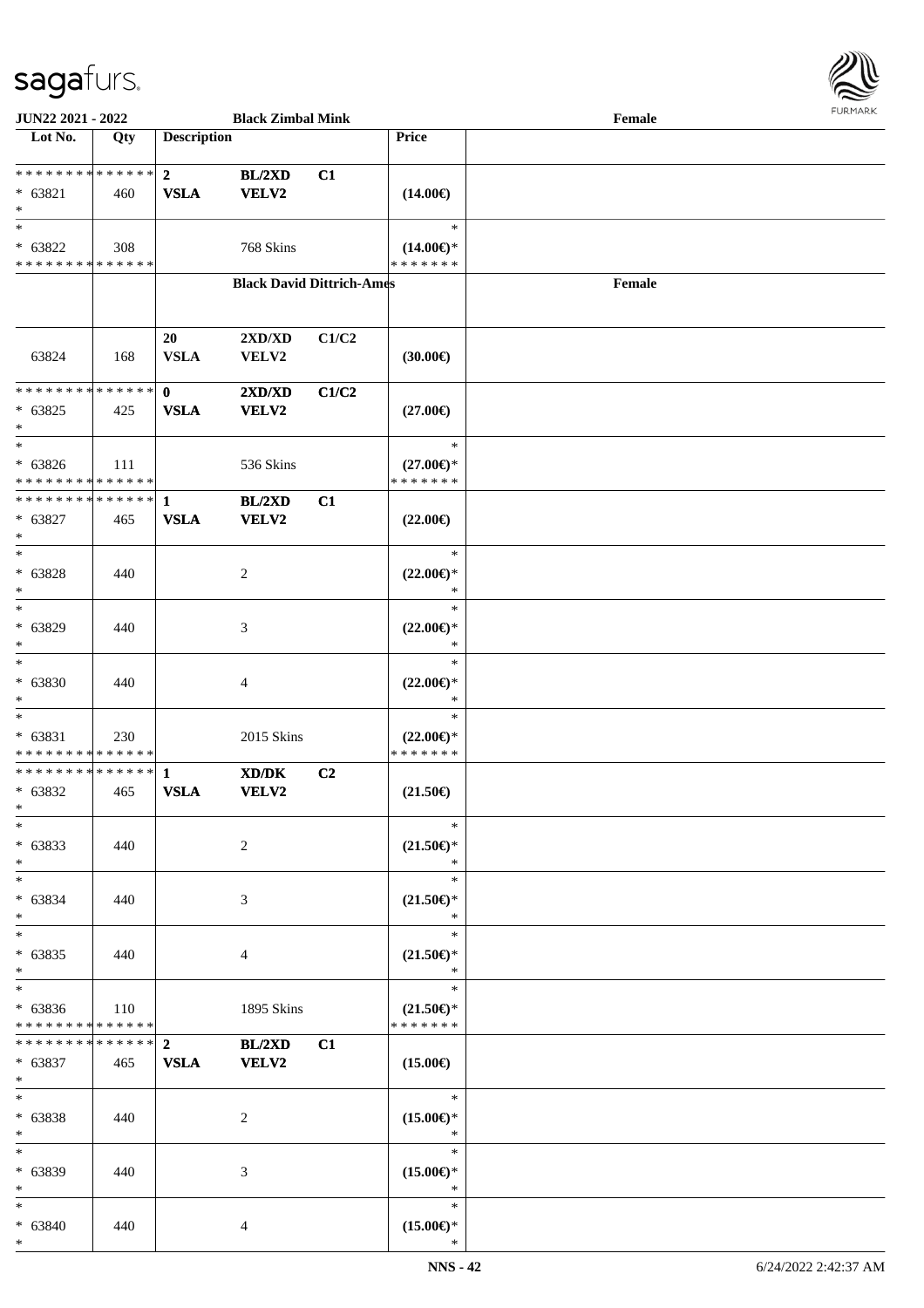| Lot No. | Qty | Description | | | Price | |
|---|---|---|---|---|---|---|
| **Black Zimbal Mink** | | | | | | **Female** |
| * * * * * * * * * * * * * * | | **2** | **BL/2XD** | **C1** | | |
| * 63821 | 460 | **VSLA** | **VELV2** | | **(14.00€)** | |
| * | | | | | | |
| * | | | | | * | |
| * 63822 | 308 | | 768 Skins | | **(14.00€)*** | |
| * * * * * * * * * * * * * * | | | | | * * * * * * * | |
| **Black David Dittrich-Ames** | | | | | | **Female** |
| 63824 | 168 | **20** **VSLA** | **2XD/XD** **VELV2** | **C1/C2** | **(30.00€)** | |
| * * * * * * * * * * * * * * | | **0** | **2XD/XD** | **C1/C2** | | |
| * 63825 | 425 | **VSLA** | **VELV2** | | **(27.00€)** | |
| * | | | | | | |
| * | | | | | * | |
| * 63826 | 111 | | 536 Skins | | **(27.00€)*** | |
| * * * * * * * * * * * * * * | | | | | * * * * * * * | |
| * * * * * * * * * * * * * * | | **1** | **BL/2XD** | **C1** | | |
| * 63827 | 465 | **VSLA** | **VELV2** | | **(22.00€)** | |
| * | | | | | | |
| * | | | | | * | |
| * 63828 | 440 | | 2 | | **(22.00€)*** | |
| * | | | | | * | |
| * | | | | | * | |
| * 63829 | 440 | | 3 | | **(22.00€)*** | |
| * | | | | | * | |
| * | | | | | * | |
| * 63830 | 440 | | 4 | | **(22.00€)*** | |
| * | | | | | * | |
| * | | | | | * | |
| * 63831 | 230 | | 2015 Skins | | **(22.00€)*** | |
| * * * * * * * * * * * * * * | | | | | * * * * * * * | |
| * * * * * * * * * * * * * * | | **1** | **XD/DK** | **C2** | | |
| * 63832 | 465 | **VSLA** | **VELV2** | | **(21.50€)** | |
| * | | | | | | |
| * | | | | | * | |
| * 63833 | 440 | | 2 | | **(21.50€)*** | |
| * | | | | | * | |
| * | | | | | * | |
| * 63834 | 440 | | 3 | | **(21.50€)*** | |
| * | | | | | * | |
| * | | | | | * | |
| * 63835 | 440 | | 4 | | **(21.50€)*** | |
| * | | | | | * | |
| * | | | | | * | |
| * 63836 | 110 | | 1895 Skins | | **(21.50€)*** | |
| * * * * * * * * * * * * * * | | | | | * * * * * * * | |
| * * * * * * * * * * * * * * | | **2** | **BL/2XD** | **C1** | | |
| * 63837 | 465 | **VSLA** | **VELV2** | | **(15.00€)** | |
| * | | | | | | |
| * | | | | | * | |
| * 63838 | 440 | | 2 | | **(15.00€)*** | |
| * | | | | | * | |
| * | | | | | * | |
| * 63839 | 440 | | 3 | | **(15.00€)*** | |
| * | | | | | * | |
| * | | | | | * | |
| * 63840 | 440 | | 4 | | **(15.00€)*** | |
| * | | | | | * | |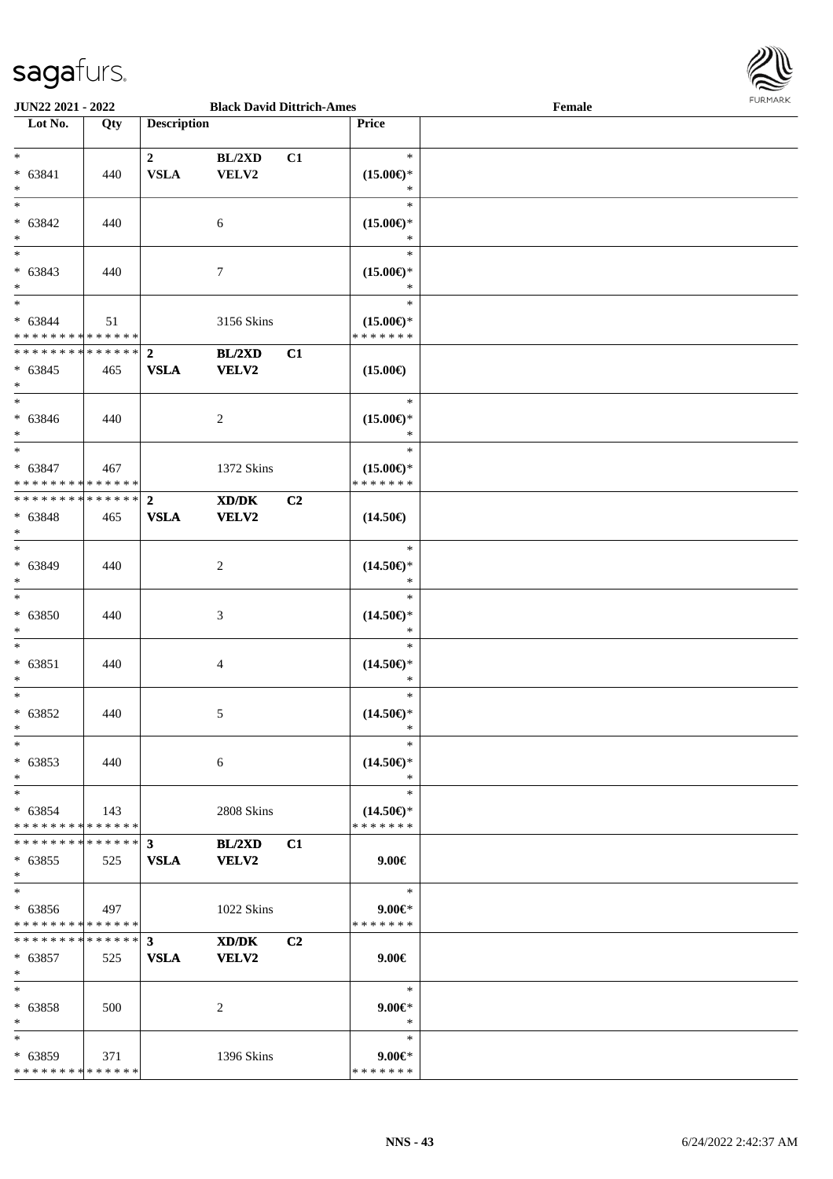| Lot No. | Qty | Description | | | Price | |
|---|---|---|---|---|---|---|
| *<br>* 63841<br>* | 440 | 2<br>VSLA | BL/2XD<br>VELV2 | C1 | *<br>(15.00€)*<br>* | |
| *<br>* 63842<br>* | 440 | | 6 | | *<br>(15.00€)*<br>* | |
| *<br>* 63843<br>* | 440 | | 7 | | *<br>(15.00€)*<br>* | |
| *<br>* 63844<br>* * * * * * * * * * * * * * | 51 | | 3156 Skins | | *<br>(15.00€)*<br>* * * * * * * | |
| * * * * * * * * * * * * * *<br>* 63845<br>* | 465 | 2<br>VSLA | BL/2XD<br>VELV2 | C1 | (15.00€) | |
| *<br>* 63846<br>* | 440 | | 2 | | *<br>(15.00€)*<br>* | |
| *<br>* 63847<br>* * * * * * * * * * * * * * | 467 | | 1372 Skins | | *<br>(15.00€)*<br>* * * * * * * | |
| * * * * * * * * * * * * * *<br>* 63848<br>* | 465 | 2<br>VSLA | XD/DK<br>VELV2 | C2 | (14.50€) | |
| *<br>* 63849<br>* | 440 | | 2 | | *<br>(14.50€)*<br>* | |
| *<br>* 63850<br>* | 440 | | 3 | | *<br>(14.50€)*<br>* | |
| *<br>* 63851<br>* | 440 | | 4 | | *<br>(14.50€)*<br>* | |
| *<br>* 63852<br>* | 440 | | 5 | | *<br>(14.50€)*<br>* | |
| *<br>* 63853<br>* | 440 | | 6 | | *<br>(14.50€)*<br>* | |
| *<br>* 63854<br>* * * * * * * * * * * * * * | 143 | | 2808 Skins | | *<br>(14.50€)*<br>* * * * * * * | |
| * * * * * * * * * * * * * *<br>* 63855<br>* | 525 | 3<br>VSLA | BL/2XD<br>VELV2 | C1 | 9.00€ | |
| *<br>* 63856<br>* * * * * * * * * * * * * * | 497 | | 1022 Skins | | *<br>9.00€*<br>* * * * * * * | |
| * * * * * * * * * * * * * *<br>* 63857<br>* | 525 | 3<br>VSLA | XD/DK<br>VELV2 | C2 | 9.00€ | |
| *<br>* 63858<br>* | 500 | | 2 | | *<br>9.00€*<br>* | |
| *<br>* 63859<br>* * * * * * * * * * * * * * | 371 | | 1396 Skins | | *<br>9.00€*<br>* * * * * * * | |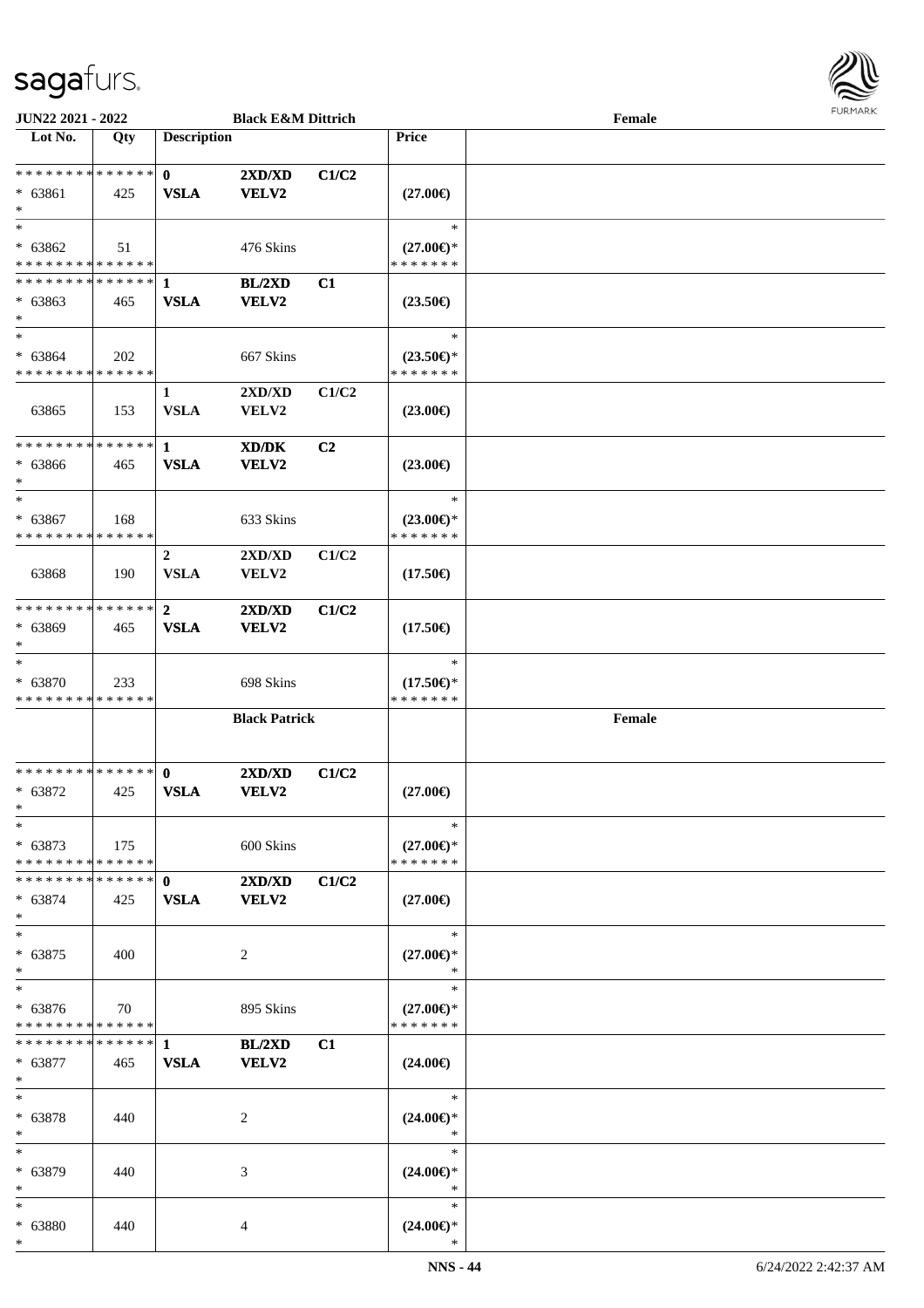| Lot No. | Qty | Description | | | Price | |
|---|---|---|---|---|---|---|
| **Black E&M Dittrich** | | | | | | Female |
| * * * * * * * * * * * * * * | | **0** | **2XD/XD** | **C1/C2** | | |
| * 63861 | 425 | **VSLA** | **VELV2** | | **(27.00€)** | |
| * | | | | | | |
| * | | | | | * | |
| * 63862 | 51 | | 476 Skins | | **(27.00€)*** | |
| * * * * * * * * * * * * * * | | | | | * * * * * * * | |
| * * * * * * * * * * * * * * | | **1** | **BL/2XD** | **C1** | | |
| * 63863 | 465 | **VSLA** | **VELV2** | | **(23.50€)** | |
| * | | | | | | |
| * | | | | | * | |
| * 63864 | 202 | | 667 Skins | | **(23.50€)*** | |
| * * * * * * * * * * * * * * | | | | | * * * * * * * | |
| | | **1** | **2XD/XD** | **C1/C2** | | |
| 63865 | 153 | **VSLA** | **VELV2** | | **(23.00€)** | |
| * * * * * * * * * * * * * * | | **1** | **XD/DK** | **C2** | | |
| * 63866 | 465 | **VSLA** | **VELV2** | | **(23.00€)** | |
| * | | | | | | |
| * | | | | | * | |
| * 63867 | 168 | | 633 Skins | | **(23.00€)*** | |
| * * * * * * * * * * * * * * | | | | | * * * * * * * | |
| | | **2** | **2XD/XD** | **C1/C2** | | |
| 63868 | 190 | **VSLA** | **VELV2** | | **(17.50€)** | |
| * * * * * * * * * * * * * * | | **2** | **2XD/XD** | **C1/C2** | | |
| * 63869 | 465 | **VSLA** | **VELV2** | | **(17.50€)** | |
| * | | | | | | |
| * | | | | | * | |
| * 63870 | 233 | | 698 Skins | | **(17.50€)*** | |
| * * * * * * * * * * * * * * | | | | | * * * * * * * | |
| | | | **Black Patrick** | | | **Female** |
| * * * * * * * * * * * * * * | | **0** | **2XD/XD** | **C1/C2** | | |
| * 63872 | 425 | **VSLA** | **VELV2** | | **(27.00€)** | |
| * | | | | | | |
| * | | | | | * | |
| * 63873 | 175 | | 600 Skins | | **(27.00€)*** | |
| * * * * * * * * * * * * * * | | | | | * * * * * * * | |
| * * * * * * * * * * * * * * | | **0** | **2XD/XD** | **C1/C2** | | |
| * 63874 | 425 | **VSLA** | **VELV2** | | **(27.00€)** | |
| * | | | | | | |
| * | | | | | * | |
| * 63875 | 400 | | 2 | | **(27.00€)*** | |
| * | | | | | * | |
| * | | | | | * | |
| * 63876 | 70 | | 895 Skins | | **(27.00€)*** | |
| * * * * * * * * * * * * * * | | | | | * * * * * * * | |
| * * * * * * * * * * * * * * | | **1** | **BL/2XD** | **C1** | | |
| * 63877 | 465 | **VSLA** | **VELV2** | | **(24.00€)** | |
| * | | | | | | |
| * | | | | | * | |
| * 63878 | 440 | | 2 | | **(24.00€)*** | |
| * | | | | | * | |
| * | | | | | * | |
| * 63879 | 440 | | 3 | | **(24.00€)*** | |
| * | | | | | * | |
| * | | | | | * | |
| * 63880 | 440 | | 4 | | **(24.00€)*** | |
| * | | | | | * | |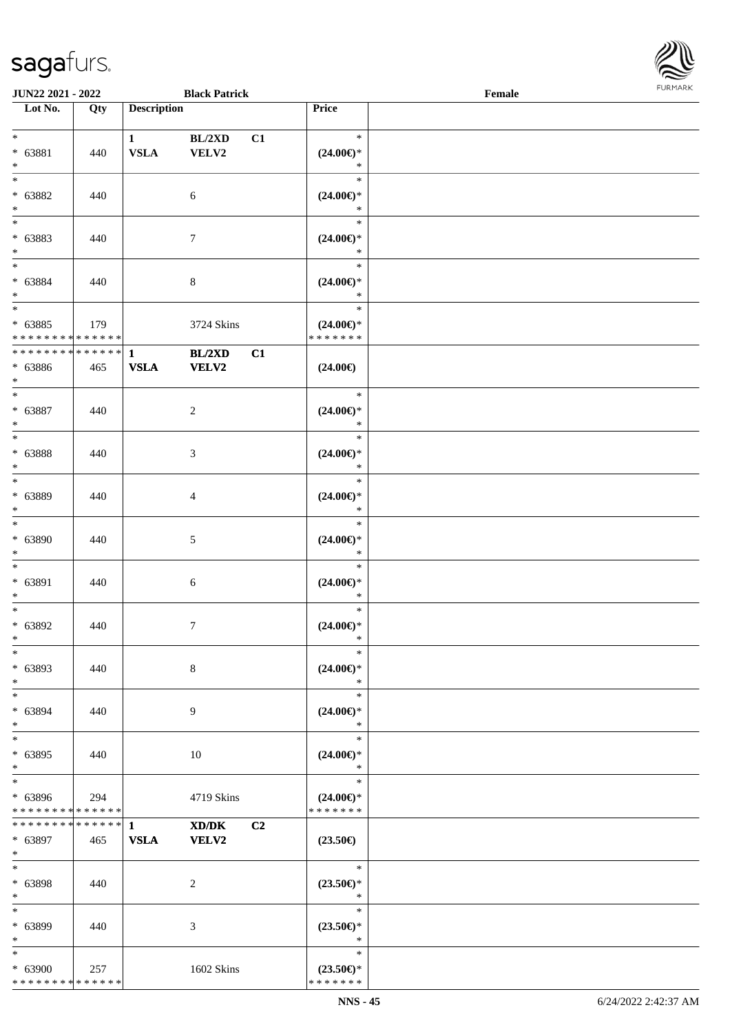**JUN22 2021 - 2022** **Black Patrick** **Female**

| Lot No. | Qty | Description | | | Price | |
|---|---|---|---|---|---|---|
| * | | **1** | **BL/2XD** | **C1** | * | |
| * 63881 | 440 | **VSLA** | **VELV2** | | **(24.00€)*** | |
| * | | | | | * | |
| * | | | | | * | |
| * 63882 | 440 | | 6 | | **(24.00€)*** | |
| * | | | | | * | |
| * | | | | | * | |
| * 63883 | 440 | | 7 | | **(24.00€)*** | |
| * | | | | | * | |
| * | | | | | * | |
| * 63884 | 440 | | 8 | | **(24.00€)*** | |
| * | | | | | * | |
| * | | | | | * | |
| * 63885 | 179 | | 3724 Skins | | **(24.00€)*** | |
| * * * * * * * * * * * * * * | | | | | * * * * * * * | |
| * * * * * * * * * * * * * * | | **1** | **BL/2XD** | **C1** | | |
| * 63886 | 465 | **VSLA** | **VELV2** | | **(24.00€)** | |
| * | | | | | | |
| * | | | | | * | |
| * 63887 | 440 | | 2 | | **(24.00€)*** | |
| * | | | | | * | |
| * | | | | | * | |
| * 63888 | 440 | | 3 | | **(24.00€)*** | |
| * | | | | | * | |
| * | | | | | * | |
| * 63889 | 440 | | 4 | | **(24.00€)*** | |
| * | | | | | * | |
| * | | | | | * | |
| * 63890 | 440 | | 5 | | **(24.00€)*** | |
| * | | | | | * | |
| * | | | | | * | |
| * 63891 | 440 | | 6 | | **(24.00€)*** | |
| * | | | | | * | |
| * | | | | | * | |
| * 63892 | 440 | | 7 | | **(24.00€)*** | |
| * | | | | | * | |
| * | | | | | * | |
| * 63893 | 440 | | 8 | | **(24.00€)*** | |
| * | | | | | * | |
| * | | | | | * | |
| * 63894 | 440 | | 9 | | **(24.00€)*** | |
| * | | | | | * | |
| * | | | | | * | |
| * 63895 | 440 | | 10 | | **(24.00€)*** | |
| * | | | | | * | |
| * | | | | | * | |
| * 63896 | 294 | | 4719 Skins | | **(24.00€)*** | |
| * * * * * * * * * * * * * * | | | | | * * * * * * * | |
| * * * * * * * * * * * * * * | | **1** | **XD/DK** | **C2** | | |
| * 63897 | 465 | **VSLA** | **VELV2** | | **(23.50€)** | |
| * | | | | | | |
| * | | | | | * | |
| * 63898 | 440 | | 2 | | **(23.50€)*** | |
| * | | | | | * | |
| * | | | | | * | |
| * 63899 | 440 | | 3 | | **(23.50€)*** | |
| * | | | | | * | |
| * | | | | | * | |
| * 63900 | 257 | | 1602 Skins | | **(23.50€)*** | |
| * * * * * * * * * * * * * * | | | | | * * * * * * * | |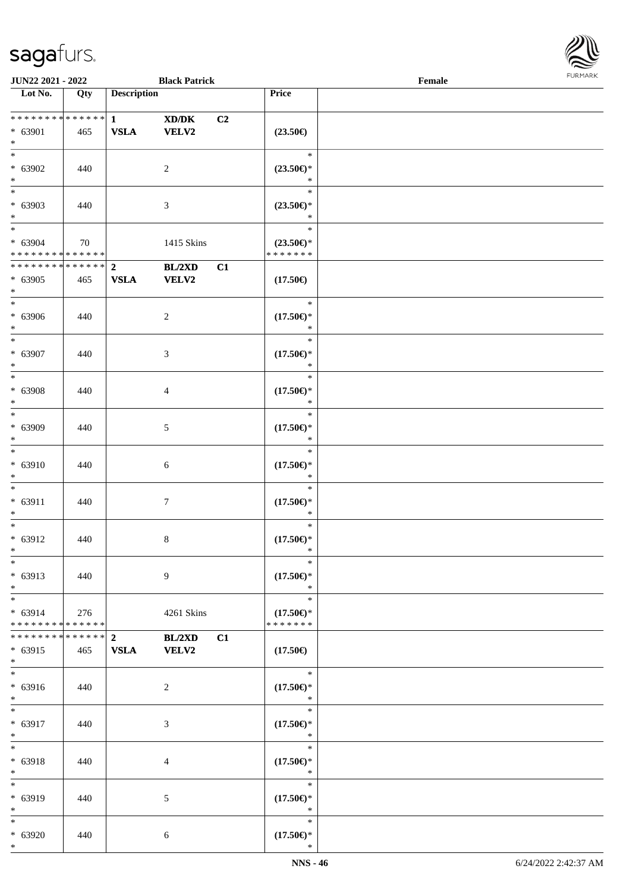| Lot No. | Qty | Description | | | Price | |
|---|---|---|---|---|---|---|
| * * * * * * * * * * * * * * | | 1 | XD/DK | C2 | | |
| * 63901 | 465 | VSLA | VELV2 | | (23.50€) | |
| * | | | | | | |
| * 63902 | 440 | | 2 | | (23.50€)* | |
| * 63903 | 440 | | 3 | | (23.50€)* | |
| * 63904 | 70 | | 1415 Skins | | (23.50€)* | |
| * * * * * * * * * * * * * * | | | | | * * * * * * * | |
| * * * * * * * * * * * * * * | | 2 | BL/2XD | C1 | | |
| * 63905 | 465 | VSLA | VELV2 | | (17.50€) | |
| * 63906 | 440 | | 2 | | (17.50€)* | |
| * 63907 | 440 | | 3 | | (17.50€)* | |
| * 63908 | 440 | | 4 | | (17.50€)* | |
| * 63909 | 440 | | 5 | | (17.50€)* | |
| * 63910 | 440 | | 6 | | (17.50€)* | |
| * 63911 | 440 | | 7 | | (17.50€)* | |
| * 63912 | 440 | | 8 | | (17.50€)* | |
| * 63913 | 440 | | 9 | | (17.50€)* | |
| * 63914 | 276 | | 4261 Skins | | (17.50€)* | |
| * * * * * * * * * * * * * * | | | | | * * * * * * * | |
| * * * * * * * * * * * * * * | | 2 | BL/2XD | C1 | | |
| * 63915 | 465 | VSLA | VELV2 | | (17.50€) | |
| * 63916 | 440 | | 2 | | (17.50€)* | |
| * 63917 | 440 | | 3 | | (17.50€)* | |
| * 63918 | 440 | | 4 | | (17.50€)* | |
| * 63919 | 440 | | 5 | | (17.50€)* | |
| * 63920 | 440 | | 6 | | (17.50€)* | |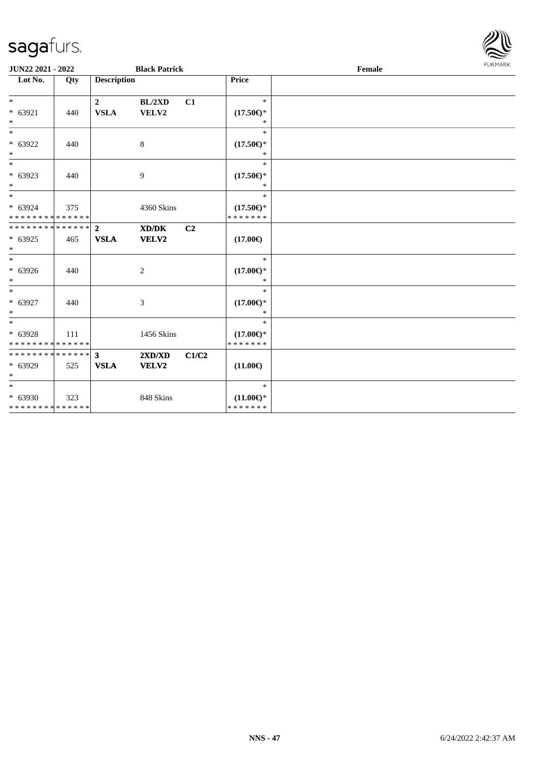**JUN22 2021 - 2022** **Black Patrick** **Female**

| Lot No. | Qty | Description | | | Price |
|---|---|---|---|---|---|
| * <br> * 63921 <br> * | 440 | **2** <br> **VSLA** | **BL/2XD** <br> **VELV2** | **C1** | * <br> **(17.50€)*** <br> * |
| * <br> * 63922 <br> * | 440 | | 8 | | * <br> **(17.50€)*** <br> * |
| * <br> * 63923 <br> * | 440 | | 9 | | * <br> **(17.50€)*** <br> * |
| * <br> * 63924 <br> * * * * * * * * * * * * * * | 375 | | 4360 Skins | | * <br> **(17.50€)*** <br> * * * * * * * |
| * * * * * * * * * * * * * * <br> * 63925 <br> * | 465 | **2** <br> **VSLA** | **XD/DK** <br> **VELV2** | **C2** | **(17.00€)** |
| * <br> * 63926 <br> * | 440 | | 2 | | * <br> **(17.00€)*** <br> * |
| * <br> * 63927 <br> * | 440 | | 3 | | * <br> **(17.00€)*** <br> * |
| * <br> * 63928 <br> * * * * * * * * * * * * * * | 111 | | 1456 Skins | | * <br> **(17.00€)*** <br> * * * * * * * |
| * * * * * * * * * * * * * * <br> * 63929 <br> * | 525 | **3** <br> **VSLA** | **2XD/XD** <br> **VELV2** | **C1/C2** | **(11.00€)** |
| * <br> * 63930 <br> * * * * * * * * * * * * * * | 323 | | 848 Skins | | * <br> **(11.00€)*** <br> * * * * * * * |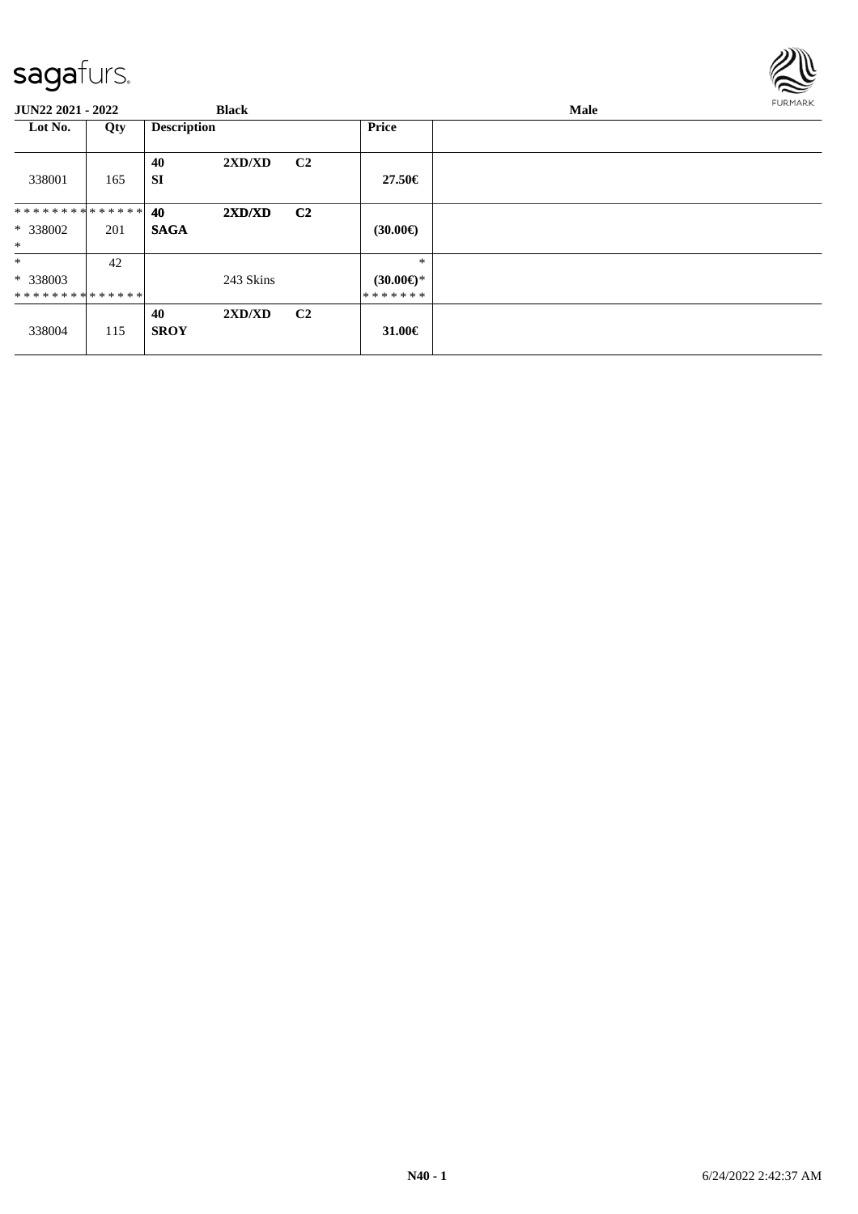**JUN22 2021 - 2022** **Black** **Male**

| Lot No. | Qty | Description | | | Price | |
|---|---|---|---|---|---|---|
| 338001 | 165 | **40** **SI** | **2XD/XD** | **C2** | **27.50€** | |
| ************** * 338002 * | 201 | **40** **SAGA** | **2XD/XD** | **C2** | **(30.00€)** | |
| * * 338003 ************** | 42 | | 243 Skins | | * **(30.00€)*** ******* | |
| 338004 | 115 | **40** **SROY** | **2XD/XD** | **C2** | **31.00€** | |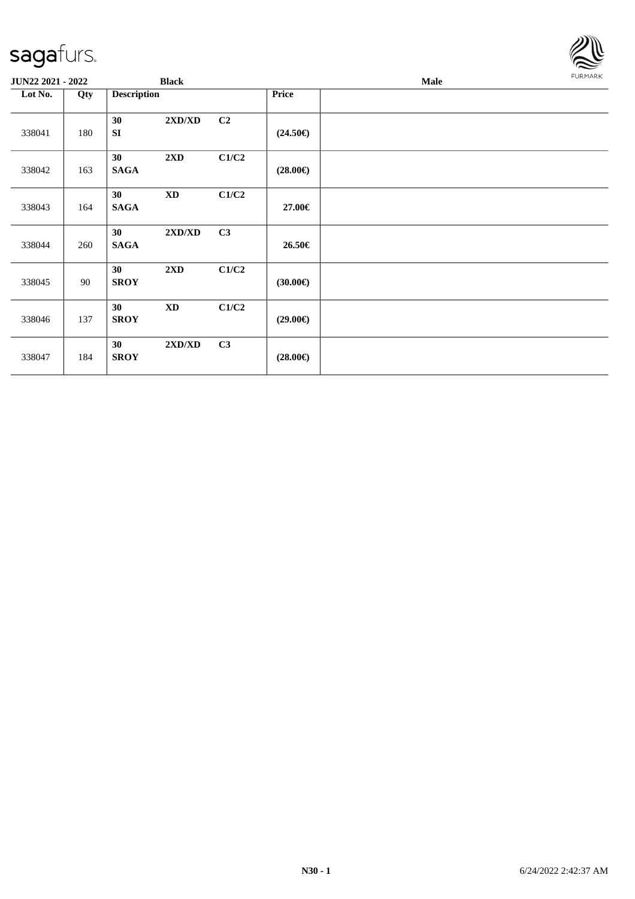**JUN22 2021 - 2022** **Black** **Male**

| Lot No. | Qty | Description | | | Price | |
|---|---|---|---|---|---|---|
| 338041 | 180 | **30** **SI** | **2XD/XD** | **C2** | **(24.50€)** | |
| 338042 | 163 | **30** **SAGA** | **2XD** | **C1/C2** | **(28.00€)** | |
| 338043 | 164 | **30** **SAGA** | **XD** | **C1/C2** | **27.00€** | |
| 338044 | 260 | **30** **SAGA** | **2XD/XD** | **C3** | **26.50€** | |
| 338045 | 90 | **30** **SROY** | **2XD** | **C1/C2** | **(30.00€)** | |
| 338046 | 137 | **30** **SROY** | **XD** | **C1/C2** | **(29.00€)** | |
| 338047 | 184 | **30** **SROY** | **2XD/XD** | **C3** | **(28.00€)** | |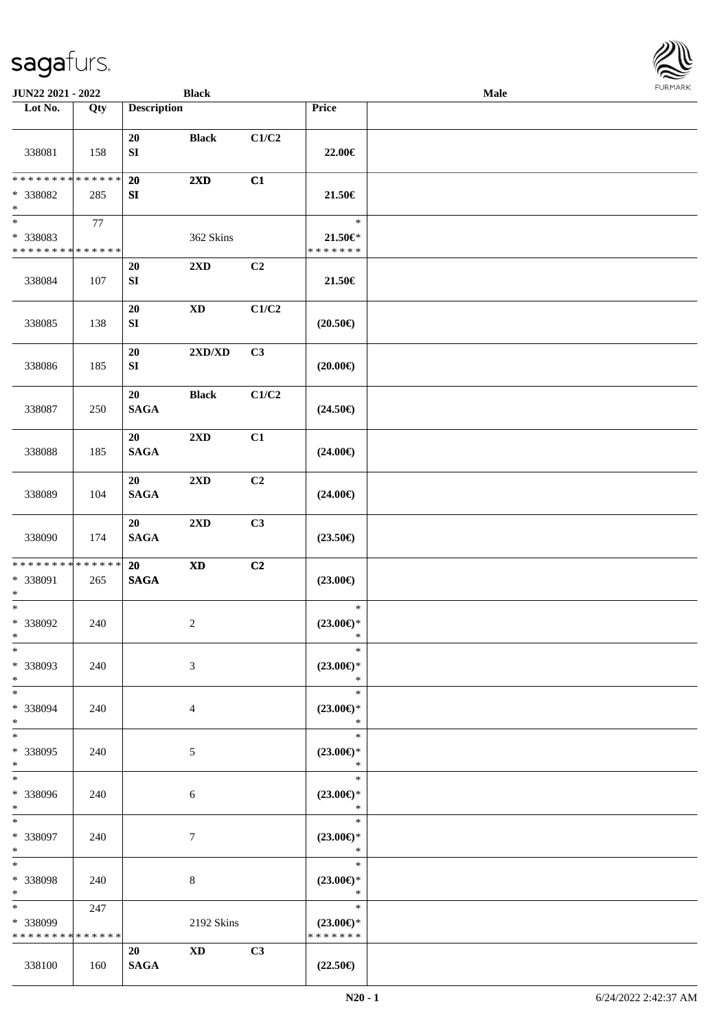| Lot No. | Qty | Description | | | Price | |
|---|---|---|---|---|---|---|
| 338081 | 158 | 20<br>SI | Black | C1/C2 | 22.00€ | |
| * * * * * * * * * * * * * *<br>* 338082<br>* | 285 | 20<br>SI | 2XD | C1 | 21.50€ | |
| *<br>* 338083<br>* * * * * * * * * * * * * * | 77 | | 362 Skins | | *<br>21.50€*<br>* * * * * * * | |
| 338084 | 107 | 20<br>SI | 2XD | C2 | 21.50€ | |
| 338085 | 138 | 20<br>SI | XD | C1/C2 | (20.50€) | |
| 338086 | 185 | 20<br>SI | 2XD/XD | C3 | (20.00€) | |
| 338087 | 250 | 20<br>SAGA | Black | C1/C2 | (24.50€) | |
| 338088 | 185 | 20<br>SAGA | 2XD | C1 | (24.00€) | |
| 338089 | 104 | 20<br>SAGA | 2XD | C2 | (24.00€) | |
| 338090 | 174 | 20<br>SAGA | 2XD | C3 | (23.50€) | |
| * * * * * * * * * * * * * *<br>* 338091<br>* | 265 | 20<br>SAGA | XD | C2 | (23.00€) | |
| *<br>* 338092<br>* | 240 | | 2 | | *<br>(23.00€)*<br>* | |
| *<br>* 338093<br>* | 240 | | 3 | | *<br>(23.00€)*<br>* | |
| *<br>* 338094<br>* | 240 | | 4 | | *<br>(23.00€)*<br>* | |
| *<br>* 338095<br>* | 240 | | 5 | | *<br>(23.00€)*<br>* | |
| *<br>* 338096<br>* | 240 | | 6 | | *<br>(23.00€)*<br>* | |
| *<br>* 338097<br>* | 240 | | 7 | | *<br>(23.00€)*<br>* | |
| *<br>* 338098<br>* | 240 | | 8 | | *<br>(23.00€)*<br>* | |
| *<br>* 338099<br>* * * * * * * * * * * * * * | 247 | | 2192 Skins | | *<br>(23.00€)*<br>* * * * * * * | |
| 338100 | 160 | 20<br>SAGA | XD | C3 | (22.50€) | |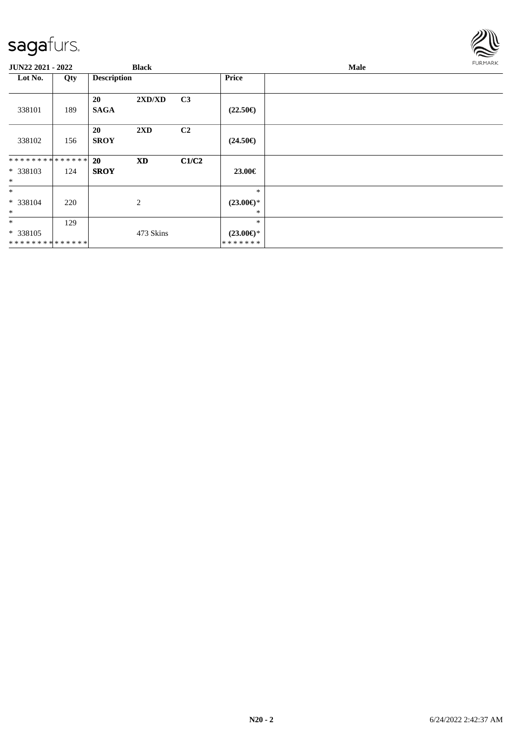sagafurs.

**JUN22 2021 - 2022** **Black** **Male**

| Lot No. | Qty | Description | | | Price |
|---|---|---|---|---|---|
| 338101 | 189 | **20** **SAGA** | **2XD/XD** | **C3** | **(22.50€)** |
| 338102 | 156 | **20** **SROY** | **2XD** | **C2** | **(24.50€)** |
| ************** * 338103 * | 124 | **20** **SROY** | **XD** | **C1/C2** | **23.00€** |
| * * 338104 * | 220 | | 2 | | * **(23.00€)*** * |
| * * 338105 ************** | 129 | | 473 Skins | | * **(23.00€)*** ******* |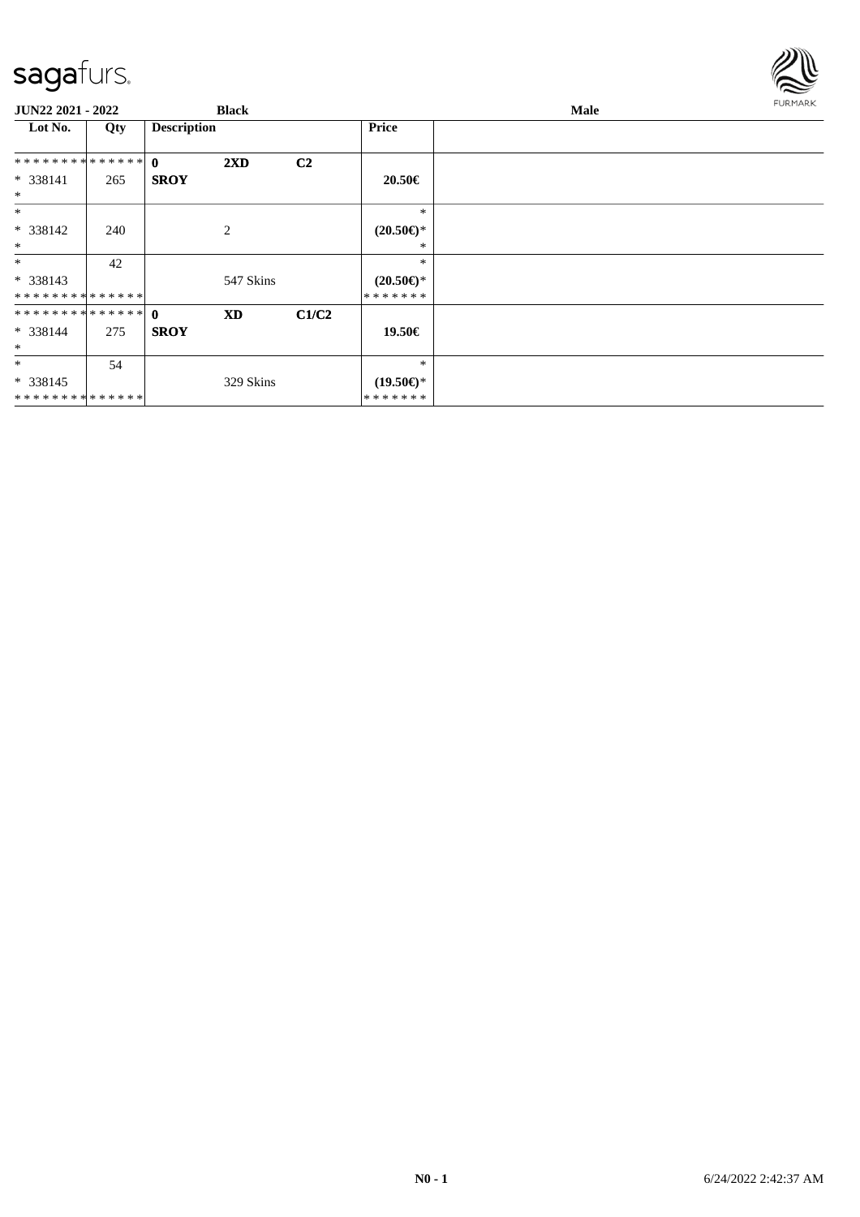sagafurs.

**JUN22 2021 - 2022** **Black** **Male**

| Lot No. | Qty | Description | | | Price | |
|---|---|---|---|---|---|---|
| ************** | | **0** | **2XD** | **C2** | | |
| * 338141 | 265 | **SROY** | | | **20.50€** | |
| * | | | | | | |
| * | | | | | * | |
| * 338142 | 240 | | 2 | | **(20.50€)*** | |
| * | | | | | * | |
| * | 42 | | | | * | |
| * 338143 | | | 547 Skins | | **(20.50€)*** | |
| ************** | | | | | ******* | |
| ************** | | **0** | **XD** | **C1/C2** | | |
| * 338144 | 275 | **SROY** | | | **19.50€** | |
| * | | | | | | |
| * | 54 | | | | * | |
| * 338145 | | | 329 Skins | | **(19.50€)*** | |
| ************** | | | | | ******* | |

**N0 - 1** 6/24/2022 2:42:37 AM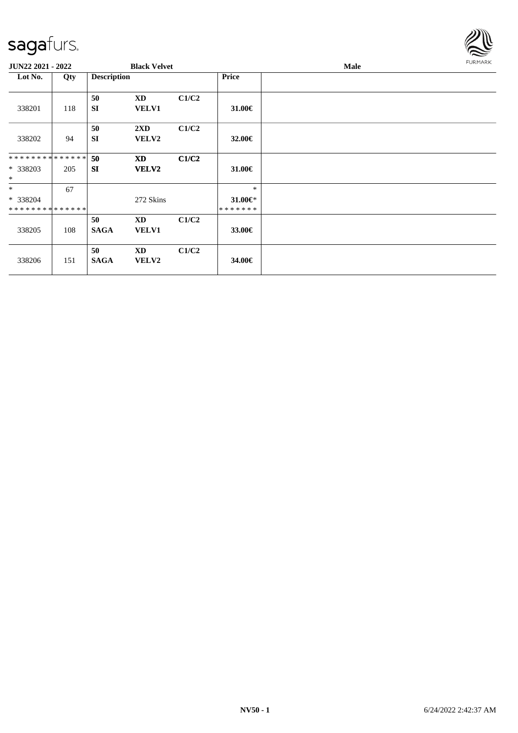**JUN22 2021 - 2022** | **Black Velvet** | **Male**

| Lot No. | Qty | Description | | | Price |
|---|---|---|---|---|---|
| 338201 | 118 | 50<br>SI | XD<br>VELV1 | C1/C2 | 31.00€ |
| 338202 | 94 | 50<br>SI | 2XD<br>VELV2 | C1/C2 | 32.00€ |
| * * * * * * * * * * * * * *<br>* 338203<br>* | 205 | 50<br>SI | XD<br>VELV2 | C1/C2 | 31.00€ |
| *<br>* 338204<br>* * * * * * * * * * * * * * | 67 | | 272 Skins | | *<br>31.00€*<br>* * * * * * * |
| 338205 | 108 | 50<br>SAGA | XD<br>VELV1 | C1/C2 | 33.00€ |
| 338206 | 151 | 50<br>SAGA | XD<br>VELV2 | C1/C2 | 34.00€ |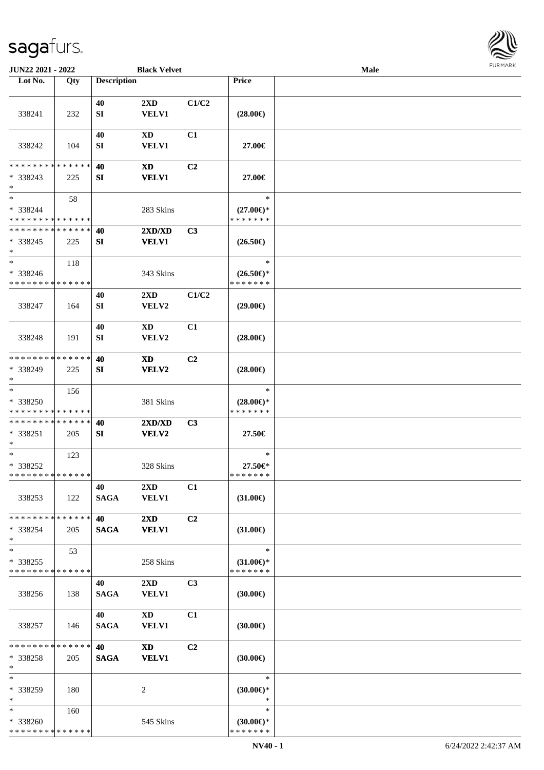JUN22 2021 - 2022 | Black Velvet | Male

| Lot No. | Qty | Description | | | Price | |
|---|---|---|---|---|---|---|
| 338241 | 232 | 40 SI | 2XD VELV1 | C1/C2 | (28.00€) | |
| 338242 | 104 | 40 SI | XD VELV1 | C1 | 27.00€ | |
| * * * * * * * * * * * * * * * 338243 * | 225 | 40 SI | XD VELV1 | C2 | 27.00€ | |
| * * 338244 * * * * * * * * * * * * * * | 58 | | 283 Skins | | * (27.00€)* * * * * * * * | |
| * * * * * * * * * * * * * * * 338245 * | 225 | 40 SI | 2XD/XD VELV1 | C3 | (26.50€) | |
| * * 338246 * * * * * * * * * * * * * * | 118 | | 343 Skins | | * (26.50€)* * * * * * * * | |
| 338247 | 164 | 40 SI | 2XD VELV2 | C1/C2 | (29.00€) | |
| 338248 | 191 | 40 SI | XD VELV2 | C1 | (28.00€) | |
| * * * * * * * * * * * * * * * 338249 * | 225 | 40 SI | XD VELV2 | C2 | (28.00€) | |
| * * 338250 * * * * * * * * * * * * * * | 156 | | 381 Skins | | * (28.00€)* * * * * * * * | |
| * * * * * * * * * * * * * * * 338251 * | 205 | 40 SI | 2XD/XD VELV2 | C3 | 27.50€ | |
| * * 338252 * * * * * * * * * * * * * * | 123 | | 328 Skins | | * 27.50€* * * * * * * * | |
| 338253 | 122 | 40 SAGA | 2XD VELV1 | C1 | (31.00€) | |
| * * * * * * * * * * * * * * * 338254 * | 205 | 40 SAGA | 2XD VELV1 | C2 | (31.00€) | |
| * * 338255 * * * * * * * * * * * * * * | 53 | | 258 Skins | | * (31.00€)* * * * * * * * | |
| 338256 | 138 | 40 SAGA | 2XD VELV1 | C3 | (30.00€) | |
| 338257 | 146 | 40 SAGA | XD VELV1 | C1 | (30.00€) | |
| * * * * * * * * * * * * * * * 338258 * | 205 | 40 SAGA | XD VELV1 | C2 | (30.00€) | |
| * * 338259 * | 180 | | 2 | | * (30.00€)* * | |
| * * 338260 * * * * * * * * * * * * * * | 160 | | 545 Skins | | * (30.00€)* * * * * * * * | |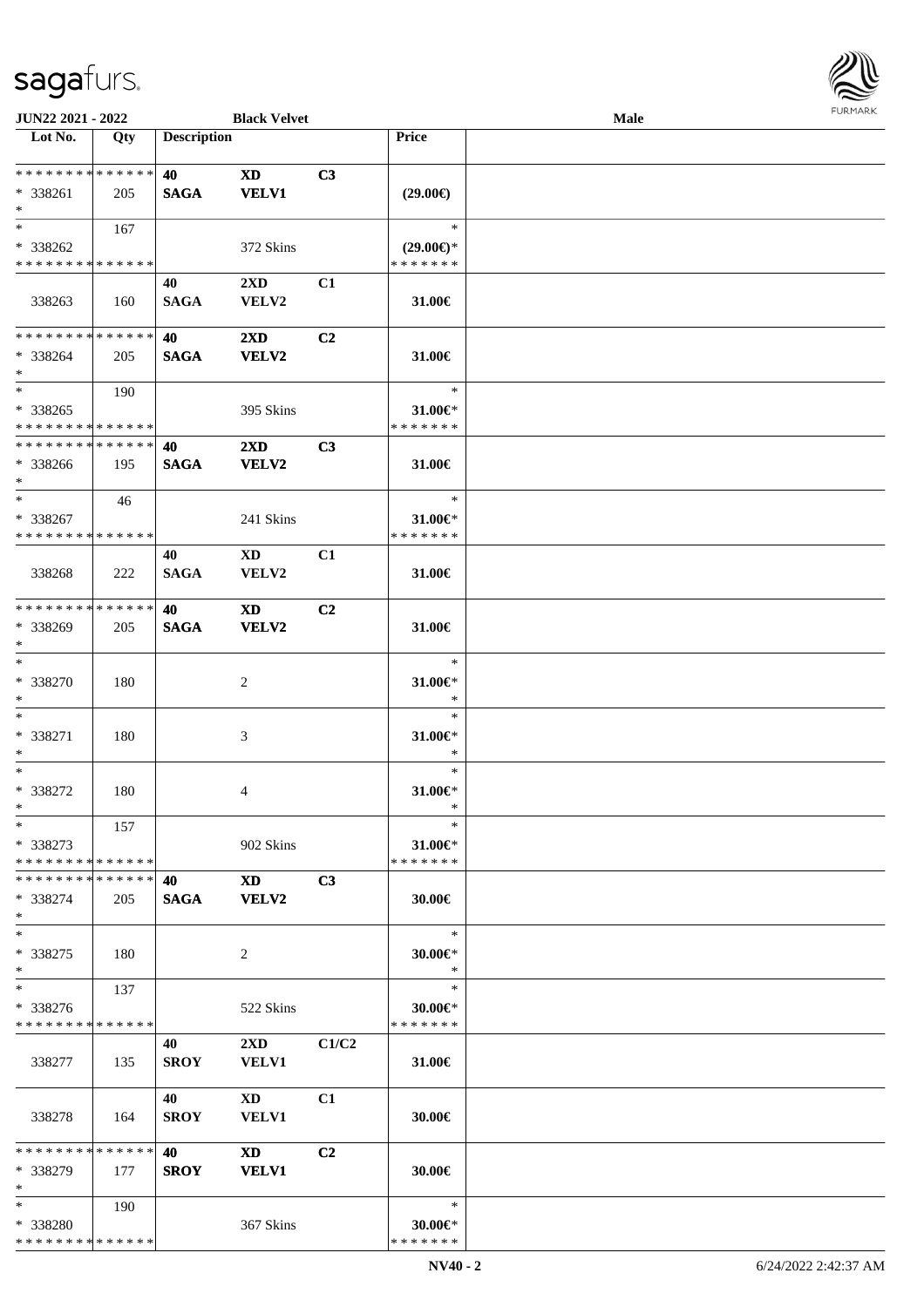**JUN22 2021 - 2022** **Black Velvet** **Male**

| Lot No. | Qty | Description | | | Price | |
|---|---|---|---|---|---|---|
| * * * * * * * * * * * * * * | | **40** | **XD** | **C3** | | |
| * 338261 | 205 | **SAGA** | **VELV1** | | **(29.00€)** | |
| * | | | | | | |
| * | 167 | | | | * | |
| * 338262 | | | 372 Skins | | **(29.00€)*** | |
| * * * * * * * * * * * * * * | | | | | * * * * * * * | |
| | | **40** | **2XD** | **C1** | | |
| 338263 | 160 | **SAGA** | **VELV2** | | **31.00€** | |
| * * * * * * * * * * * * * * | | **40** | **2XD** | **C2** | | |
| * 338264 | 205 | **SAGA** | **VELV2** | | **31.00€** | |
| * | | | | | | |
| * | 190 | | | | * | |
| * 338265 | | | 395 Skins | | **31.00€*** | |
| * * * * * * * * * * * * * * | | | | | * * * * * * * | |
| * * * * * * * * * * * * * * | | **40** | **2XD** | **C3** | | |
| * 338266 | 195 | **SAGA** | **VELV2** | | **31.00€** | |
| * | | | | | | |
| * | 46 | | | | * | |
| * 338267 | | | 241 Skins | | **31.00€*** | |
| * * * * * * * * * * * * * * | | | | | * * * * * * * | |
| | | **40** | **XD** | **C1** | | |
| 338268 | 222 | **SAGA** | **VELV2** | | **31.00€** | |
| * * * * * * * * * * * * * * | | **40** | **XD** | **C2** | | |
| * 338269 | 205 | **SAGA** | **VELV2** | | **31.00€** | |
| * | | | | | | |
| * | | | | | * | |
| * 338270 | 180 | | 2 | | **31.00€*** | |
| * | | | | | * | |
| * | | | | | * | |
| * 338271 | 180 | | 3 | | **31.00€*** | |
| * | | | | | * | |
| * | | | | | * | |
| * 338272 | 180 | | 4 | | **31.00€*** | |
| * | | | | | * | |
| * | 157 | | | | * | |
| * 338273 | | | 902 Skins | | **31.00€*** | |
| * * * * * * * * * * * * * * | | | | | * * * * * * * | |
| * * * * * * * * * * * * * * | | **40** | **XD** | **C3** | | |
| * 338274 | 205 | **SAGA** | **VELV2** | | **30.00€** | |
| * | | | | | | |
| * | | | | | * | |
| * 338275 | 180 | | 2 | | **30.00€*** | |
| * | | | | | * | |
| * | 137 | | | | * | |
| * 338276 | | | 522 Skins | | **30.00€*** | |
| * * * * * * * * * * * * * * | | | | | * * * * * * * | |
| | | **40** | **2XD** | **C1/C2** | | |
| 338277 | 135 | **SROY** | **VELV1** | | **31.00€** | |
| | | **40** | **XD** | **C1** | | |
| 338278 | 164 | **SROY** | **VELV1** | | **30.00€** | |
| * * * * * * * * * * * * * * | | **40** | **XD** | **C2** | | |
| * 338279 | 177 | **SROY** | **VELV1** | | **30.00€** | |
| * | | | | | | |
| * | 190 | | | | * | |
| * 338280 | | | 367 Skins | | **30.00€*** | |
| * * * * * * * * * * * * * * | | | | | * * * * * * * | |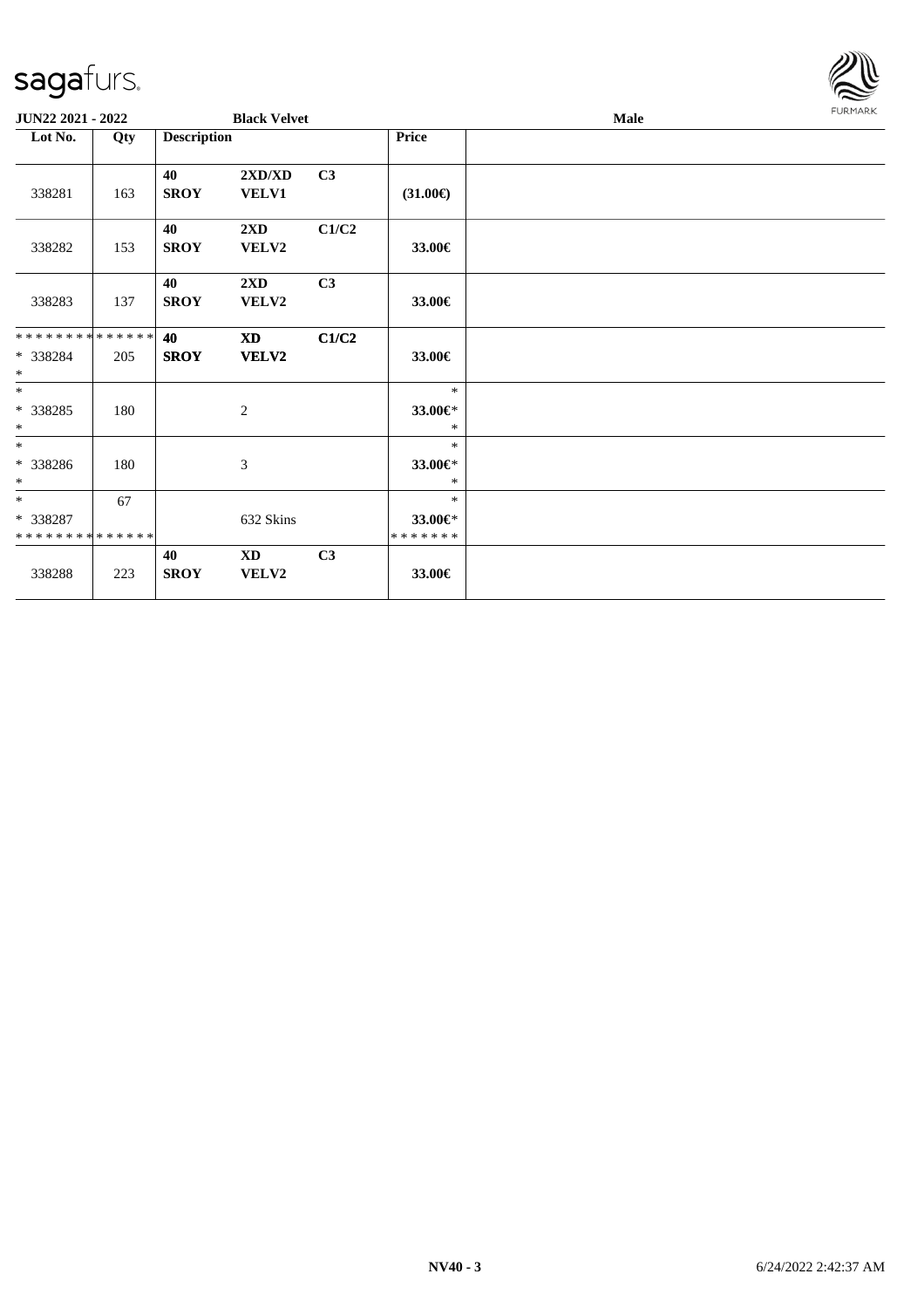**JUN22 2021 - 2022** **Black Velvet** **Male**

| Lot No. | Qty | Description | | | Price | |
|---|---|---|---|---|---|---|
| 338281 | 163 | **40 SROY** | **2XD/XD VELV1** | **C3** | **(31.00€)** | |
| 338282 | 153 | **40 SROY** | **2XD VELV2** | **C1/C2** | **33.00€** | |
| 338283 | 137 | **40 SROY** | **2XD VELV2** | **C3** | **33.00€** | |
| * * * * * * * * * * * * * * <br>* 338284<br>* | 205 | **40 SROY** | **XD VELV2** | **C1/C2** | **33.00€** | |
| *<br>* 338285<br>* | 180 | | 2 | | *<br>**33.00€***<br>* | |
| *<br>* 338286<br>* | 180 | | 3 | | *<br>**33.00€***<br>* | |
| *<br>* 338287<br>* * * * * * * * * * * * * * | 67 | | 632 Skins | | *<br>**33.00€***<br>* * * * * * * | |
| 338288 | 223 | **40 SROY** | **XD VELV2** | **C3** | **33.00€** | |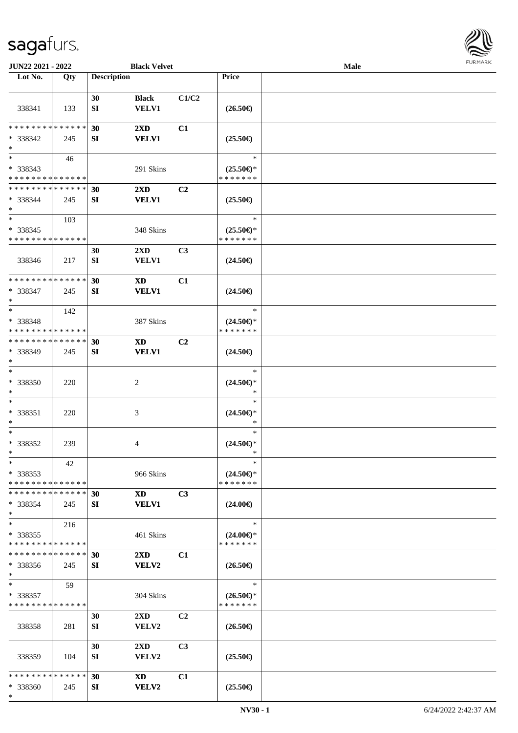**JUN22 2021 - 2022** **Black Velvet** **Male**

| Lot No. | Qty | Description | | | Price | |
|---|---|---|---|---|---|---|
| 338341 | 133 | 30 SI | Black VELV1 | C1/C2 | (26.50€) | |
| * * * * * * * * * * * * * * * 338342 * | 245 | 30 SI | 2XD VELV1 | C1 | (25.50€) | |
| * * 338343 * * * * * * * * * * * * * * | 46 | | 291 Skins | | * (25.50€)* * * * * * * * | |
| * * * * * * * * * * * * * * * 338344 * | 245 | 30 SI | 2XD VELV1 | C2 | (25.50€) | |
| * * 338345 * * * * * * * * * * * * * * | 103 | | 348 Skins | | * (25.50€)* * * * * * * * | |
| 338346 | 217 | 30 SI | 2XD VELV1 | C3 | (24.50€) | |
| * * * * * * * * * * * * * * * 338347 * | 245 | 30 SI | XD VELV1 | C1 | (24.50€) | |
| * * 338348 * * * * * * * * * * * * * * | 142 | | 387 Skins | | * (24.50€)* * * * * * * * | |
| * * * * * * * * * * * * * * * 338349 * | 245 | 30 SI | XD VELV1 | C2 | (24.50€) | |
| * * 338350 * | 220 | | 2 | | * (24.50€)* * | |
| * * 338351 * | 220 | | 3 | | * (24.50€)* * | |
| * * 338352 * | 239 | | 4 | | * (24.50€)* * | |
| * * 338353 * * * * * * * * * * * * * * | 42 | | 966 Skins | | * (24.50€)* * * * * * * * | |
| * * * * * * * * * * * * * * * 338354 * | 245 | 30 SI | XD VELV1 | C3 | (24.00€) | |
| * * 338355 * * * * * * * * * * * * * * | 216 | | 461 Skins | | * (24.00€)* * * * * * * * | |
| * * * * * * * * * * * * * * * 338356 * | 245 | 30 SI | 2XD VELV2 | C1 | (26.50€) | |
| * * 338357 * * * * * * * * * * * * * * | 59 | | 304 Skins | | * (26.50€)* * * * * * * * | |
| 338358 | 281 | 30 SI | 2XD VELV2 | C2 | (26.50€) | |
| 338359 | 104 | 30 SI | 2XD VELV2 | C3 | (25.50€) | |
| * * * * * * * * * * * * * * * 338360 * | 245 | 30 SI | XD VELV2 | C1 | (25.50€) | |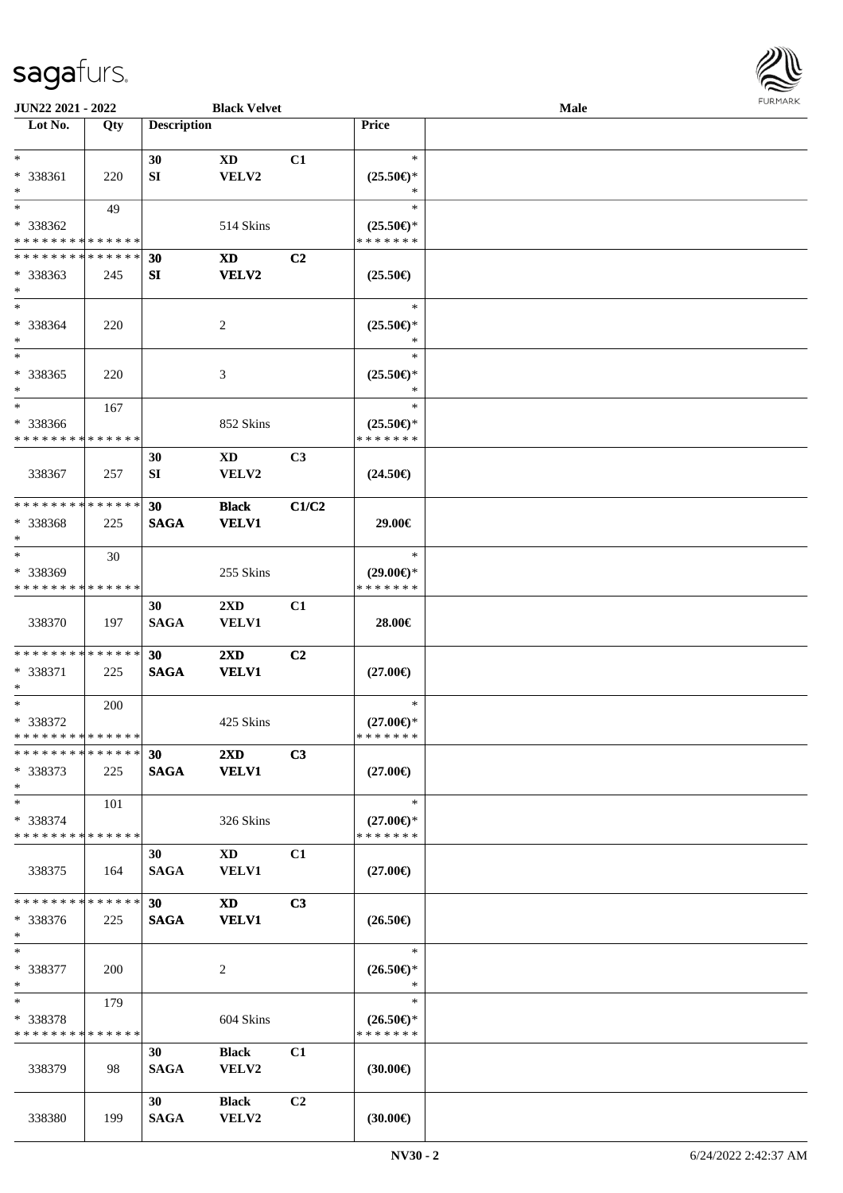| Lot No. | Qty | Description | | | Price | |
|---|---|---|---|---|---|---|
| *<br>* 338361<br>* | 220 | 30<br>SI | XD<br>VELV2 | C1 | *<br>(25.50€)*<br>* | |
| *<br>* 338362<br>* * * * * * * * * * * * * * | 49 | | 514 Skins | | *<br>(25.50€)*<br>* * * * * * * | |
| * * * * * * * * * * * * * *<br>* 338363<br>* | 245 | 30<br>SI | XD<br>VELV2 | C2 | (25.50€) | |
| *<br>* 338364<br>* | 220 | | 2 | | *<br>(25.50€)*<br>* | |
| *<br>* 338365<br>* | 220 | | 3 | | *<br>(25.50€)*<br>* | |
| *<br>* 338366<br>* * * * * * * * * * * * * * | 167 | | 852 Skins | | *<br>(25.50€)*<br>* * * * * * * | |
| 338367 | 257 | 30<br>SI | XD<br>VELV2 | C3 | (24.50€) | |
| * * * * * * * * * * * * * *<br>* 338368<br>* | 225 | 30<br>SAGA | Black<br>VELV1 | C1/C2 | 29.00€ | |
| *<br>* 338369<br>* * * * * * * * * * * * * * | 30 | | 255 Skins | | *<br>(29.00€)*<br>* * * * * * * | |
| 338370 | 197 | 30<br>SAGA | 2XD<br>VELV1 | C1 | 28.00€ | |
| * * * * * * * * * * * * * *<br>* 338371<br>* | 225 | 30<br>SAGA | 2XD<br>VELV1 | C2 | (27.00€) | |
| *<br>* 338372<br>* * * * * * * * * * * * * * | 200 | | 425 Skins | | *<br>(27.00€)*<br>* * * * * * * | |
| * * * * * * * * * * * * * *<br>* 338373<br>* | 225 | 30<br>SAGA | 2XD<br>VELV1 | C3 | (27.00€) | |
| *<br>* 338374<br>* * * * * * * * * * * * * * | 101 | | 326 Skins | | *<br>(27.00€)*<br>* * * * * * * | |
| 338375 | 164 | 30<br>SAGA | XD<br>VELV1 | C1 | (27.00€) | |
| * * * * * * * * * * * * * *<br>* 338376<br>* | 225 | 30<br>SAGA | XD<br>VELV1 | C3 | (26.50€) | |
| *<br>* 338377<br>* | 200 | | 2 | | *<br>(26.50€)*<br>* | |
| *<br>* 338378<br>* * * * * * * * * * * * * * | 179 | | 604 Skins | | *<br>(26.50€)*<br>* * * * * * * | |
| 338379 | 98 | 30<br>SAGA | Black<br>VELV2 | C1 | (30.00€) | |
| 338380 | 199 | 30<br>SAGA | Black<br>VELV2 | C2 | (30.00€) | |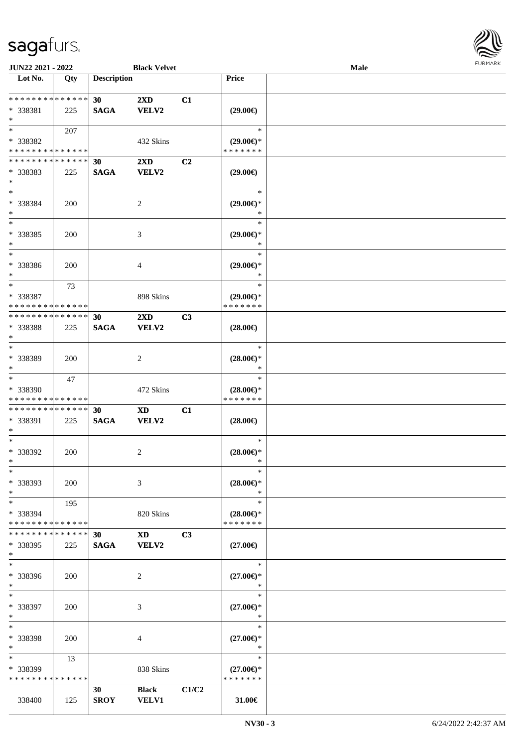| Lot No. | Qty | Description | | | Price | |
|---|---|---|---|---|---|---|
| * * * * * * * * * * * * * * | | 30 | 2XD | C1 | | |
| * 338381 | 225 | SAGA | VELV2 | | (29.00€) | |
| * | | | | | | |
| * | 207 | | | | * | |
| * 338382 | | | 432 Skins | | (29.00€)* | |
| * * * * * * * * * * * * * * | | | | | * * * * * * * | |
| * * * * * * * * * * * * * * | | 30 | 2XD | C2 | | |
| * 338383 | 225 | SAGA | VELV2 | | (29.00€) | |
| * | | | | | | |
| * | | | | | * | |
| * 338384 | 200 | | 2 | | (29.00€)* | |
| * | | | | | * | |
| * | | | | | * | |
| * 338385 | 200 | | 3 | | (29.00€)* | |
| * | | | | | * | |
| * | | | | | * | |
| * 338386 | 200 | | 4 | | (29.00€)* | |
| * | | | | | * | |
| * | 73 | | | | * | |
| * 338387 | | | 898 Skins | | (29.00€)* | |
| * * * * * * * * * * * * * * | | | | | * * * * * * * | |
| * * * * * * * * * * * * * * | | 30 | 2XD | C3 | | |
| * 338388 | 225 | SAGA | VELV2 | | (28.00€) | |
| * | | | | | | |
| * | | | | | * | |
| * 338389 | 200 | | 2 | | (28.00€)* | |
| * | | | | | * | |
| * | 47 | | | | * | |
| * 338390 | | | 472 Skins | | (28.00€)* | |
| * * * * * * * * * * * * * * | | | | | * * * * * * * | |
| * * * * * * * * * * * * * * | | 30 | XD | C1 | | |
| * 338391 | 225 | SAGA | VELV2 | | (28.00€) | |
| * | | | | | | |
| * | | | | | * | |
| * 338392 | 200 | | 2 | | (28.00€)* | |
| * | | | | | * | |
| * | | | | | * | |
| * 338393 | 200 | | 3 | | (28.00€)* | |
| * | | | | | * | |
| * | 195 | | | | * | |
| * 338394 | | | 820 Skins | | (28.00€)* | |
| * * * * * * * * * * * * * * | | | | | * * * * * * * | |
| * * * * * * * * * * * * * * | | 30 | XD | C3 | | |
| * 338395 | 225 | SAGA | VELV2 | | (27.00€) | |
| * | | | | | | |
| * | | | | | * | |
| * 338396 | 200 | | 2 | | (27.00€)* | |
| * | | | | | * | |
| * | | | | | * | |
| * 338397 | 200 | | 3 | | (27.00€)* | |
| * | | | | | * | |
| * | | | | | * | |
| * 338398 | 200 | | 4 | | (27.00€)* | |
| * | | | | | * | |
| * | 13 | | | | * | |
| * 338399 | | | 838 Skins | | (27.00€)* | |
| * * * * * * * * * * * * * * | | | | | * * * * * * * | |
| | | 30 | Black | C1/C2 | | |
| 338400 | 125 | SROY | VELV1 | | 31.00€ | |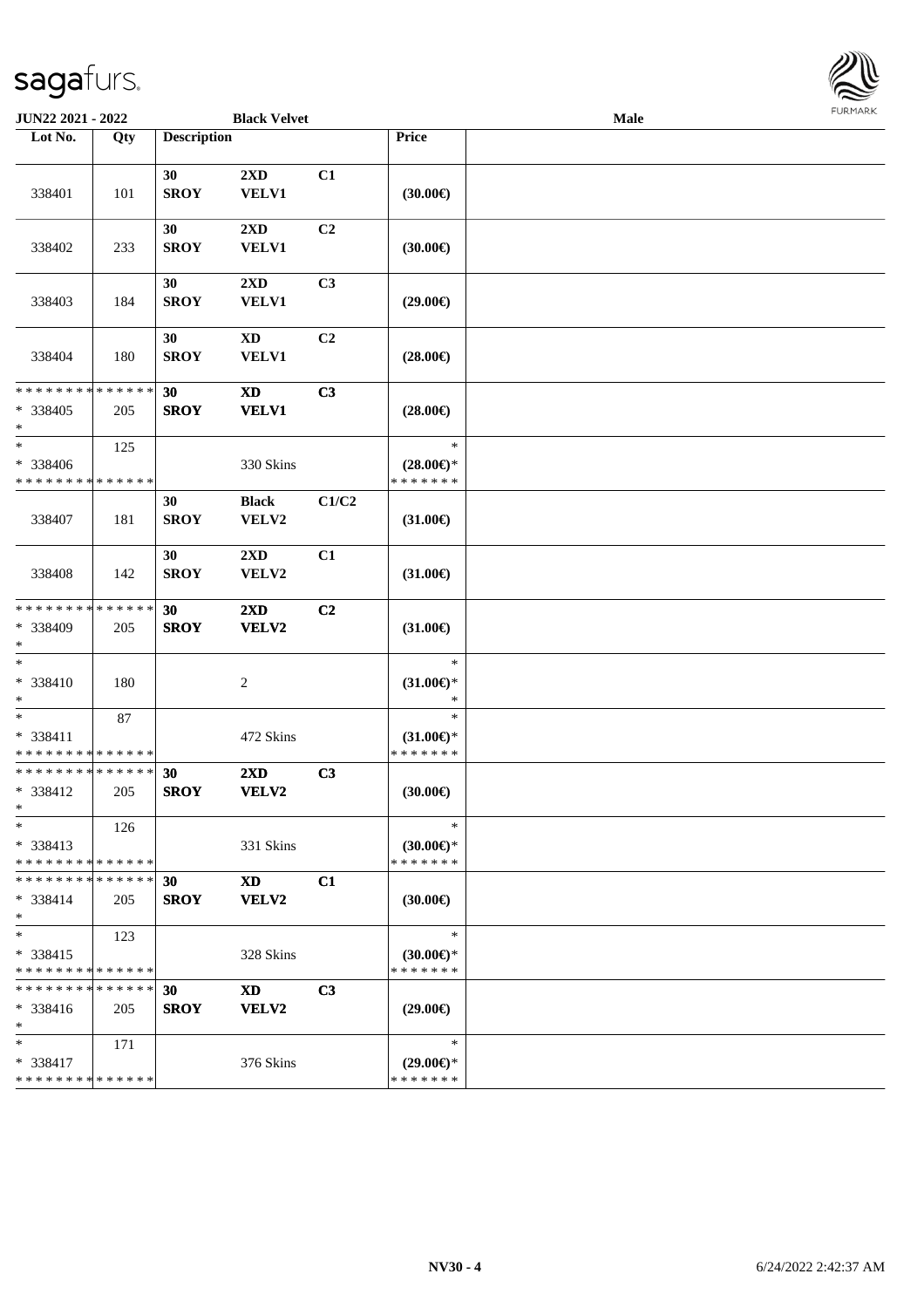| Lot No. | Qty | Description | | | Price | |
|---|---|---|---|---|---|---|
| 338401 | 101 | 30 SROY | 2XD VELV1 | C1 | (30.00€) | |
| 338402 | 233 | 30 SROY | 2XD VELV1 | C2 | (30.00€) | |
| 338403 | 184 | 30 SROY | 2XD VELV1 | C3 | (29.00€) | |
| 338404 | 180 | 30 SROY | XD VELV1 | C2 | (28.00€) | |
| * * * * * * * * * * * * * * <br>* 338405<br>* | 205 | 30 SROY | XD VELV1 | C3 | (28.00€) | |
| * <br>* 338406<br>* * * * * * * * * * * * * * | 125 | | 330 Skins | | *<br>(28.00€)*<br>* * * * * * * | |
| 338407 | 181 | 30 SROY | Black VELV2 | C1/C2 | (31.00€) | |
| 338408 | 142 | 30 SROY | 2XD VELV2 | C1 | (31.00€) | |
| * * * * * * * * * * * * * * <br>* 338409<br>* | 205 | 30 SROY | 2XD VELV2 | C2 | (31.00€) | |
| * <br>* 338410<br>* | 180 | | 2 | | *<br>(31.00€)*<br>* | |
| * <br>* 338411<br>* * * * * * * * * * * * * * | 87 | | 472 Skins | | *<br>(31.00€)*<br>* * * * * * * | |
| * * * * * * * * * * * * * * <br>* 338412<br>* | 205 | 30 SROY | 2XD VELV2 | C3 | (30.00€) | |
| * <br>* 338413<br>* * * * * * * * * * * * * * | 126 | | 331 Skins | | *<br>(30.00€)*<br>* * * * * * * | |
| * * * * * * * * * * * * * * <br>* 338414<br>* | 205 | 30 SROY | XD VELV2 | C1 | (30.00€) | |
| * <br>* 338415<br>* * * * * * * * * * * * * * | 123 | | 328 Skins | | *<br>(30.00€)*<br>* * * * * * * | |
| * * * * * * * * * * * * * * <br>* 338416<br>* | 205 | 30 SROY | XD VELV2 | C3 | (29.00€) | |
| * <br>* 338417<br>* * * * * * * * * * * * * * | 171 | | 376 Skins | | *<br>(29.00€)*<br>* * * * * * * | |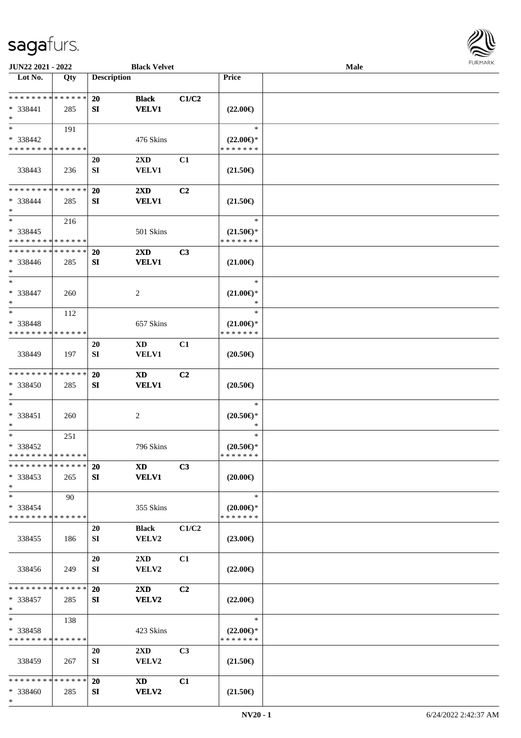JUN22 2021 - 2022 | Black Velvet | Male

| Lot No. | Qty | Description | | | Price | |
|---|---|---|---|---|---|---|
| * * * * * * * * * * * * * * | | 20 | Black | C1/C2 | | |
| * 338441 | 285 | SI | VELV1 | | (22.00€) | |
| * | | | | | | |
| * | 191 | | | | * | |
| * 338442 | | | 476 Skins | | (22.00€)* | |
| * * * * * * * * * * * * * * | | | | | * * * * * * * | |
| | | 20 | 2XD | C1 | | |
| 338443 | 236 | SI | VELV1 | | (21.50€) | |
| * * * * * * * * * * * * * * | | 20 | 2XD | C2 | | |
| * 338444 | 285 | SI | VELV1 | | (21.50€) | |
| * | | | | | | |
| * | 216 | | | | * | |
| * 338445 | | | 501 Skins | | (21.50€)* | |
| * * * * * * * * * * * * * * | | | | | * * * * * * * | |
| * * * * * * * * * * * * * * | | 20 | 2XD | C3 | | |
| * 338446 | 285 | SI | VELV1 | | (21.00€) | |
| * | | | | | | |
| * | | | | | * | |
| * 338447 | 260 | | 2 | | (21.00€)* | |
| * | | | | | * | |
| * | 112 | | | | * | |
| * 338448 | | | 657 Skins | | (21.00€)* | |
| * * * * * * * * * * * * * * | | | | | * * * * * * * | |
| | | 20 | XD | C1 | | |
| 338449 | 197 | SI | VELV1 | | (20.50€) | |
| * * * * * * * * * * * * * * | | 20 | XD | C2 | | |
| * 338450 | 285 | SI | VELV1 | | (20.50€) | |
| * | | | | | | |
| * | | | | | * | |
| * 338451 | 260 | | 2 | | (20.50€)* | |
| * | | | | | * | |
| * | 251 | | | | * | |
| * 338452 | | | 796 Skins | | (20.50€)* | |
| * * * * * * * * * * * * * * | | | | | * * * * * * * | |
| * * * * * * * * * * * * * * | | 20 | XD | C3 | | |
| * 338453 | 265 | SI | VELV1 | | (20.00€) | |
| * | | | | | | |
| * | 90 | | | | * | |
| * 338454 | | | 355 Skins | | (20.00€)* | |
| * * * * * * * * * * * * * * | | | | | * * * * * * * | |
| | | 20 | Black | C1/C2 | | |
| 338455 | 186 | SI | VELV2 | | (23.00€) | |
| | | 20 | 2XD | C1 | | |
| 338456 | 249 | SI | VELV2 | | (22.00€) | |
| * * * * * * * * * * * * * * | | 20 | 2XD | C2 | | |
| * 338457 | 285 | SI | VELV2 | | (22.00€) | |
| * | | | | | | |
| * | 138 | | | | * | |
| * 338458 | | | 423 Skins | | (22.00€)* | |
| * * * * * * * * * * * * * * | | | | | * * * * * * * | |
| | | 20 | 2XD | C3 | | |
| 338459 | 267 | SI | VELV2 | | (21.50€) | |
| * * * * * * * * * * * * * * | | 20 | XD | C1 | | |
| * 338460 | 285 | SI | VELV2 | | (21.50€) | |
| * | | | | | | |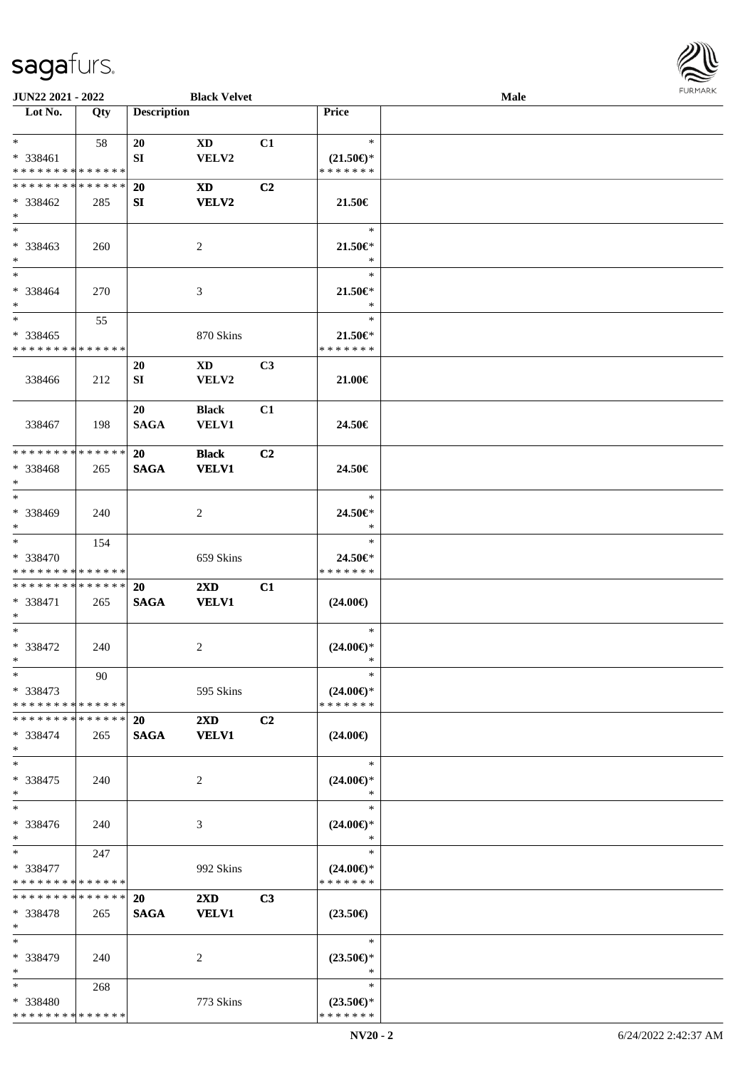| Lot No. | Qty | Description | | | Price | |
|---|---|---|---|---|---|---|
| * | 58 | 20 | XD | C1 | * | |
| * 338461 | | SI | VELV2 | | (21.50€)* | |
| * * * * * * * * * * * * * * | | | | | * * * * * * * | |
| * * * * * * * * * * * * * * | | 20 | XD | C2 | | |
| * 338462 | 285 | SI | VELV2 | | 21.50€ | |
| * | | | | | | |
| * | | | | | * | |
| * 338463 | 260 | | 2 | | 21.50€* | |
| * | | | | | * | |
| * | | | | | * | |
| * 338464 | 270 | | 3 | | 21.50€* | |
| * | | | | | * | |
| * | 55 | | | | * | |
| * 338465 | | | 870 Skins | | 21.50€* | |
| * * * * * * * * * * * * * * | | | | | * * * * * * * | |
| | | 20 | XD | C3 | | |
| 338466 | 212 | SI | VELV2 | | 21.00€ | |
| | | 20 | Black | C1 | | |
| 338467 | 198 | SAGA | VELV1 | | 24.50€ | |
| * * * * * * * * * * * * * * | | 20 | Black | C2 | | |
| * 338468 | 265 | SAGA | VELV1 | | 24.50€ | |
| * | | | | | | |
| * | | | | | * | |
| * 338469 | 240 | | 2 | | 24.50€* | |
| * | | | | | * | |
| * | 154 | | | | * | |
| * 338470 | | | 659 Skins | | 24.50€* | |
| * * * * * * * * * * * * * * | | | | | * * * * * * * | |
| * * * * * * * * * * * * * * | | 20 | 2XD | C1 | | |
| * 338471 | 265 | SAGA | VELV1 | | (24.00€) | |
| * | | | | | | |
| * | | | | | * | |
| * 338472 | 240 | | 2 | | (24.00€)* | |
| * | | | | | * | |
| * | 90 | | | | * | |
| * 338473 | | | 595 Skins | | (24.00€)* | |
| * * * * * * * * * * * * * * | | | | | * * * * * * * | |
| * * * * * * * * * * * * * * | | 20 | 2XD | C2 | | |
| * 338474 | 265 | SAGA | VELV1 | | (24.00€) | |
| * | | | | | | |
| * | | | | | * | |
| * 338475 | 240 | | 2 | | (24.00€)* | |
| * | | | | | * | |
| * | | | | | * | |
| * 338476 | 240 | | 3 | | (24.00€)* | |
| * | | | | | * | |
| * | 247 | | | | * | |
| * 338477 | | | 992 Skins | | (24.00€)* | |
| * * * * * * * * * * * * * * | | | | | * * * * * * * | |
| * * * * * * * * * * * * * * | | 20 | 2XD | C3 | | |
| * 338478 | 265 | SAGA | VELV1 | | (23.50€) | |
| * | | | | | | |
| * | | | | | * | |
| * 338479 | 240 | | 2 | | (23.50€)* | |
| * | | | | | * | |
| * | 268 | | | | * | |
| * 338480 | | | 773 Skins | | (23.50€)* | |
| * * * * * * * * * * * * * * | | | | | * * * * * * * | |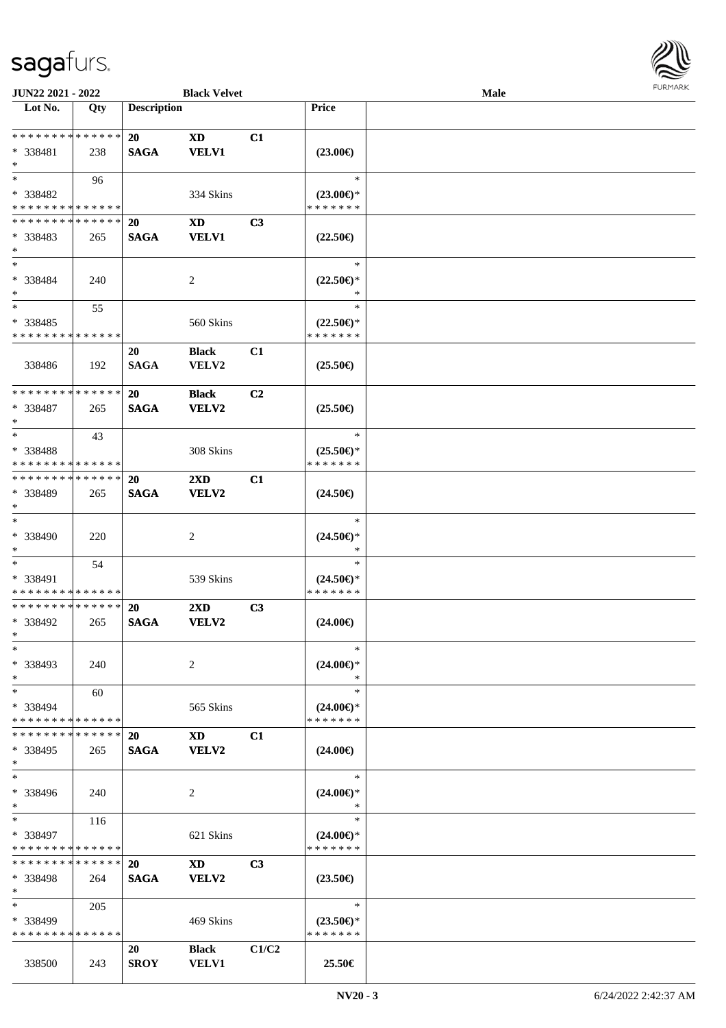| Lot No. | Qty | Description | | | Price | |
|---|---|---|---|---|---|---|
| * * * * * * * * * * * * * * | | 20 | XD | C1 | | |
| * 338481 | 238 | SAGA | VELV1 | | (23.00€) | |
| * | | | | | | |
| * | 96 | | | | * | |
| * 338482 | | | 334 Skins | | (23.00€)* | |
| * * * * * * * * * * * * * * | | | | | * * * * * * * | |
| * * * * * * * * * * * * * * | | 20 | XD | C3 | | |
| * 338483 | 265 | SAGA | VELV1 | | (22.50€) | |
| * | | | | | | |
| * | | | | | * | |
| * 338484 | 240 | | 2 | | (22.50€)* | |
| * | | | | | * | |
| * | 55 | | | | * | |
| * 338485 | | | 560 Skins | | (22.50€)* | |
| * * * * * * * * * * * * * * | | | | | * * * * * * * | |
| | | 20 | Black | C1 | | |
| 338486 | 192 | SAGA | VELV2 | | (25.50€) | |
| * * * * * * * * * * * * * * | | 20 | Black | C2 | | |
| * 338487 | 265 | SAGA | VELV2 | | (25.50€) | |
| * | | | | | | |
| * | 43 | | | | * | |
| * 338488 | | | 308 Skins | | (25.50€)* | |
| * * * * * * * * * * * * * * | | | | | * * * * * * * | |
| * * * * * * * * * * * * * * | | 20 | 2XD | C1 | | |
| * 338489 | 265 | SAGA | VELV2 | | (24.50€) | |
| * | | | | | | |
| * | | | | | * | |
| * 338490 | 220 | | 2 | | (24.50€)* | |
| * | | | | | * | |
| * | 54 | | | | * | |
| * 338491 | | | 539 Skins | | (24.50€)* | |
| * * * * * * * * * * * * * * | | | | | * * * * * * * | |
| * * * * * * * * * * * * * * | | 20 | 2XD | C3 | | |
| * 338492 | 265 | SAGA | VELV2 | | (24.00€) | |
| * | | | | | | |
| * | | | | | * | |
| * 338493 | 240 | | 2 | | (24.00€)* | |
| * | | | | | * | |
| * | 60 | | | | * | |
| * 338494 | | | 565 Skins | | (24.00€)* | |
| * * * * * * * * * * * * * * | | | | | * * * * * * * | |
| * * * * * * * * * * * * * * | | 20 | XD | C1 | | |
| * 338495 | 265 | SAGA | VELV2 | | (24.00€) | |
| * | | | | | | |
| * | | | | | * | |
| * 338496 | 240 | | 2 | | (24.00€)* | |
| * | | | | | * | |
| * | 116 | | | | * | |
| * 338497 | | | 621 Skins | | (24.00€)* | |
| * * * * * * * * * * * * * * | | | | | * * * * * * * | |
| * * * * * * * * * * * * * * | | 20 | XD | C3 | | |
| * 338498 | 264 | SAGA | VELV2 | | (23.50€) | |
| * | | | | | | |
| * | 205 | | | | * | |
| * 338499 | | | 469 Skins | | (23.50€)* | |
| * * * * * * * * * * * * * * | | | | | * * * * * * * | |
| | | 20 | Black | C1/C2 | | |
| 338500 | 243 | SROY | VELV1 | | 25.50€ | |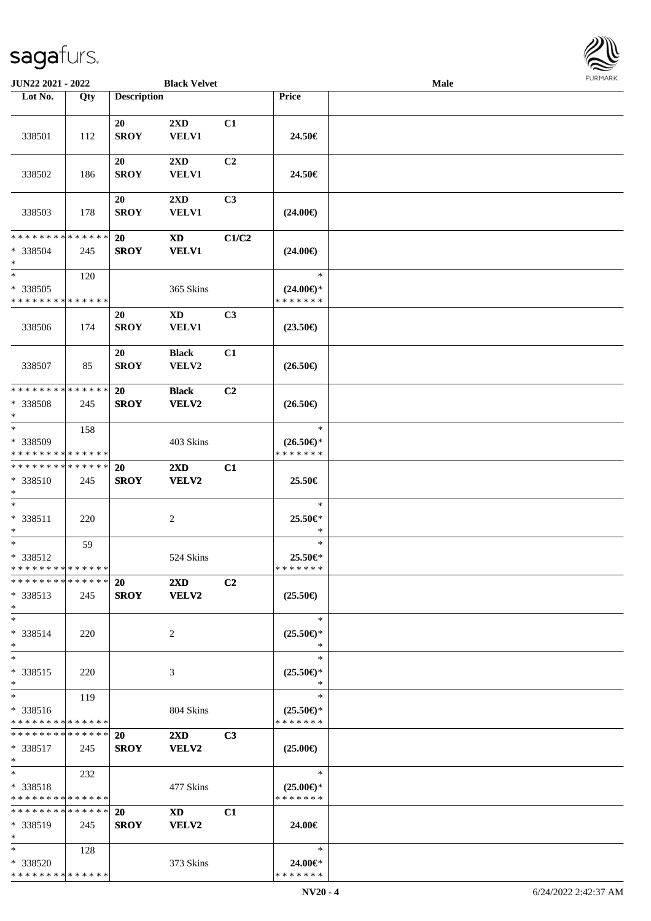| Lot No. | Qty | Description | | | Price | |
|---|---|---|---|---|---|---|
| 338501 | 112 | 20 SROY | 2XD VELV1 | C1 | 24.50€ | |
| 338502 | 186 | 20 SROY | 2XD VELV1 | C2 | 24.50€ | |
| 338503 | 178 | 20 SROY | 2XD VELV1 | C3 | (24.00€) | |
| * * * * * * * * * * * * * * * 338504 * | 245 | 20 SROY | XD VELV1 | C1/C2 | (24.00€) | |
| * * 338505 * * * * * * * * * * * * * * | 120 | | 365 Skins | | * (24.00€)* * * * * * * * | |
| 338506 | 174 | 20 SROY | XD VELV1 | C3 | (23.50€) | |
| 338507 | 85 | 20 SROY | Black VELV2 | C1 | (26.50€) | |
| * * * * * * * * * * * * * * * 338508 * | 245 | 20 SROY | Black VELV2 | C2 | (26.50€) | |
| * * 338509 * * * * * * * * * * * * * * | 158 | | 403 Skins | | * (26.50€)* * * * * * * * | |
| * * * * * * * * * * * * * * * 338510 * | 245 | 20 SROY | 2XD VELV2 | C1 | 25.50€ | |
| * * 338511 * | 220 | | 2 | | * 25.50€* * | |
| * * 338512 * * * * * * * * * * * * * * | 59 | | 524 Skins | | * 25.50€* * * * * * * * | |
| * * * * * * * * * * * * * * * 338513 * | 245 | 20 SROY | 2XD VELV2 | C2 | (25.50€) | |
| * * 338514 * | 220 | | 2 | | * (25.50€)* * | |
| * * 338515 * | 220 | | 3 | | * (25.50€)* * | |
| * * 338516 * * * * * * * * * * * * * * | 119 | | 804 Skins | | * (25.50€)* * * * * * * * | |
| * * * * * * * * * * * * * * * 338517 * | 245 | 20 SROY | 2XD VELV2 | C3 | (25.00€) | |
| * * 338518 * * * * * * * * * * * * * * | 232 | | 477 Skins | | * (25.00€)* * * * * * * * | |
| * * * * * * * * * * * * * * * 338519 * | 245 | 20 SROY | XD VELV2 | C1 | 24.00€ | |
| * * 338520 * * * * * * * * * * * * * * | 128 | | 373 Skins | | * 24.00€* * * * * * * * | |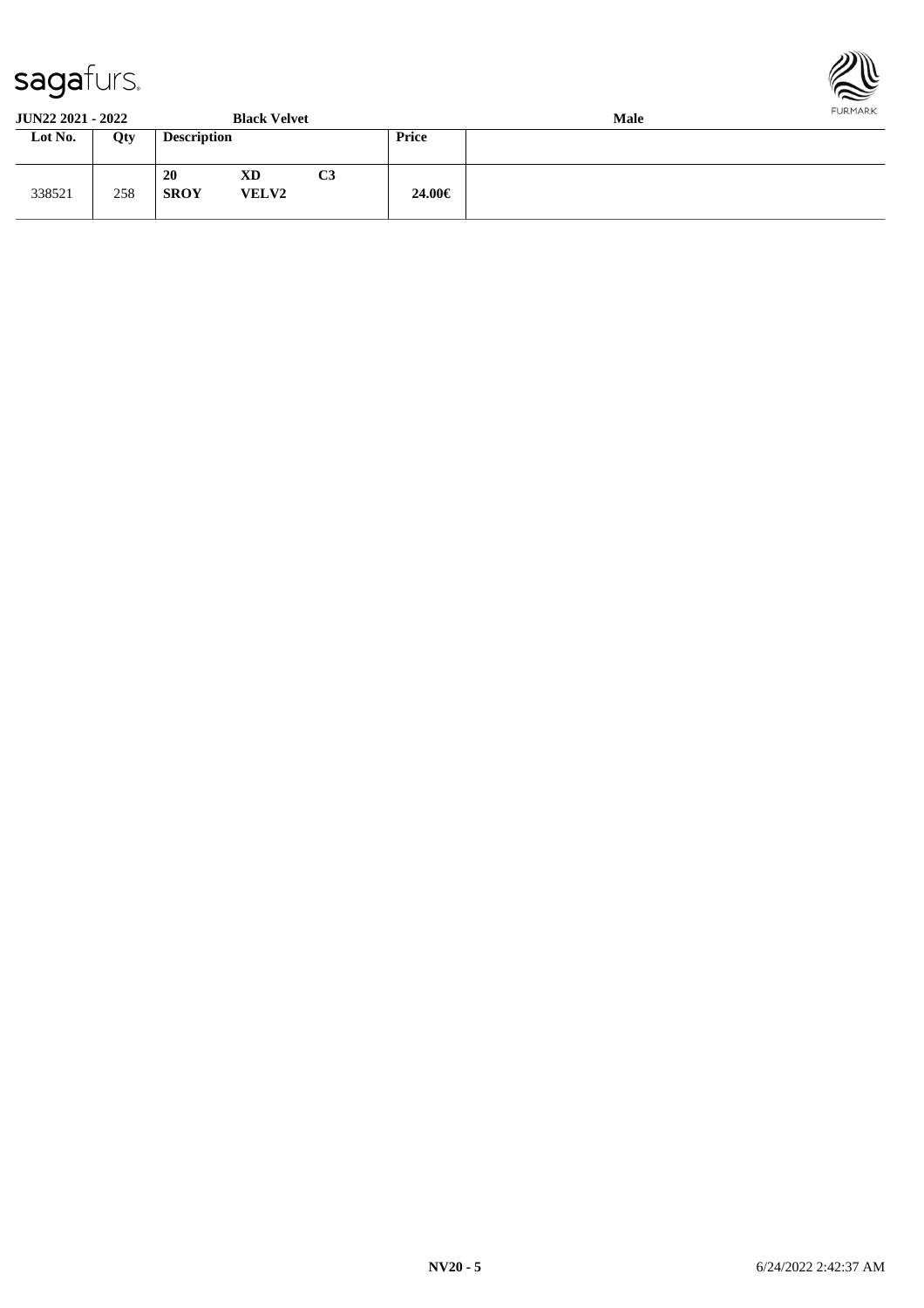**JUN22 2021 - 2022** **Black Velvet** **Male**

| Lot No. | Qty | Description | | | Price | |
|---|---|---|---|---|---|---|
| 338521 | 258 | **20** **SROY** | **XD** **VELV2** | **C3** | **24.00€** | |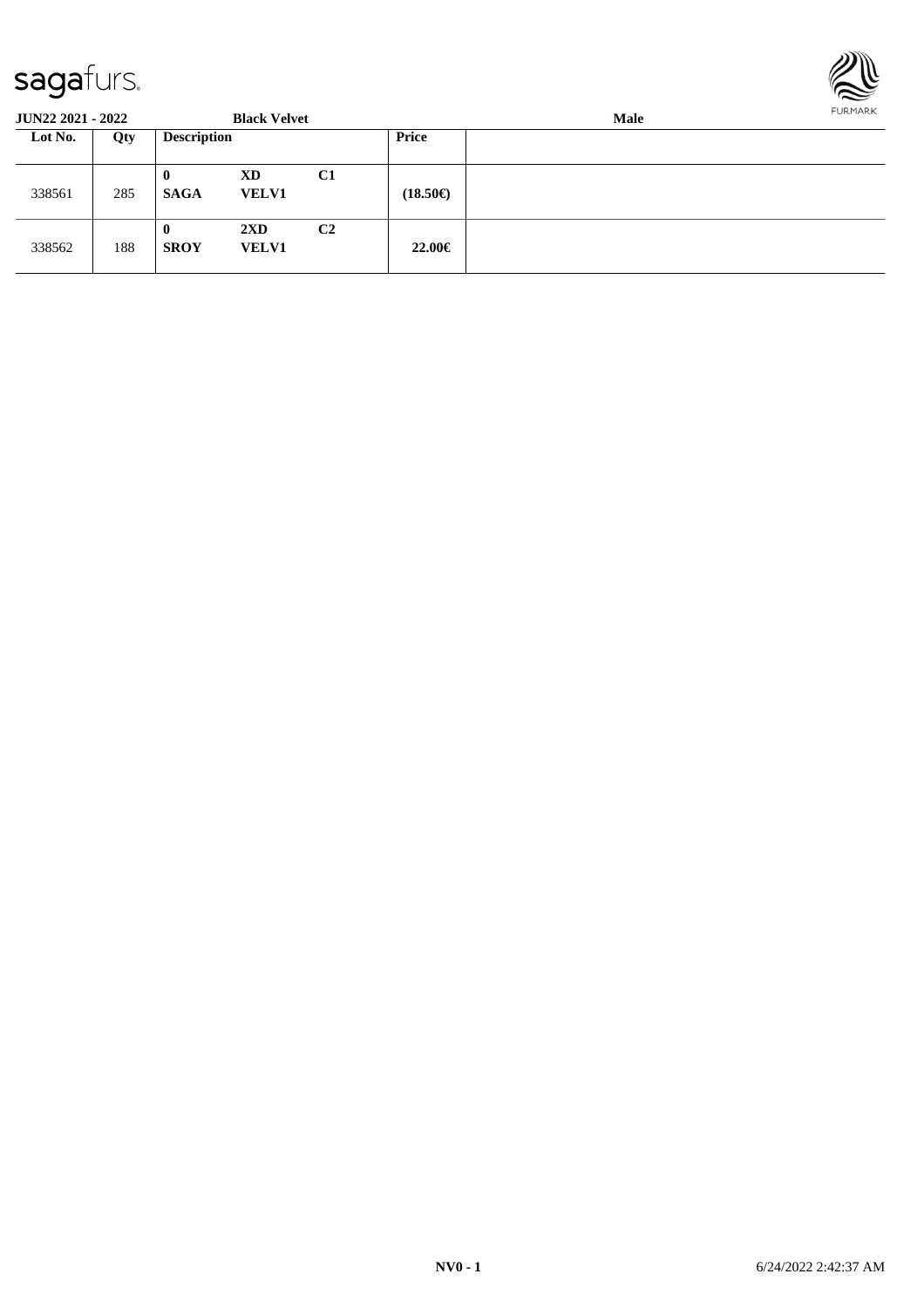**JUN22 2021 - 2022** **Black Velvet** **Male**

| Lot No. | Qty | Description | | | Price | |
|---|---|---|---|---|---|---|
| 338561 | 285 | **0** **SAGA** | **XD** **VELV1** | **C1** | **(18.50€)** | |
| 338562 | 188 | **0** **SROY** | **2XD** **VELV1** | **C2** | **22.00€** | |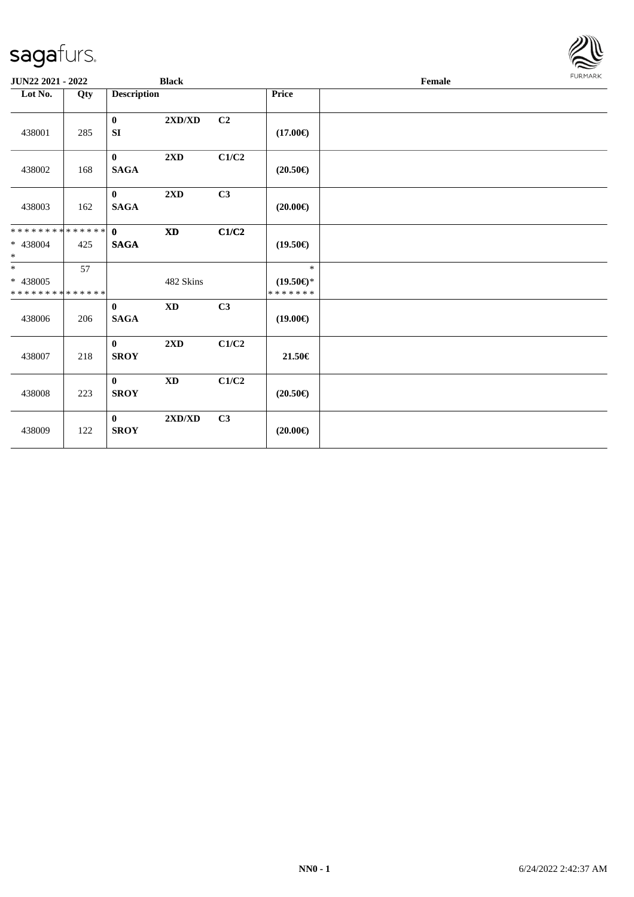**JUN22 2021 - 2022** **Black** **Female**

| Lot No. | Qty | Description | | | Price | |
|---|---|---|---|---|---|---|
| 438001 | 285 | 0<br>SI | 2XD/XD | C2 | (17.00€) | |
| 438002 | 168 | 0<br>SAGA | 2XD | C1/C2 | (20.50€) | |
| 438003 | 162 | 0<br>SAGA | 2XD | C3 | (20.00€) | |
| ************** <br>* 438004<br>* | 425 | 0<br>SAGA | XD | C1/C2 | (19.50€) | |
| *<br>* 438005<br>************** | 57 | | 482 Skins | | *<br>(19.50€)*<br>******* | |
| 438006 | 206 | 0<br>SAGA | XD | C3 | (19.00€) | |
| 438007 | 218 | 0<br>SROY | 2XD | C1/C2 | 21.50€ | |
| 438008 | 223 | 0<br>SROY | XD | C1/C2 | (20.50€) | |
| 438009 | 122 | 0<br>SROY | 2XD/XD | C3 | (20.00€) | |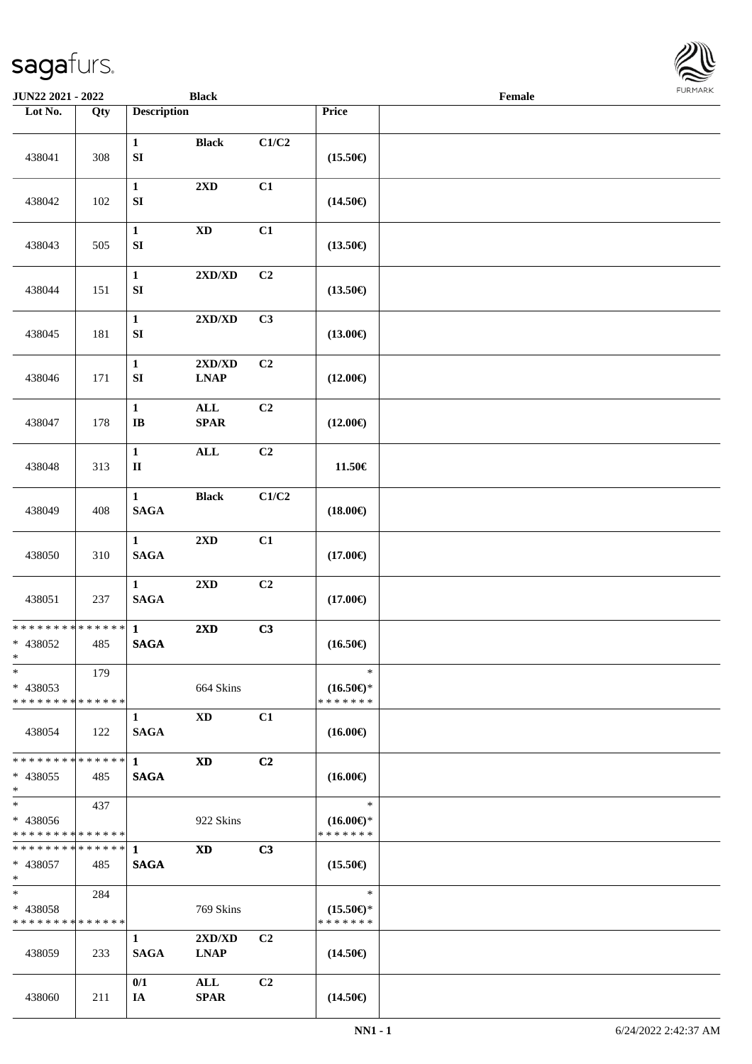JUN22 2021 - 2022 | Black | Female

| Lot No. | Qty | Description | | | Price | |
|---|---|---|---|---|---|---|
| 438041 | 308 | 1 SI | Black | C1/C2 | (15.50€) | |
| 438042 | 102 | 1 SI | 2XD | C1 | (14.50€) | |
| 438043 | 505 | 1 SI | XD | C1 | (13.50€) | |
| 438044 | 151 | 1 SI | 2XD/XD | C2 | (13.50€) | |
| 438045 | 181 | 1 SI | 2XD/XD | C3 | (13.00€) | |
| 438046 | 171 | 1 SI | 2XD/XD LNAP | C2 | (12.00€) | |
| 438047 | 178 | 1 IB | ALL SPAR | C2 | (12.00€) | |
| 438048 | 313 | 1 II | ALL | C2 | 11.50€ | |
| 438049 | 408 | 1 SAGA | Black | C1/C2 | (18.00€) | |
| 438050 | 310 | 1 SAGA | 2XD | C1 | (17.00€) | |
| 438051 | 237 | 1 SAGA | 2XD | C2 | (17.00€) | |
| * * * * * * * * * * * * * * * 438052 * | 485 | 1 SAGA | 2XD | C3 | (16.50€) | |
| * * 438053 * * * * * * * * * * * * * * | 179 | | 664 Skins | | * (16.50€)* * * * * * * * | |
| 438054 | 122 | 1 SAGA | XD | C1 | (16.00€) | |
| * * * * * * * * * * * * * * * 438055 * | 485 | 1 SAGA | XD | C2 | (16.00€) | |
| * * 438056 * * * * * * * * * * * * * * | 437 | | 922 Skins | | * (16.00€)* * * * * * * * | |
| * * * * * * * * * * * * * * * 438057 * | 485 | 1 SAGA | XD | C3 | (15.50€) | |
| * * 438058 * * * * * * * * * * * * * * | 284 | | 769 Skins | | * (15.50€)* * * * * * * * | |
| 438059 | 233 | 1 SAGA | 2XD/XD LNAP | C2 | (14.50€) | |
| 438060 | 211 | 0/1 IA | ALL SPAR | C2 | (14.50€) | |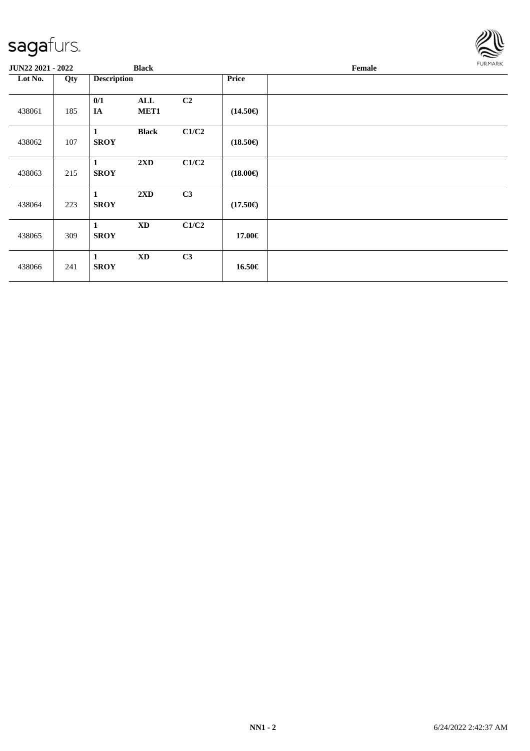| JUN22 2021 - 2022 | | Black | | | Female |
|---|---|---|---|---|---|
| Lot No. | Qty | Description | | | Price |
| 438061 | 185 | 0/1 IA | ALL MET1 | C2 | (14.50€) |
| 438062 | 107 | 1 SROY | Black | C1/C2 | (18.50€) |
| 438063 | 215 | 1 SROY | 2XD | C1/C2 | (18.00€) |
| 438064 | 223 | 1 SROY | 2XD | C3 | (17.50€) |
| 438065 | 309 | 1 SROY | XD | C1/C2 | 17.00€ |
| 438066 | 241 | 1 SROY | XD | C3 | 16.50€ |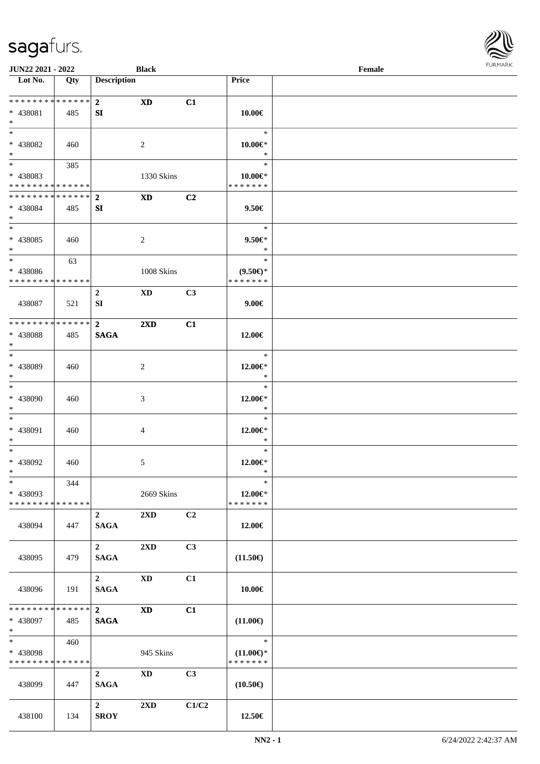| Lot No. | Qty | Description | | | Price | |
|---|---|---|---|---|---|---|
| * * * * * * * * * * * * * * | | 2 | XD | C1 | | |
| * 438081 | 485 | SI | | | 10.00€ | |
| * | | | | | | |
| * | | | | | * | |
| * 438082 | 460 | | 2 | | 10.00€* | |
| * | | | | | * | |
| * | 385 | | | | * | |
| * 438083 | | | 1330 Skins | | 10.00€* | |
| * * * * * * * * * * * * * * | | | | | * * * * * * * | |
| * * * * * * * * * * * * * * | | 2 | XD | C2 | | |
| * 438084 | 485 | SI | | | 9.50€ | |
| * | | | | | | |
| * | | | | | * | |
| * 438085 | 460 | | 2 | | 9.50€* | |
| * | | | | | * | |
| * | 63 | | | | * | |
| * 438086 | | | 1008 Skins | | (9.50€)* | |
| * * * * * * * * * * * * * * | | | | | * * * * * * * | |
| | | 2 | XD | C3 | | |
| 438087 | 521 | SI | | | 9.00€ | |
| * * * * * * * * * * * * * * | | 2 | 2XD | C1 | | |
| * 438088 | 485 | SAGA | | | 12.00€ | |
| * | | | | | | |
| * | | | | | * | |
| * 438089 | 460 | | 2 | | 12.00€* | |
| * | | | | | * | |
| * | | | | | * | |
| * 438090 | 460 | | 3 | | 12.00€* | |
| * | | | | | * | |
| * | | | | | * | |
| * 438091 | 460 | | 4 | | 12.00€* | |
| * | | | | | * | |
| * | | | | | * | |
| * 438092 | 460 | | 5 | | 12.00€* | |
| * | | | | | * | |
| * | 344 | | | | * | |
| * 438093 | | | 2669 Skins | | 12.00€* | |
| * * * * * * * * * * * * * * | | | | | * * * * * * * | |
| | | 2 | 2XD | C2 | | |
| 438094 | 447 | SAGA | | | 12.00€ | |
| | | 2 | 2XD | C3 | | |
| 438095 | 479 | SAGA | | | (11.50€) | |
| | | 2 | XD | C1 | | |
| 438096 | 191 | SAGA | | | 10.00€ | |
| * * * * * * * * * * * * * * | | 2 | XD | C1 | | |
| * 438097 | 485 | SAGA | | | (11.00€) | |
| * | | | | | | |
| * | 460 | | | | * | |
| * 438098 | | | 945 Skins | | (11.00€)* | |
| * * * * * * * * * * * * * * | | | | | * * * * * * * | |
| | | 2 | XD | C3 | | |
| 438099 | 447 | SAGA | | | (10.50€) | |
| | | 2 | 2XD | C1/C2 | | |
| 438100 | 134 | SROY | | | 12.50€ | |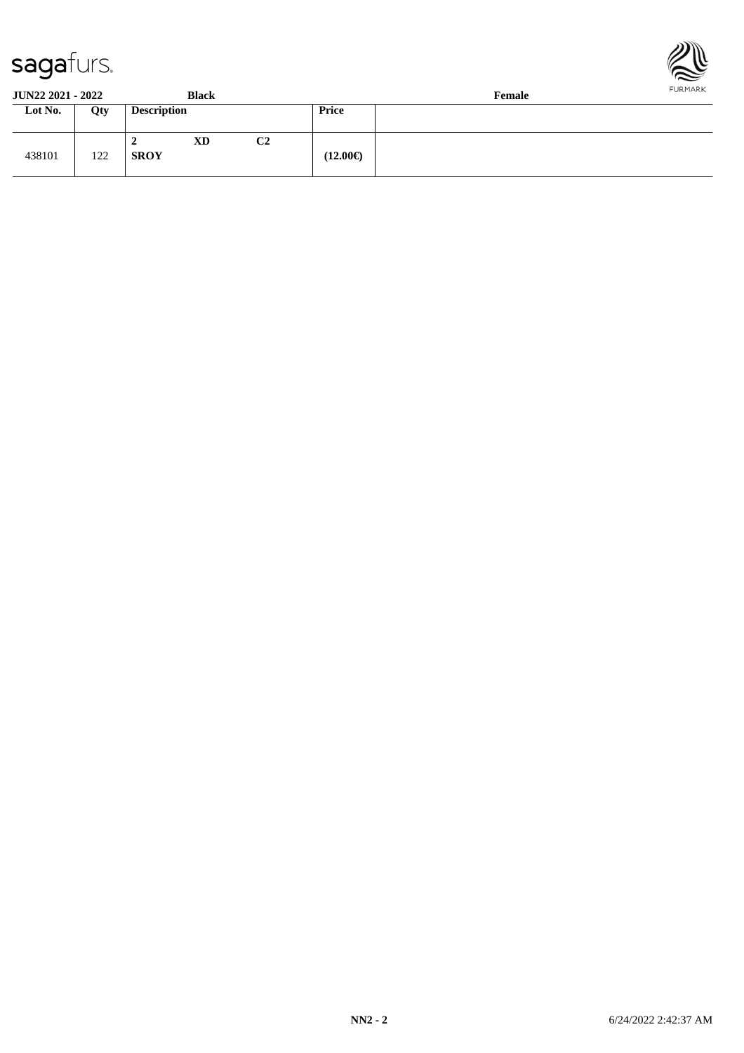**JUN22 2021 - 2022** **Black** **Female**

| Lot No. | Qty | Description | | | Price | |
|---|---|---|---|---|---|---|
| 438101 | 122 | 2 **SROY** | XD | C2 | (12.00€) | |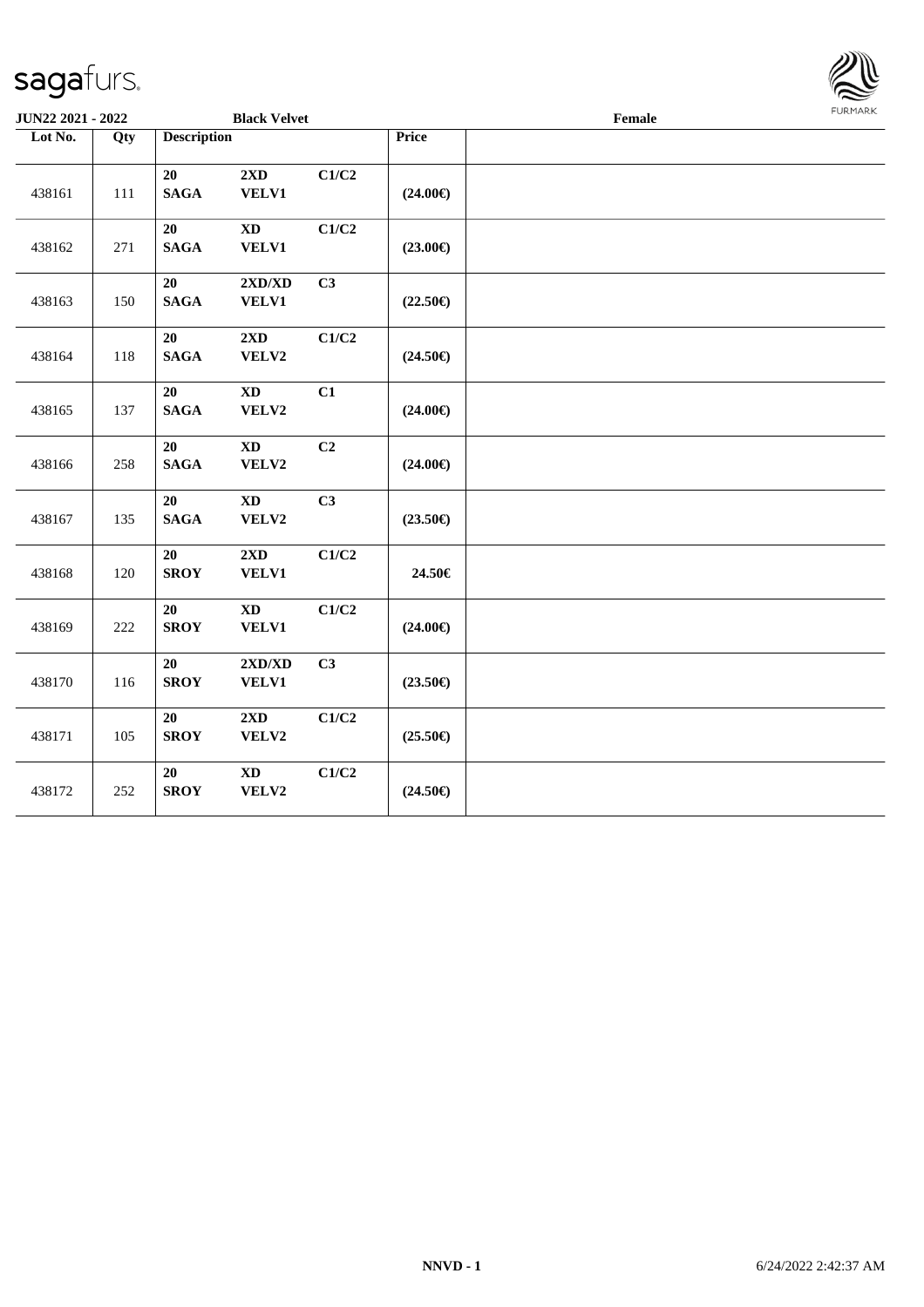**JUN22 2021 - 2022** **Black Velvet** **Female**

| Lot No. | Qty | Description | | | Price | |
|---|---|---|---|---|---|---|
| 438161 | 111 | 20 SAGA | 2XD VELV1 | C1/C2 | (24.00€) | |
| 438162 | 271 | 20 SAGA | XD VELV1 | C1/C2 | (23.00€) | |
| 438163 | 150 | 20 SAGA | 2XD/XD VELV1 | C3 | (22.50€) | |
| 438164 | 118 | 20 SAGA | 2XD VELV2 | C1/C2 | (24.50€) | |
| 438165 | 137 | 20 SAGA | XD VELV2 | C1 | (24.00€) | |
| 438166 | 258 | 20 SAGA | XD VELV2 | C2 | (24.00€) | |
| 438167 | 135 | 20 SAGA | XD VELV2 | C3 | (23.50€) | |
| 438168 | 120 | 20 SROY | 2XD VELV1 | C1/C2 | 24.50€ | |
| 438169 | 222 | 20 SROY | XD VELV1 | C1/C2 | (24.00€) | |
| 438170 | 116 | 20 SROY | 2XD/XD VELV1 | C3 | (23.50€) | |
| 438171 | 105 | 20 SROY | 2XD VELV2 | C1/C2 | (25.50€) | |
| 438172 | 252 | 20 SROY | XD VELV2 | C1/C2 | (24.50€) | |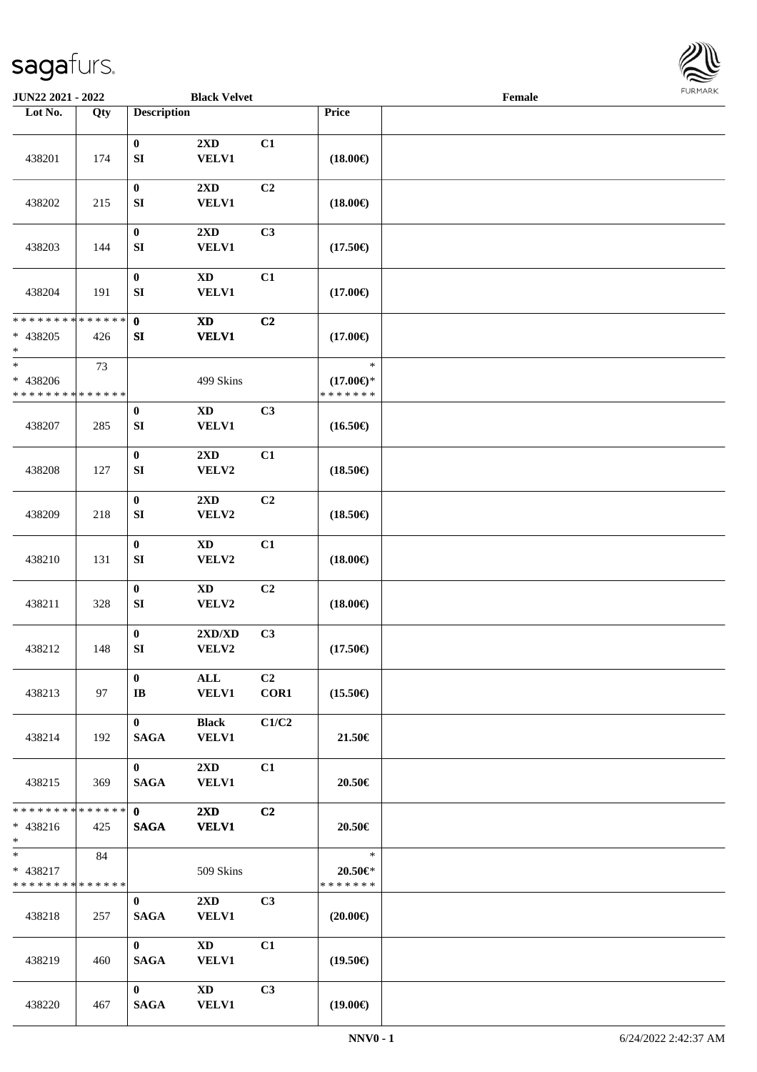JUN22 2021 - 2022 | Black Velvet | Female

| Lot No. | Qty | Description | | | Price | |
|---|---|---|---|---|---|---|
| 438201 | 174 | 0<br>SI | 2XD<br>VELV1 | C1 | (18.00€) | |
| 438202 | 215 | 0<br>SI | 2XD<br>VELV1 | C2 | (18.00€) | |
| 438203 | 144 | 0<br>SI | 2XD<br>VELV1 | C3 | (17.50€) | |
| 438204 | 191 | 0<br>SI | XD<br>VELV1 | C1 | (17.00€) | |
| * * * * * * * * * * * * * *<br>* 438205<br>* | 426 | 0<br>SI | XD<br>VELV1 | C2 | (17.00€) | |
| *<br>* 438206<br>* * * * * * * * * * * * * * | 73 | | 499 Skins | | *<br>(17.00€)*<br>* * * * * * * | |
| 438207 | 285 | 0<br>SI | XD<br>VELV1 | C3 | (16.50€) | |
| 438208 | 127 | 0<br>SI | 2XD<br>VELV2 | C1 | (18.50€) | |
| 438209 | 218 | 0<br>SI | 2XD<br>VELV2 | C2 | (18.50€) | |
| 438210 | 131 | 0<br>SI | XD<br>VELV2 | C1 | (18.00€) | |
| 438211 | 328 | 0<br>SI | XD<br>VELV2 | C2 | (18.00€) | |
| 438212 | 148 | 0<br>SI | 2XD/XD<br>VELV2 | C3 | (17.50€) | |
| 438213 | 97 | 0<br>IB | ALL<br>VELV1 | C2<br>COR1 | (15.50€) | |
| 438214 | 192 | 0<br>SAGA | Black<br>VELV1 | C1/C2 | 21.50€ | |
| 438215 | 369 | 0<br>SAGA | 2XD<br>VELV1 | C1 | 20.50€ | |
| * * * * * * * * * * * * * *<br>* 438216<br>* | 425 | 0<br>SAGA | 2XD<br>VELV1 | C2 | 20.50€ | |
| *<br>* 438217<br>* * * * * * * * * * * * * * | 84 | | 509 Skins | | *<br>20.50€*<br>* * * * * * * | |
| 438218 | 257 | 0<br>SAGA | 2XD<br>VELV1 | C3 | (20.00€) | |
| 438219 | 460 | 0<br>SAGA | XD<br>VELV1 | C1 | (19.50€) | |
| 438220 | 467 | 0<br>SAGA | XD<br>VELV1 | C3 | (19.00€) | |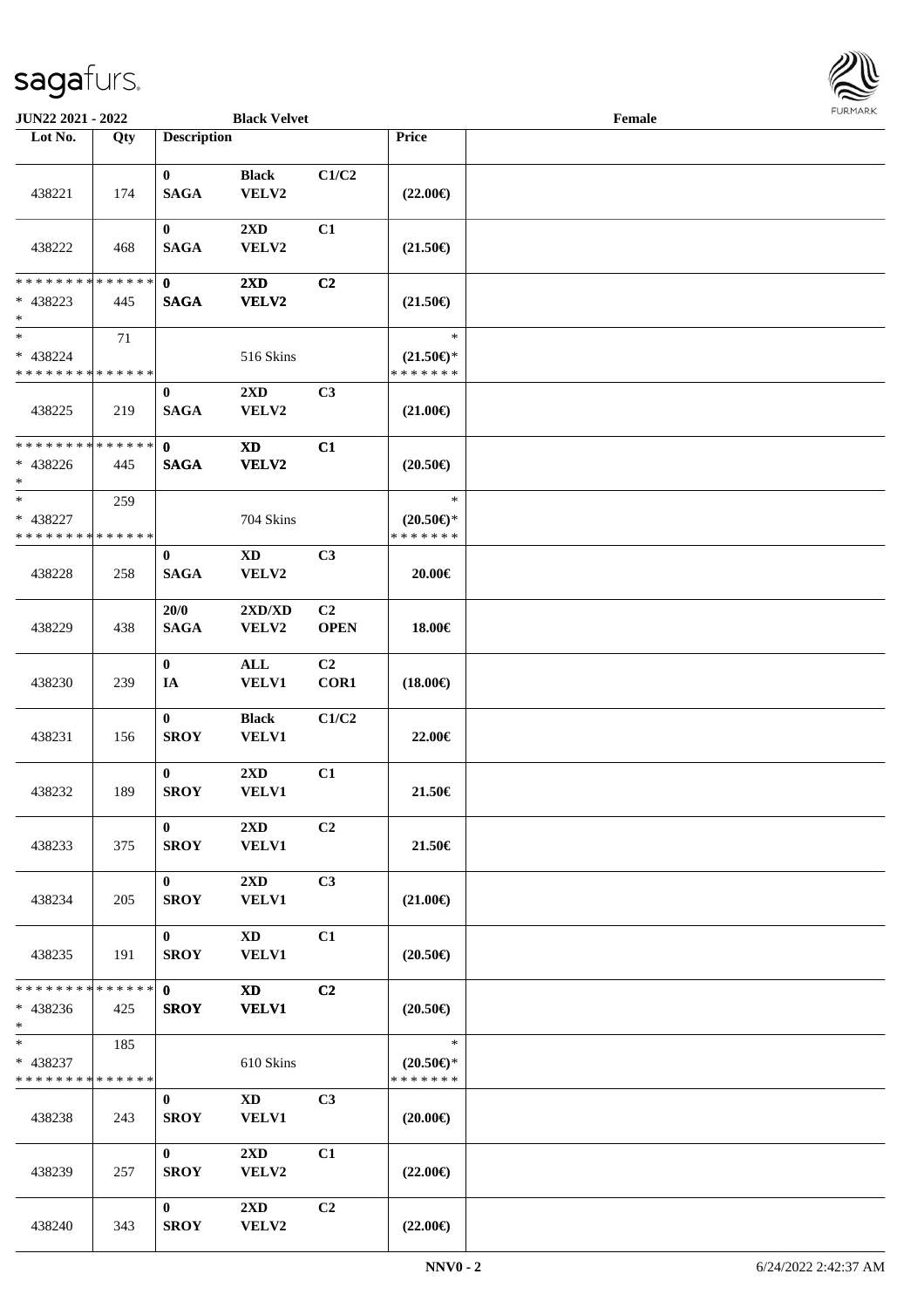| Lot No. | Qty | Description | | | Price | |
|---|---|---|---|---|---|---|
| 438221 | 174 | 0<br>SAGA | Black<br>VELV2 | C1/C2 | (22.00€) | |
| 438222 | 468 | 0<br>SAGA | 2XD<br>VELV2 | C1 | (21.50€) | |
| * * * * * * * * * * * * * *<br>* 438223<br>* | 445 | 0<br>SAGA | 2XD<br>VELV2 | C2 | (21.50€) | |
| *<br>* 438224<br>* * * * * * * * * * * * * * | 71 | | 516 Skins | | *<br>(21.50€)*<br>* * * * * * * | |
| 438225 | 219 | 0<br>SAGA | 2XD<br>VELV2 | C3 | (21.00€) | |
| * * * * * * * * * * * * * *<br>* 438226<br>* | 445 | 0<br>SAGA | XD<br>VELV2 | C1 | (20.50€) | |
| *<br>* 438227<br>* * * * * * * * * * * * * * | 259 | | 704 Skins | | *<br>(20.50€)*<br>* * * * * * * | |
| 438228 | 258 | 0<br>SAGA | XD<br>VELV2 | C3 | 20.00€ | |
| 438229 | 438 | 20/0<br>SAGA | 2XD/XD<br>VELV2 | C2<br>OPEN | 18.00€ | |
| 438230 | 239 | 0<br>IA | ALL<br>VELV1 | C2<br>COR1 | (18.00€) | |
| 438231 | 156 | 0<br>SROY | Black<br>VELV1 | C1/C2 | 22.00€ | |
| 438232 | 189 | 0<br>SROY | 2XD<br>VELV1 | C1 | 21.50€ | |
| 438233 | 375 | 0<br>SROY | 2XD<br>VELV1 | C2 | 21.50€ | |
| 438234 | 205 | 0<br>SROY | 2XD<br>VELV1 | C3 | (21.00€) | |
| 438235 | 191 | 0<br>SROY | XD<br>VELV1 | C1 | (20.50€) | |
| * * * * * * * * * * * * * *<br>* 438236<br>* | 425 | 0<br>SROY | XD<br>VELV1 | C2 | (20.50€) | |
| *<br>* 438237<br>* * * * * * * * * * * * * * | 185 | | 610 Skins | | *<br>(20.50€)*<br>* * * * * * * | |
| 438238 | 243 | 0<br>SROY | XD<br>VELV1 | C3 | (20.00€) | |
| 438239 | 257 | 0<br>SROY | 2XD<br>VELV2 | C1 | (22.00€) | |
| 438240 | 343 | 0<br>SROY | 2XD<br>VELV2 | C2 | (22.00€) | |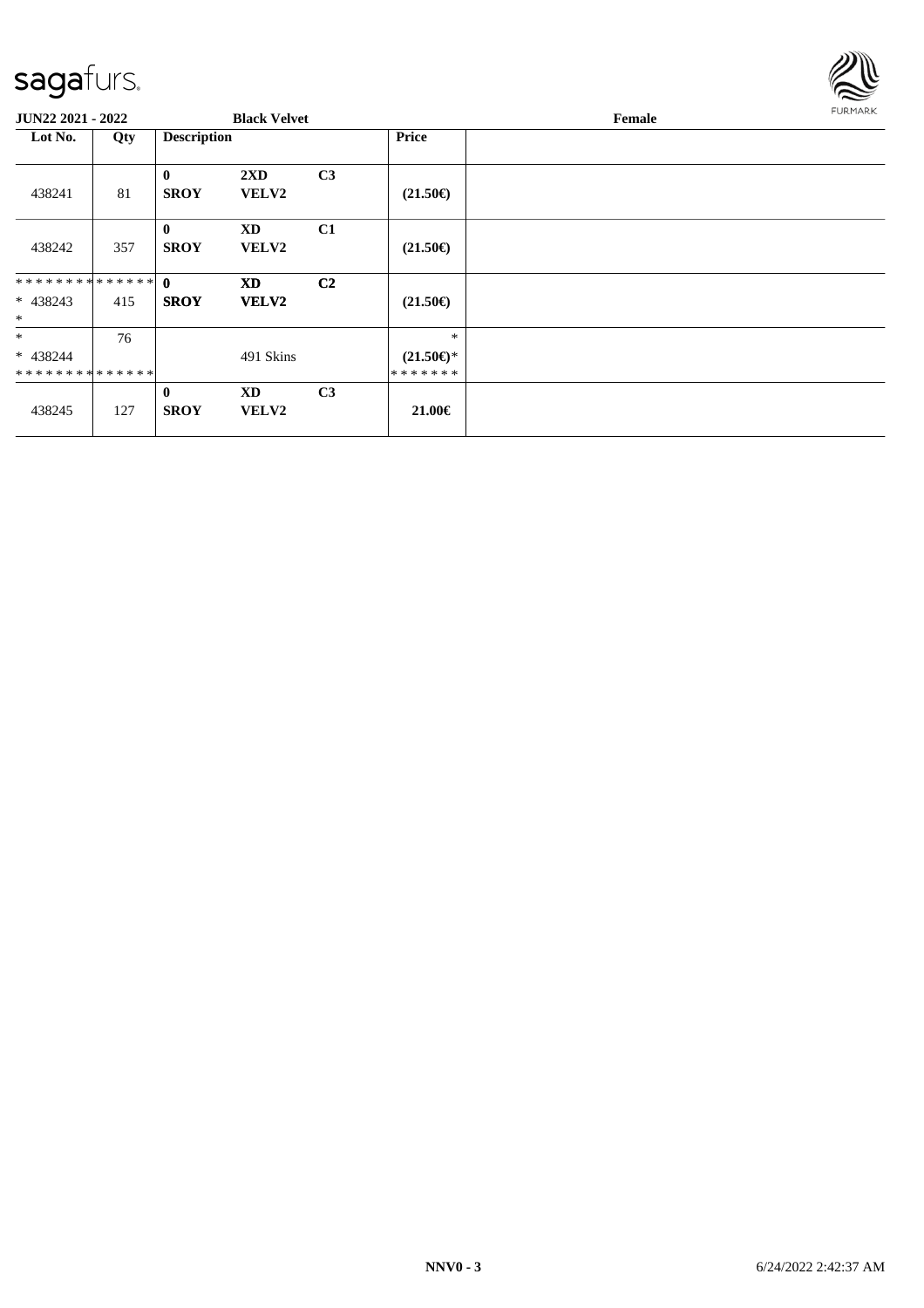**JUN22 2021 - 2022** | **Black Velvet** | **Female**

| Lot No. | Qty | Description | | | Price | |
|---|---|---|---|---|---|---|
| 438241 | 81 | **0** **SROY** | **2XD** **VELV2** | **C3** | **(21.50€)** | |
| 438242 | 357 | **0** **SROY** | **XD** **VELV2** | **C1** | **(21.50€)** | |
| ************** * 438243 * | 415 | **0** **SROY** | **XD** **VELV2** | **C2** | **(21.50€)** | |
| * * 438244 ************** | 76 | | 491 Skins | | * **(21.50€)*** ******* | |
| 438245 | 127 | **0** **SROY** | **XD** **VELV2** | **C3** | **21.00€** | |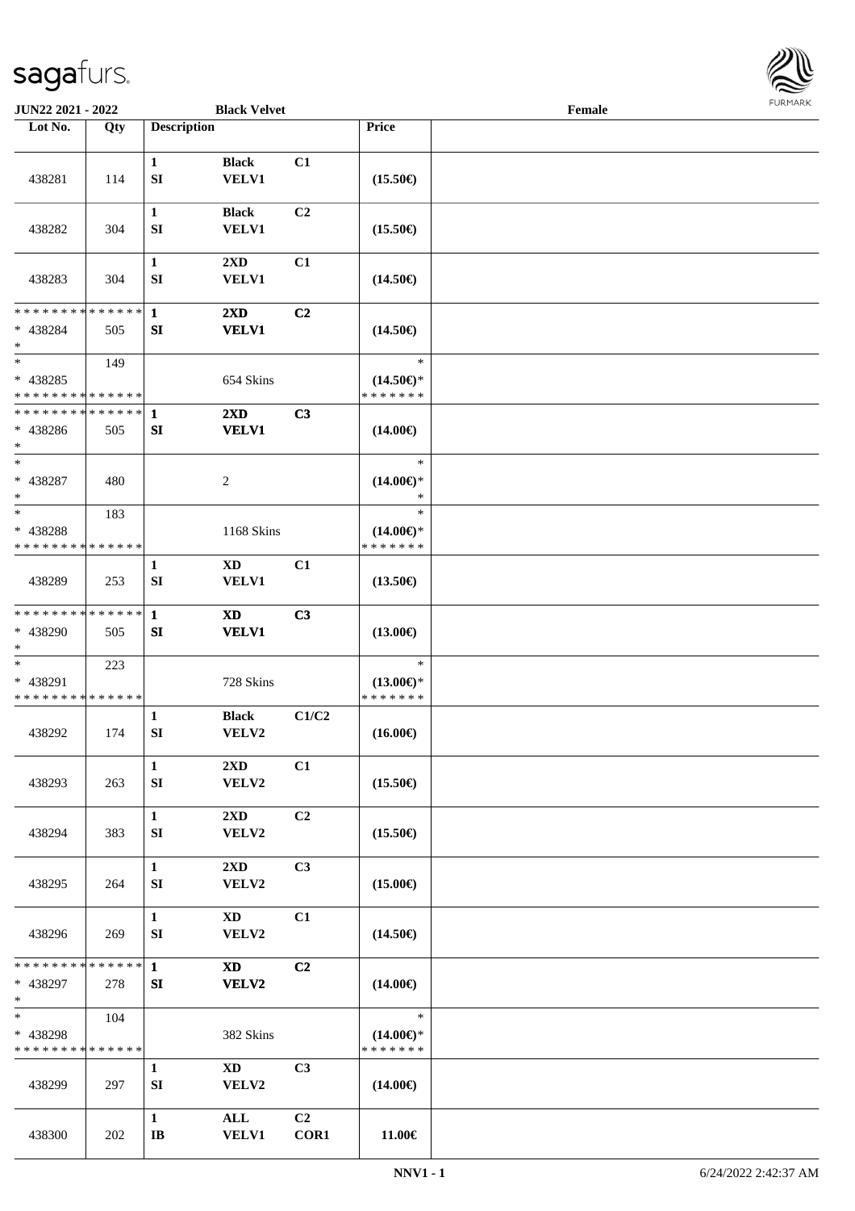JUN22 2021 - 2022 — Black Velvet — Female

| Lot No. | Qty | Description | | | Price | |
|---|---|---|---|---|---|---|
| 438281 | 114 | 1<br>SI | Black<br>VELV1 | C1 | (15.50€) | |
| 438282 | 304 | 1<br>SI | Black<br>VELV1 | C2 | (15.50€) | |
| 438283 | 304 | 1<br>SI | 2XD<br>VELV1 | C1 | (14.50€) | |
| * * * * * * * * * * * * * *<br>* 438284<br>* | 505 | 1<br>SI | 2XD<br>VELV1 | C2 | (14.50€) | |
| *<br>* 438285<br>* * * * * * * * * * * * * * | 149 | | 654 Skins | | *<br>(14.50€)*<br>* * * * * * * | |
| * * * * * * * * * * * * * *<br>* 438286<br>* | 505 | 1<br>SI | 2XD<br>VELV1 | C3 | (14.00€) | |
| *<br>* 438287<br>* | 480 | | 2 | | *<br>(14.00€)*<br>* | |
| *<br>* 438288<br>* * * * * * * * * * * * * * | 183 | | 1168 Skins | | *<br>(14.00€)*<br>* * * * * * * | |
| 438289 | 253 | 1<br>SI | XD<br>VELV1 | C1 | (13.50€) | |
| * * * * * * * * * * * * * *<br>* 438290<br>* | 505 | 1<br>SI | XD<br>VELV1 | C3 | (13.00€) | |
| *<br>* 438291<br>* * * * * * * * * * * * * * | 223 | | 728 Skins | | *<br>(13.00€)*<br>* * * * * * * | |
| 438292 | 174 | 1<br>SI | Black<br>VELV2 | C1/C2 | (16.00€) | |
| 438293 | 263 | 1<br>SI | 2XD<br>VELV2 | C1 | (15.50€) | |
| 438294 | 383 | 1<br>SI | 2XD<br>VELV2 | C2 | (15.50€) | |
| 438295 | 264 | 1<br>SI | 2XD<br>VELV2 | C3 | (15.00€) | |
| 438296 | 269 | 1<br>SI | XD<br>VELV2 | C1 | (14.50€) | |
| * * * * * * * * * * * * * *<br>* 438297<br>* | 278 | 1<br>SI | XD<br>VELV2 | C2 | (14.00€) | |
| *<br>* 438298<br>* * * * * * * * * * * * * * | 104 | | 382 Skins | | *<br>(14.00€)*<br>* * * * * * * | |
| 438299 | 297 | 1<br>SI | XD<br>VELV2 | C3 | (14.00€) | |
| 438300 | 202 | 1<br>IB | ALL<br>VELV1 | C2<br>COR1 | 11.00€ | |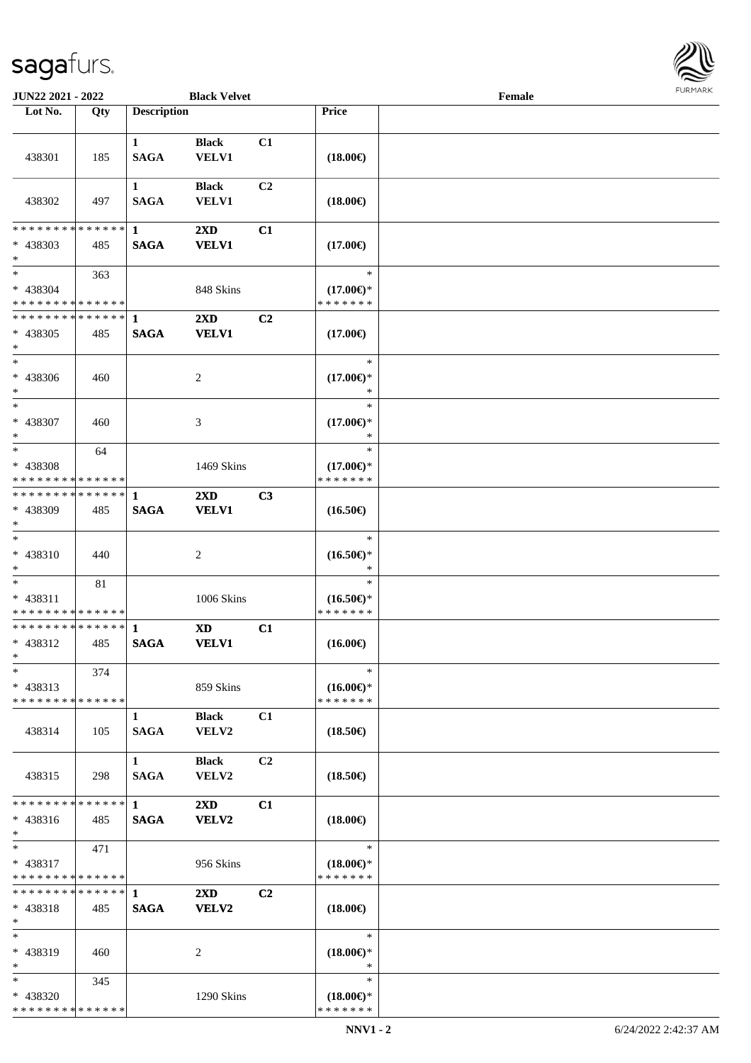| Lot No. | Qty | Description | | | Price | |
|---|---|---|---|---|---|---|
| 438301 | 185 | 1 SAGA | Black VELV1 | C1 | (18.00€) | |
| 438302 | 497 | 1 SAGA | Black VELV1 | C2 | (18.00€) | |
| * * * * * * * * * * * * * * * 438303 * | 485 | 1 SAGA | 2XD VELV1 | C1 | (17.00€) | |
| * * 438304 * * * * * * * * * * * * * * | 363 | | 848 Skins | | * (17.00€)* * * * * * * * | |
| * * * * * * * * * * * * * * * 438305 * | 485 | 1 SAGA | 2XD VELV1 | C2 | (17.00€) | |
| * * 438306 * | 460 | | 2 | | * (17.00€)* * | |
| * * 438307 * | 460 | | 3 | | * (17.00€)* * | |
| * * 438308 * * * * * * * * * * * * * * | 64 | | 1469 Skins | | * (17.00€)* * * * * * * * | |
| * * * * * * * * * * * * * * * 438309 * | 485 | 1 SAGA | 2XD VELV1 | C3 | (16.50€) | |
| * * 438310 * | 440 | | 2 | | * (16.50€)* * | |
| * * 438311 * * * * * * * * * * * * * * | 81 | | 1006 Skins | | * (16.50€)* * * * * * * * | |
| * * * * * * * * * * * * * * * 438312 * | 485 | 1 SAGA | XD VELV1 | C1 | (16.00€) | |
| * * 438313 * * * * * * * * * * * * * * | 374 | | 859 Skins | | * (16.00€)* * * * * * * * | |
| 438314 | 105 | 1 SAGA | Black VELV2 | C1 | (18.50€) | |
| 438315 | 298 | 1 SAGA | Black VELV2 | C2 | (18.50€) | |
| * * * * * * * * * * * * * * * 438316 * | 485 | 1 SAGA | 2XD VELV2 | C1 | (18.00€) | |
| * * 438317 * * * * * * * * * * * * * * | 471 | | 956 Skins | | * (18.00€)* * * * * * * * | |
| * * * * * * * * * * * * * * * 438318 * | 485 | 1 SAGA | 2XD VELV2 | C2 | (18.00€) | |
| * * 438319 * | 460 | | 2 | | * (18.00€)* * | |
| * * 438320 * * * * * * * * * * * * * * | 345 | | 1290 Skins | | * (18.00€)* * * * * * * * | |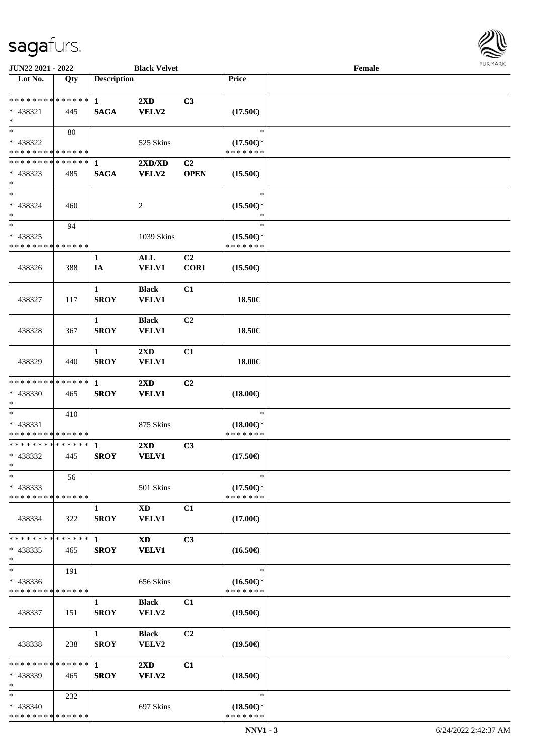JUN22 2021 - 2022 | Black Velvet | Female

| Lot No. | Qty | Description | | | Price | |
|---|---|---|---|---|---|---|
| * * * * * * * * * * * * * * | | 1 | 2XD | C3 | | |
| * 438321 | 445 | SAGA | VELV2 | | (17.50€) | |
| * | | | | | | |
| * | 80 | | | | * | |
| * 438322 | | | 525 Skins | | (17.50€)* | |
| * * * * * * * * * * * * * * | | | | | * * * * * * * | |
| * * * * * * * * * * * * * * | | 1 | 2XD/XD | C2 | | |
| * 438323 | 485 | SAGA | VELV2 | OPEN | (15.50€) | |
| * | | | | | | |
| * | | | | | * | |
| * 438324 | 460 | | 2 | | (15.50€)* | |
| * | | | | | * | |
| * | 94 | | | | * | |
| * 438325 | | | 1039 Skins | | (15.50€)* | |
| * * * * * * * * * * * * * * | | | | | * * * * * * * | |
| | | 1 | ALL | C2 | | |
| 438326 | 388 | IA | VELV1 | COR1 | (15.50€) | |
| | | 1 | Black | C1 | | |
| 438327 | 117 | SROY | VELV1 | | 18.50€ | |
| | | 1 | Black | C2 | | |
| 438328 | 367 | SROY | VELV1 | | 18.50€ | |
| | | 1 | 2XD | C1 | | |
| 438329 | 440 | SROY | VELV1 | | 18.00€ | |
| * * * * * * * * * * * * * * | | 1 | 2XD | C2 | | |
| * 438330 | 465 | SROY | VELV1 | | (18.00€) | |
| * | | | | | | |
| * | 410 | | | | * | |
| * 438331 | | | 875 Skins | | (18.00€)* | |
| * * * * * * * * * * * * * * | | | | | * * * * * * * | |
| * * * * * * * * * * * * * * | | 1 | 2XD | C3 | | |
| * 438332 | 445 | SROY | VELV1 | | (17.50€) | |
| * | | | | | | |
| * | 56 | | | | * | |
| * 438333 | | | 501 Skins | | (17.50€)* | |
| * * * * * * * * * * * * * * | | | | | * * * * * * * | |
| | | 1 | XD | C1 | | |
| 438334 | 322 | SROY | VELV1 | | (17.00€) | |
| * * * * * * * * * * * * * * | | 1 | XD | C3 | | |
| * 438335 | 465 | SROY | VELV1 | | (16.50€) | |
| * | | | | | | |
| * | 191 | | | | * | |
| * 438336 | | | 656 Skins | | (16.50€)* | |
| * * * * * * * * * * * * * * | | | | | * * * * * * * | |
| | | 1 | Black | C1 | | |
| 438337 | 151 | SROY | VELV2 | | (19.50€) | |
| | | 1 | Black | C2 | | |
| 438338 | 238 | SROY | VELV2 | | (19.50€) | |
| * * * * * * * * * * * * * * | | 1 | 2XD | C1 | | |
| * 438339 | 465 | SROY | VELV2 | | (18.50€) | |
| * | | | | | | |
| * | 232 | | | | * | |
| * 438340 | | | 697 Skins | | (18.50€)* | |
| * * * * * * * * * * * * * * | | | | | * * * * * * * | |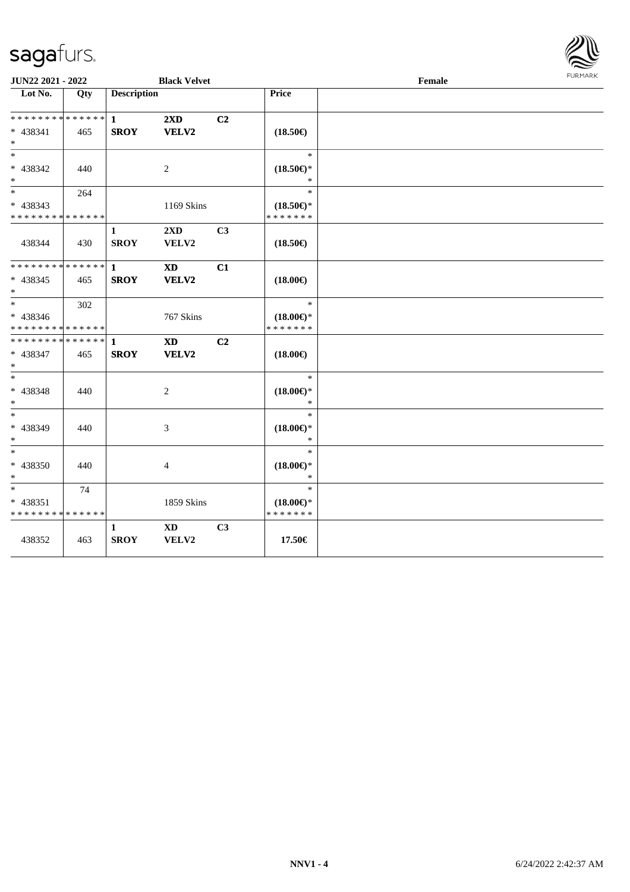JUN22 2021 - 2022 Black Velvet Female

| Lot No. | Qty | Description | | | Price | |
|---|---|---|---|---|---|---|
| * * * * * * * * * * * * * * | | 1 | 2XD | C2 | | |
| * 438341 | 465 | SROY | VELV2 | | (18.50€) | |
| * | | | | | | |
| * | | | | | * | |
| * 438342 | 440 | | 2 | | (18.50€)* | |
| * | | | | | * | |
| * | 264 | | | | * | |
| * 438343 | | | 1169 Skins | | (18.50€)* | |
| * * * * * * * * * * * * * * | | | | | * * * * * * * | |
| | | 1 | 2XD | C3 | | |
| 438344 | 430 | SROY | VELV2 | | (18.50€) | |
| * * * * * * * * * * * * * * | | 1 | XD | C1 | | |
| * 438345 | 465 | SROY | VELV2 | | (18.00€) | |
| * | | | | | | |
| * | 302 | | | | * | |
| * 438346 | | | 767 Skins | | (18.00€)* | |
| * * * * * * * * * * * * * * | | | | | * * * * * * * | |
| * * * * * * * * * * * * * * | | 1 | XD | C2 | | |
| * 438347 | 465 | SROY | VELV2 | | (18.00€) | |
| * | | | | | | |
| * | | | | | * | |
| * 438348 | 440 | | 2 | | (18.00€)* | |
| * | | | | | * | |
| * | | | | | * | |
| * 438349 | 440 | | 3 | | (18.00€)* | |
| * | | | | | * | |
| * | | | | | * | |
| * 438350 | 440 | | 4 | | (18.00€)* | |
| * | | | | | * | |
| * | 74 | | | | * | |
| * 438351 | | | 1859 Skins | | (18.00€)* | |
| * * * * * * * * * * * * * * | | | | | * * * * * * * | |
| | | 1 | XD | C3 | | |
| 438352 | 463 | SROY | VELV2 | | 17.50€ | |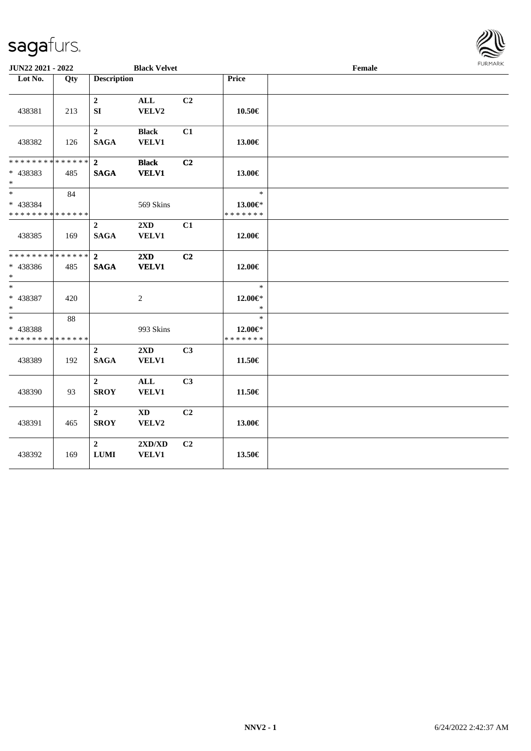JUN22 2021 - 2022 Black Velvet Female

| Lot No. | Qty | Description | | | Price | |
|---|---|---|---|---|---|---|
| 438381 | 213 | 2 SI | ALL VELV2 | C2 | 10.50€ | |
| 438382 | 126 | 2 SAGA | Black VELV1 | C1 | 13.00€ | |
| * * * * * * * * * * * * * * * 438383 * | 485 | 2 SAGA | Black VELV1 | C2 | 13.00€ | |
| * * 438384 * * * * * * * * * * * * * * | 84 | | 569 Skins | | * 13.00€* * * * * * * * | |
| 438385 | 169 | 2 SAGA | 2XD VELV1 | C1 | 12.00€ | |
| * * * * * * * * * * * * * * * 438386 * | 485 | 2 SAGA | 2XD VELV1 | C2 | 12.00€ | |
| * * 438387 * | 420 | | 2 | | * 12.00€* * | |
| * * 438388 * * * * * * * * * * * * * * | 88 | | 993 Skins | | * 12.00€* * * * * * * * | |
| 438389 | 192 | 2 SAGA | 2XD VELV1 | C3 | 11.50€ | |
| 438390 | 93 | 2 SROY | ALL VELV1 | C3 | 11.50€ | |
| 438391 | 465 | 2 SROY | XD VELV2 | C2 | 13.00€ | |
| 438392 | 169 | 2 LUMI | 2XD/XD VELV1 | C2 | 13.50€ | |

NNV2 - 1 6/24/2022 2:42:37 AM